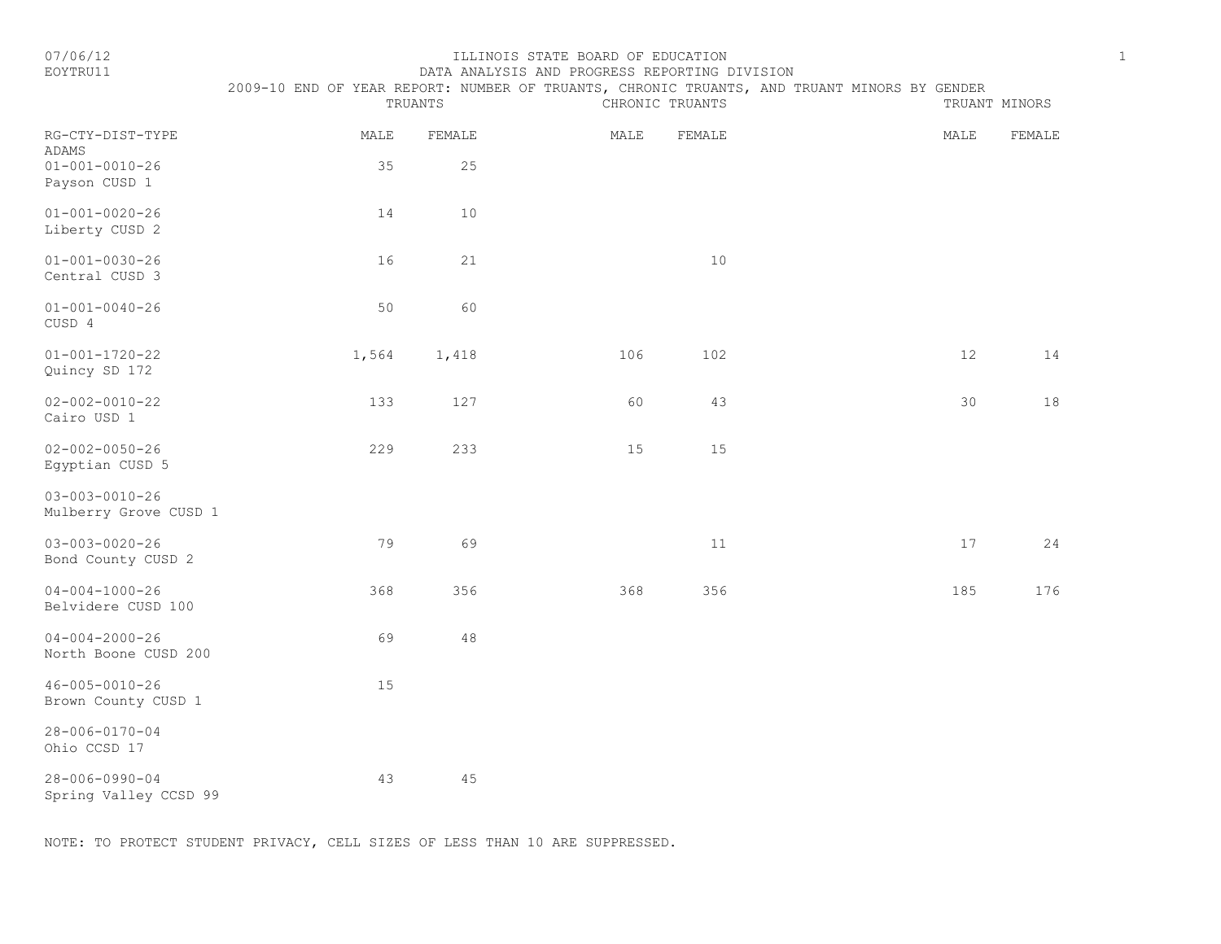ILLINOIS STATE BOARD OF EDUCATION

DATA ANALYSIS AND PROGRESS REPORTING DIVISION

# 2009-10 END OF YEAR REPORT: NUMBER OF TRUANTS, CHRONIC TRUANTS, AND TRUANT MINORS BY GENDER

07/06/12

EOYTRU11

| RG-CTY-DIST-TYPE | TRUANTS | | CHRONIC TRUANTS | | TRUANT MINORS | |
|---|---|---|---|---|---|---|
| | MALE | FEMALE | MALE | FEMALE | MALE | FEMALE |
| ADAMS | | | | | | |
| 01-001-0010-26 Payson CUSD 1 | 35 | 25 | | | | |
| 01-001-0020-26 Liberty CUSD 2 | 14 | 10 | | | | |
| 01-001-0030-26 Central CUSD 3 | 16 | 21 | | 10 | | |
| 01-001-0040-26 CUSD 4 | 50 | 60 | | | | |
| 01-001-1720-22 Quincy SD 172 | 1,564 | 1,418 | 106 | 102 | 12 | 14 |
| 02-002-0010-22 Cairo USD 1 | 133 | 127 | 60 | 43 | 30 | 18 |
| 02-002-0050-26 Egyptian CUSD 5 | 229 | 233 | 15 | 15 | | |
| 03-003-0010-26 Mulberry Grove CUSD 1 | | | | | | |
| 03-003-0020-26 Bond County CUSD 2 | 79 | 69 | | 11 | 17 | 24 |
| 04-004-1000-26 Belvidere CUSD 100 | 368 | 356 | 368 | 356 | 185 | 176 |
| 04-004-2000-26 North Boone CUSD 200 | 69 | 48 | | | | |
| 46-005-0010-26 Brown County CUSD 1 | 15 | | | | | |
| 28-006-0170-04 Ohio CCSD 17 | | | | | | |
| 28-006-0990-04 Spring Valley CCSD 99 | 43 | 45 | | | | |

NOTE: TO PROTECT STUDENT PRIVACY, CELL SIZES OF LESS THAN 10 ARE SUPPRESSED.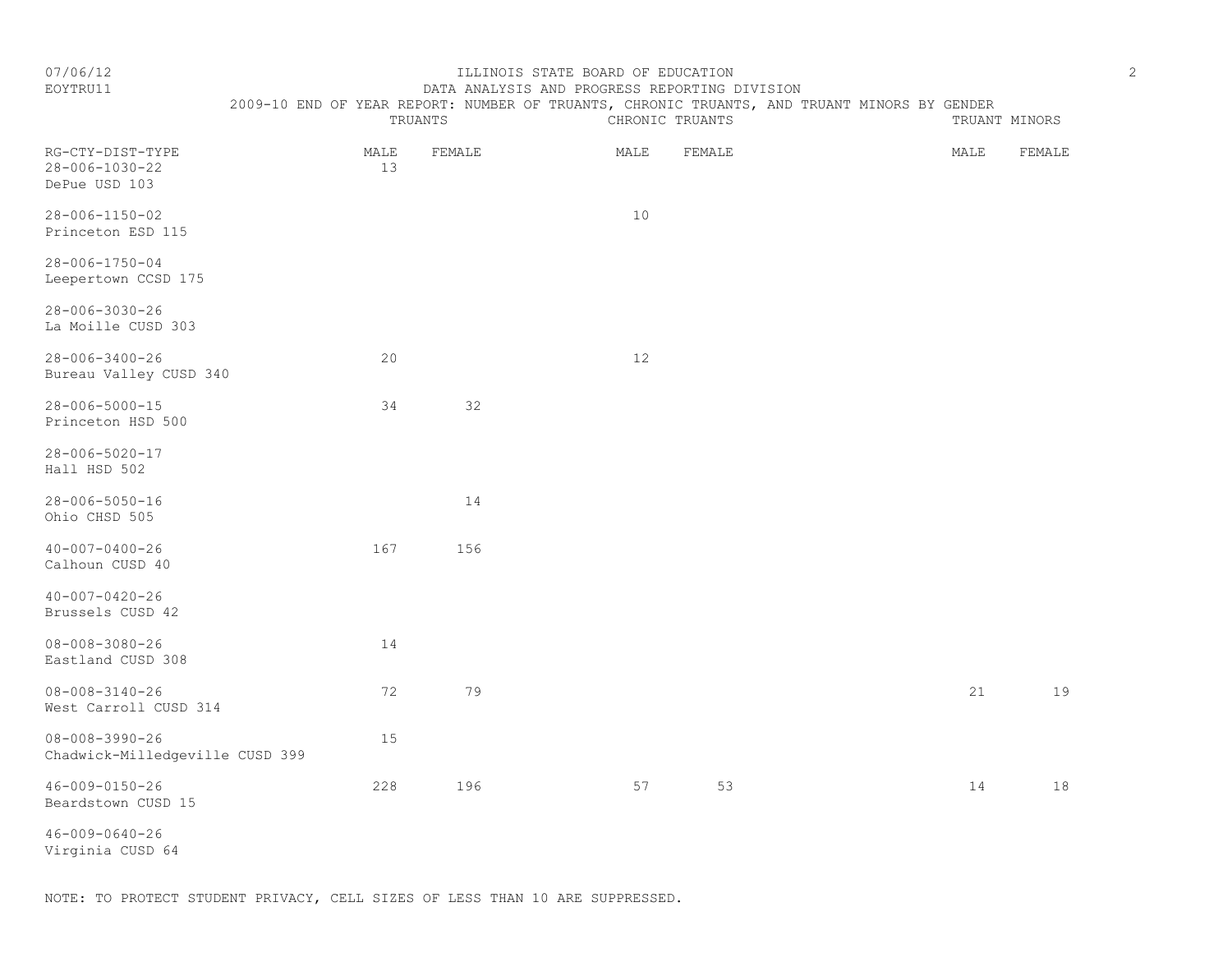ILLINOIS STATE BOARD OF EDUCATION
DATA ANALYSIS AND PROGRESS REPORTING DIVISION
2009-10 END OF YEAR REPORT: NUMBER OF TRUANTS, CHRONIC TRUANTS, AND TRUANT MINORS BY GENDER

07/06/12
EOYTRU11

| RG-CTY-DIST-TYPE | TRUANTS | | CHRONIC TRUANTS | | TRUANT MINORS | |
|---|---|---|---|---|---|---|
| | MALE | FEMALE | MALE | FEMALE | MALE | FEMALE |
| 28-006-1030-22 DePue USD 103 | 13 | | | | | |
| 28-006-1150-02 Princeton ESD 115 | | | 10 | | | |
| 28-006-1750-04 Leepertown CCSD 175 | | | | | | |
| 28-006-3030-26 La Moille CUSD 303 | | | | | | |
| 28-006-3400-26 Bureau Valley CUSD 340 | 20 | | 12 | | | |
| 28-006-5000-15 Princeton HSD 500 | 34 | 32 | | | | |
| 28-006-5020-17 Hall HSD 502 | | | | | | |
| 28-006-5050-16 Ohio CHSD 505 | | 14 | | | | |
| 40-007-0400-26 Calhoun CUSD 40 | 167 | 156 | | | | |
| 40-007-0420-26 Brussels CUSD 42 | | | | | | |
| 08-008-3080-26 Eastland CUSD 308 | 14 | | | | | |
| 08-008-3140-26 West Carroll CUSD 314 | 72 | 79 | | | 21 | 19 |
| 08-008-3990-26 Chadwick-Milledgeville CUSD 399 | 15 | | | | | |
| 46-009-0150-26 Beardstown CUSD 15 | 228 | 196 | 57 | 53 | 14 | 18 |
| 46-009-0640-26 Virginia CUSD 64 | | | | | | |

NOTE: TO PROTECT STUDENT PRIVACY, CELL SIZES OF LESS THAN 10 ARE SUPPRESSED.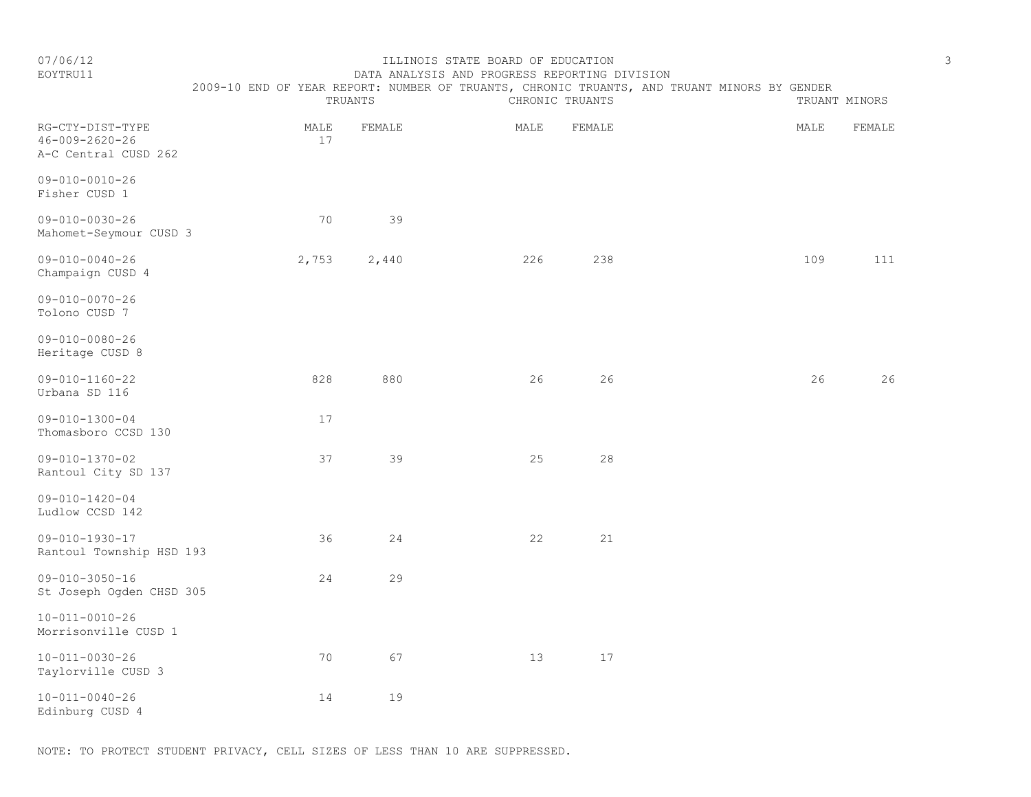ILLINOIS STATE BOARD OF EDUCATION

DATA ANALYSIS AND PROGRESS REPORTING DIVISION

2009-10 END OF YEAR REPORT: NUMBER OF TRUANTS, CHRONIC TRUANTS, AND TRUANT MINORS BY GENDER

| RG-CTY-DIST-TYPE | TRUANTS | | CHRONIC TRUANTS | | TRUANT MINORS | |
|---|---|---|---|---|---|---|
| | MALE | FEMALE | MALE | FEMALE | MALE | FEMALE |
| 46-009-2620-26 A-C Central CUSD 262 | 17 | | | | | |
| 09-010-0010-26 Fisher CUSD 1 | | | | | | |
| 09-010-0030-26 Mahomet-Seymour CUSD 3 | 70 | 39 | | | | |
| 09-010-0040-26 Champaign CUSD 4 | 2,753 | 2,440 | 226 | 238 | 109 | 111 |
| 09-010-0070-26 Tolono CUSD 7 | | | | | | |
| 09-010-0080-26 Heritage CUSD 8 | | | | | | |
| 09-010-1160-22 Urbana SD 116 | 828 | 880 | 26 | 26 | 26 | 26 |
| 09-010-1300-04 Thomasboro CCSD 130 | 17 | | | | | |
| 09-010-1370-02 Rantoul City SD 137 | 37 | 39 | 25 | 28 | | |
| 09-010-1420-04 Ludlow CCSD 142 | | | | | | |
| 09-010-1930-17 Rantoul Township HSD 193 | 36 | 24 | 22 | 21 | | |
| 09-010-3050-16 St Joseph Ogden CHSD 305 | 24 | 29 | | | | |
| 10-011-0010-26 Morrisonville CUSD 1 | | | | | | |
| 10-011-0030-26 Taylorville CUSD 3 | 70 | 67 | 13 | 17 | | |
| 10-011-0040-26 Edinburg CUSD 4 | 14 | 19 | | | | |

NOTE: TO PROTECT STUDENT PRIVACY, CELL SIZES OF LESS THAN 10 ARE SUPPRESSED.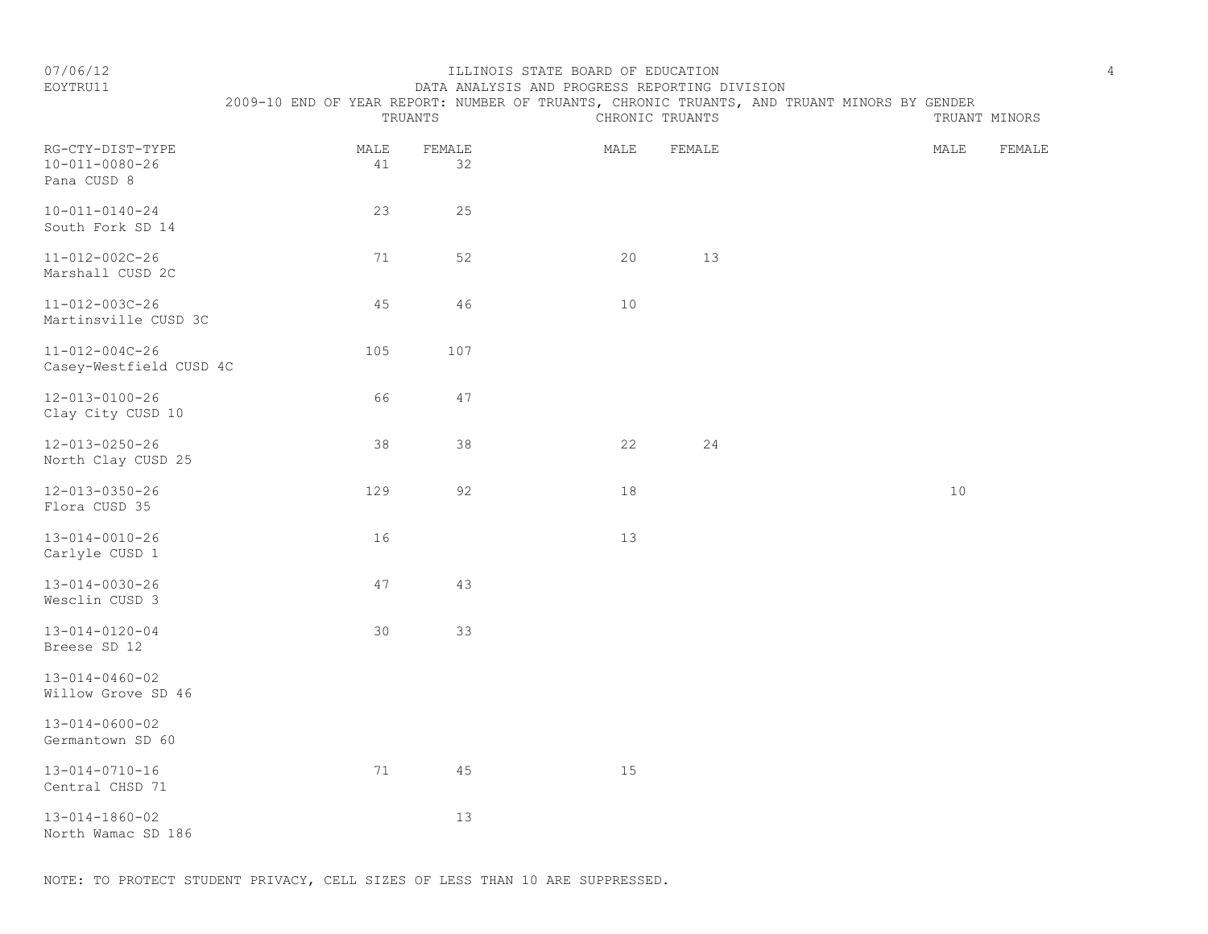ILLINOIS STATE BOARD OF EDUCATION

DATA ANALYSIS AND PROGRESS REPORTING DIVISION

2009-10 END OF YEAR REPORT: NUMBER OF TRUANTS, CHRONIC TRUANTS, AND TRUANT MINORS BY GENDER

| RG-CTY-DIST-TYPE | TRUANTS | | CHRONIC TRUANTS | | TRUANT MINORS | |
|---|---|---|---|---|---|---|
| | MALE | FEMALE | MALE | FEMALE | MALE | FEMALE |
| 10-011-0080-26 Pana CUSD 8 | 41 | 32 | | | | |
| 10-011-0140-24 South Fork SD 14 | 23 | 25 | | | | |
| 11-012-002C-26 Marshall CUSD 2C | 71 | 52 | 20 | 13 | | |
| 11-012-003C-26 Martinsville CUSD 3C | 45 | 46 | 10 | | | |
| 11-012-004C-26 Casey-Westfield CUSD 4C | 105 | 107 | | | | |
| 12-013-0100-26 Clay City CUSD 10 | 66 | 47 | | | | |
| 12-013-0250-26 North Clay CUSD 25 | 38 | 38 | 22 | 24 | | |
| 12-013-0350-26 Flora CUSD 35 | 129 | 92 | 18 | | 10 | |
| 13-014-0010-26 Carlyle CUSD 1 | 16 | | 13 | | | |
| 13-014-0030-26 Wesclin CUSD 3 | 47 | 43 | | | | |
| 13-014-0120-04 Breese SD 12 | 30 | 33 | | | | |
| 13-014-0460-02 Willow Grove SD 46 | | | | | | |
| 13-014-0600-02 Germantown SD 60 | | | | | | |
| 13-014-0710-16 Central CHSD 71 | 71 | 45 | 15 | | | |
| 13-014-1860-02 North Wamac SD 186 | | 13 | | | | |

NOTE: TO PROTECT STUDENT PRIVACY, CELL SIZES OF LESS THAN 10 ARE SUPPRESSED.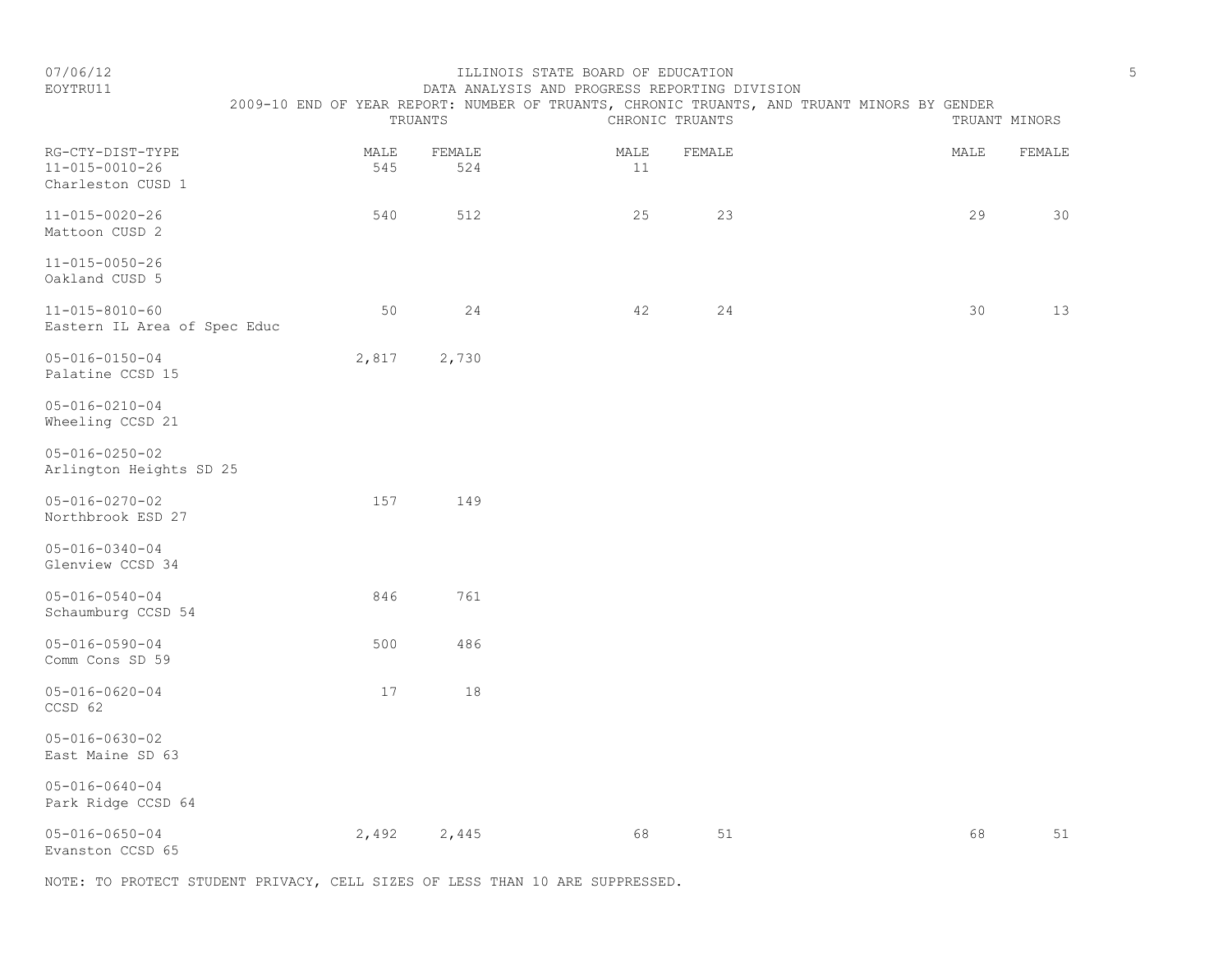ILLINOIS STATE BOARD OF EDUCATION

DATA ANALYSIS AND PROGRESS REPORTING DIVISION

2009-10 END OF YEAR REPORT: NUMBER OF TRUANTS, CHRONIC TRUANTS, AND TRUANT MINORS BY GENDER

07/06/12

EOYTRU11

| RG-CTY-DIST-TYPE | TRUANTS | | CHRONIC TRUANTS | | TRUANT MINORS | |
|---|---|---|---|---|---|---|
| | MALE | FEMALE | MALE | FEMALE | MALE | FEMALE |
| 11-015-0010-26 Charleston CUSD 1 | 545 | 524 | 11 | | | |
| 11-015-0020-26 Mattoon CUSD 2 | 540 | 512 | 25 | 23 | 29 | 30 |
| 11-015-0050-26 Oakland CUSD 5 | | | | | | |
| 11-015-8010-60 Eastern IL Area of Spec Educ | 50 | 24 | 42 | 24 | 30 | 13 |
| 05-016-0150-04 Palatine CCSD 15 | 2,817 | 2,730 | | | | |
| 05-016-0210-04 Wheeling CCSD 21 | | | | | | |
| 05-016-0250-02 Arlington Heights SD 25 | | | | | | |
| 05-016-0270-02 Northbrook ESD 27 | 157 | 149 | | | | |
| 05-016-0340-04 Glenview CCSD 34 | | | | | | |
| 05-016-0540-04 Schaumburg CCSD 54 | 846 | 761 | | | | |
| 05-016-0590-04 Comm Cons SD 59 | 500 | 486 | | | | |
| 05-016-0620-04 CCSD 62 | 17 | 18 | | | | |
| 05-016-0630-02 East Maine SD 63 | | | | | | |
| 05-016-0640-04 Park Ridge CCSD 64 | | | | | | |
| 05-016-0650-04 Evanston CCSD 65 | 2,492 | 2,445 | 68 | 51 | 68 | 51 |

NOTE: TO PROTECT STUDENT PRIVACY, CELL SIZES OF LESS THAN 10 ARE SUPPRESSED.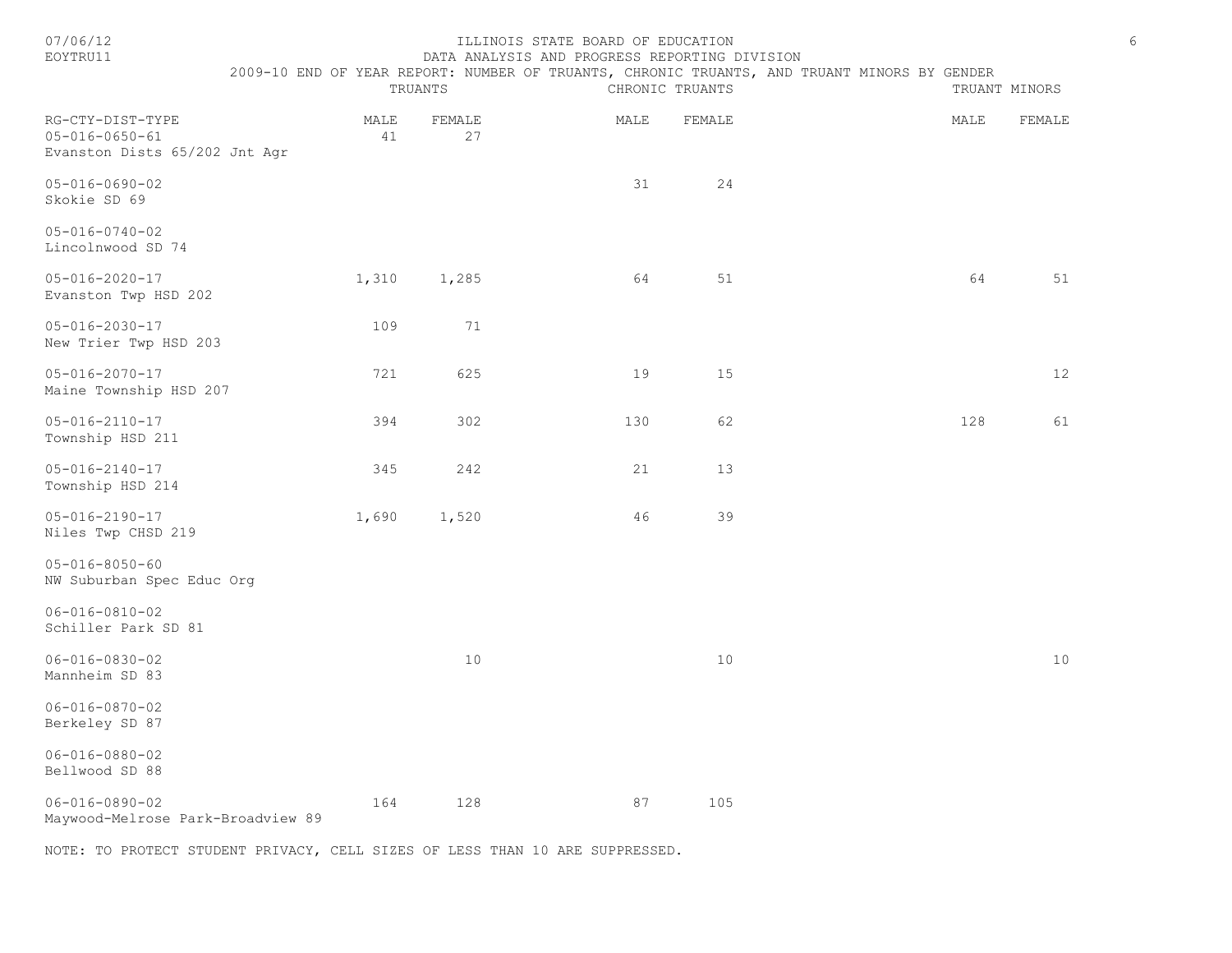# ILLINOIS STATE BOARD OF EDUCATION

## DATA ANALYSIS AND PROGRESS REPORTING DIVISION

### 2009-10 END OF YEAR REPORT: NUMBER OF TRUANTS, CHRONIC TRUANTS, AND TRUANT MINORS BY GENDER

| RG-CTY-DIST-TYPE | TRUANTS | | CHRONIC TRUANTS | | TRUANT MINORS | |
|---|---|---|---|---|---|---|
| | MALE | FEMALE | MALE | FEMALE | MALE | FEMALE |
| 05-016-0650-61 Evanston Dists 65/202 Jnt Agr | 41 | 27 | | | | |
| 05-016-0690-02 Skokie SD 69 | | | 31 | 24 | | |
| 05-016-0740-02 Lincolnwood SD 74 | | | | | | |
| 05-016-2020-17 Evanston Twp HSD 202 | 1,310 | 1,285 | 64 | 51 | 64 | 51 |
| 05-016-2030-17 New Trier Twp HSD 203 | 109 | 71 | | | | |
| 05-016-2070-17 Maine Township HSD 207 | 721 | 625 | 19 | 15 | | 12 |
| 05-016-2110-17 Township HSD 211 | 394 | 302 | 130 | 62 | 128 | 61 |
| 05-016-2140-17 Township HSD 214 | 345 | 242 | 21 | 13 | | |
| 05-016-2190-17 Niles Twp CHSD 219 | 1,690 | 1,520 | 46 | 39 | | |
| 05-016-8050-60 NW Suburban Spec Educ Org | | | | | | |
| 06-016-0810-02 Schiller Park SD 81 | | | | | | |
| 06-016-0830-02 Mannheim SD 83 | | 10 | | 10 | | 10 |
| 06-016-0870-02 Berkeley SD 87 | | | | | | |
| 06-016-0880-02 Bellwood SD 88 | | | | | | |
| 06-016-0890-02 Maywood-Melrose Park-Broadview 89 | 164 | 128 | 87 | 105 | | |

NOTE: TO PROTECT STUDENT PRIVACY, CELL SIZES OF LESS THAN 10 ARE SUPPRESSED.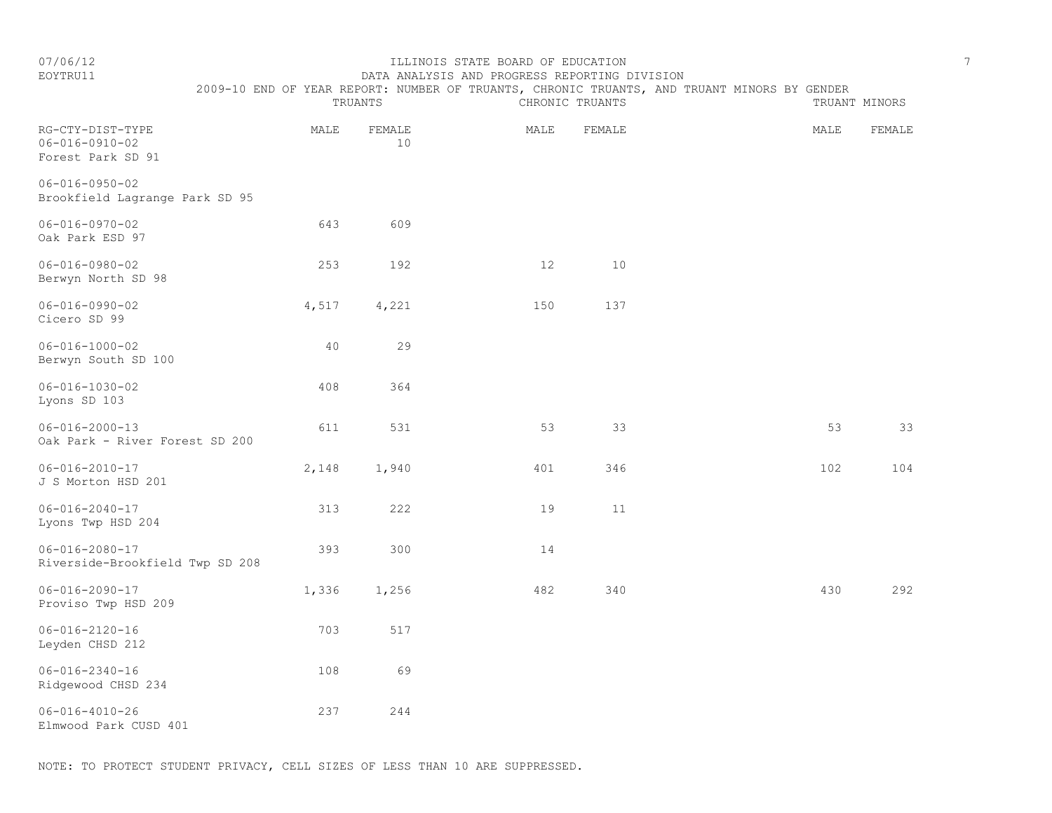ILLINOIS STATE BOARD OF EDUCATION

DATA ANALYSIS AND PROGRESS REPORTING DIVISION

2009-10 END OF YEAR REPORT: NUMBER OF TRUANTS, CHRONIC TRUANTS, AND TRUANT MINORS BY GENDER

| RG-CTY-DIST-TYPE | TRUANTS | | CHRONIC TRUANTS | | TRUANT MINORS | |
|---|---|---|---|---|---|---|
| | MALE | FEMALE | MALE | FEMALE | MALE | FEMALE |
| 06-016-0910-02 Forest Park SD 91 | | 10 | | | | |
| 06-016-0950-02 Brookfield Lagrange Park SD 95 | | | | | | |
| 06-016-0970-02 Oak Park ESD 97 | 643 | 609 | | | | |
| 06-016-0980-02 Berwyn North SD 98 | 253 | 192 | 12 | 10 | | |
| 06-016-0990-02 Cicero SD 99 | 4,517 | 4,221 | 150 | 137 | | |
| 06-016-1000-02 Berwyn South SD 100 | 40 | 29 | | | | |
| 06-016-1030-02 Lyons SD 103 | 408 | 364 | | | | |
| 06-016-2000-13 Oak Park - River Forest SD 200 | 611 | 531 | 53 | 33 | 53 | 33 |
| 06-016-2010-17 J S Morton HSD 201 | 2,148 | 1,940 | 401 | 346 | 102 | 104 |
| 06-016-2040-17 Lyons Twp HSD 204 | 313 | 222 | 19 | 11 | | |
| 06-016-2080-17 Riverside-Brookfield Twp SD 208 | 393 | 300 | 14 | | | |
| 06-016-2090-17 Proviso Twp HSD 209 | 1,336 | 1,256 | 482 | 340 | 430 | 292 |
| 06-016-2120-16 Leyden CHSD 212 | 703 | 517 | | | | |
| 06-016-2340-16 Ridgewood CHSD 234 | 108 | 69 | | | | |
| 06-016-4010-26 Elmwood Park CUSD 401 | 237 | 244 | | | | |

NOTE: TO PROTECT STUDENT PRIVACY, CELL SIZES OF LESS THAN 10 ARE SUPPRESSED.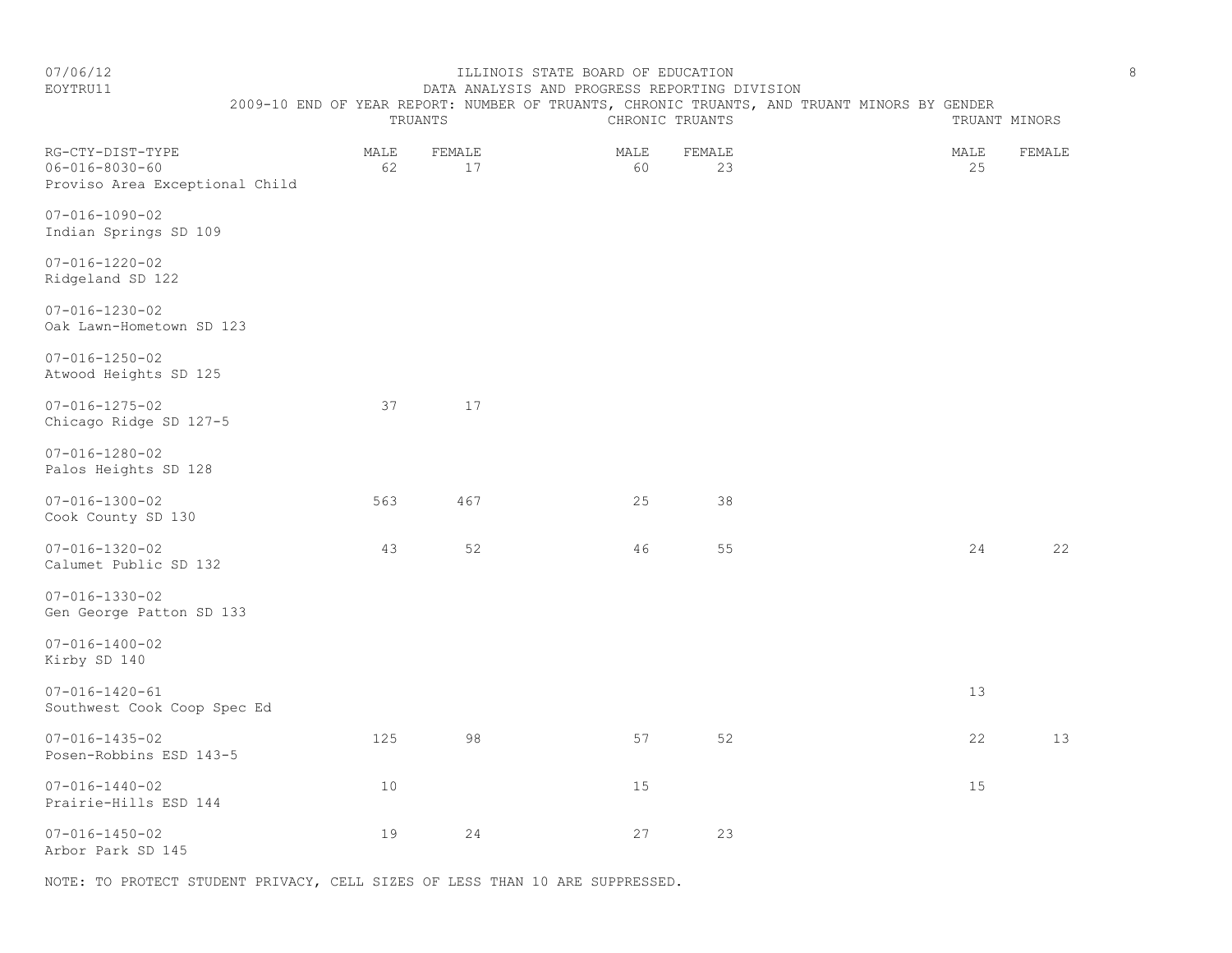ILLINOIS STATE BOARD OF EDUCATION

DATA ANALYSIS AND PROGRESS REPORTING DIVISION

2009-10 END OF YEAR REPORT: NUMBER OF TRUANTS, CHRONIC TRUANTS, AND TRUANT MINORS BY GENDER

| RG-CTY-DIST-TYPE | TRUANTS | | CHRONIC TRUANTS | | TRUANT MINORS | |
|---|---|---|---|---|---|---|
| | MALE | FEMALE | MALE | FEMALE | MALE | FEMALE |
| 06-016-8030-60 Proviso Area Exceptional Child | 62 | 17 | 60 | 23 | 25 | |
| 07-016-1090-02 Indian Springs SD 109 | | | | | | |
| 07-016-1220-02 Ridgeland SD 122 | | | | | | |
| 07-016-1230-02 Oak Lawn-Hometown SD 123 | | | | | | |
| 07-016-1250-02 Atwood Heights SD 125 | | | | | | |
| 07-016-1275-02 Chicago Ridge SD 127-5 | 37 | 17 | | | | |
| 07-016-1280-02 Palos Heights SD 128 | | | | | | |
| 07-016-1300-02 Cook County SD 130 | 563 | 467 | 25 | 38 | | |
| 07-016-1320-02 Calumet Public SD 132 | 43 | 52 | 46 | 55 | 24 | 22 |
| 07-016-1330-02 Gen George Patton SD 133 | | | | | | |
| 07-016-1400-02 Kirby SD 140 | | | | | | |
| 07-016-1420-61 Southwest Cook Coop Spec Ed | | | | | 13 | |
| 07-016-1435-02 Posen-Robbins ESD 143-5 | 125 | 98 | 57 | 52 | 22 | 13 |
| 07-016-1440-02 Prairie-Hills ESD 144 | 10 | | 15 | | 15 | |
| 07-016-1450-02 Arbor Park SD 145 | 19 | 24 | 27 | 23 | | |

NOTE: TO PROTECT STUDENT PRIVACY, CELL SIZES OF LESS THAN 10 ARE SUPPRESSED.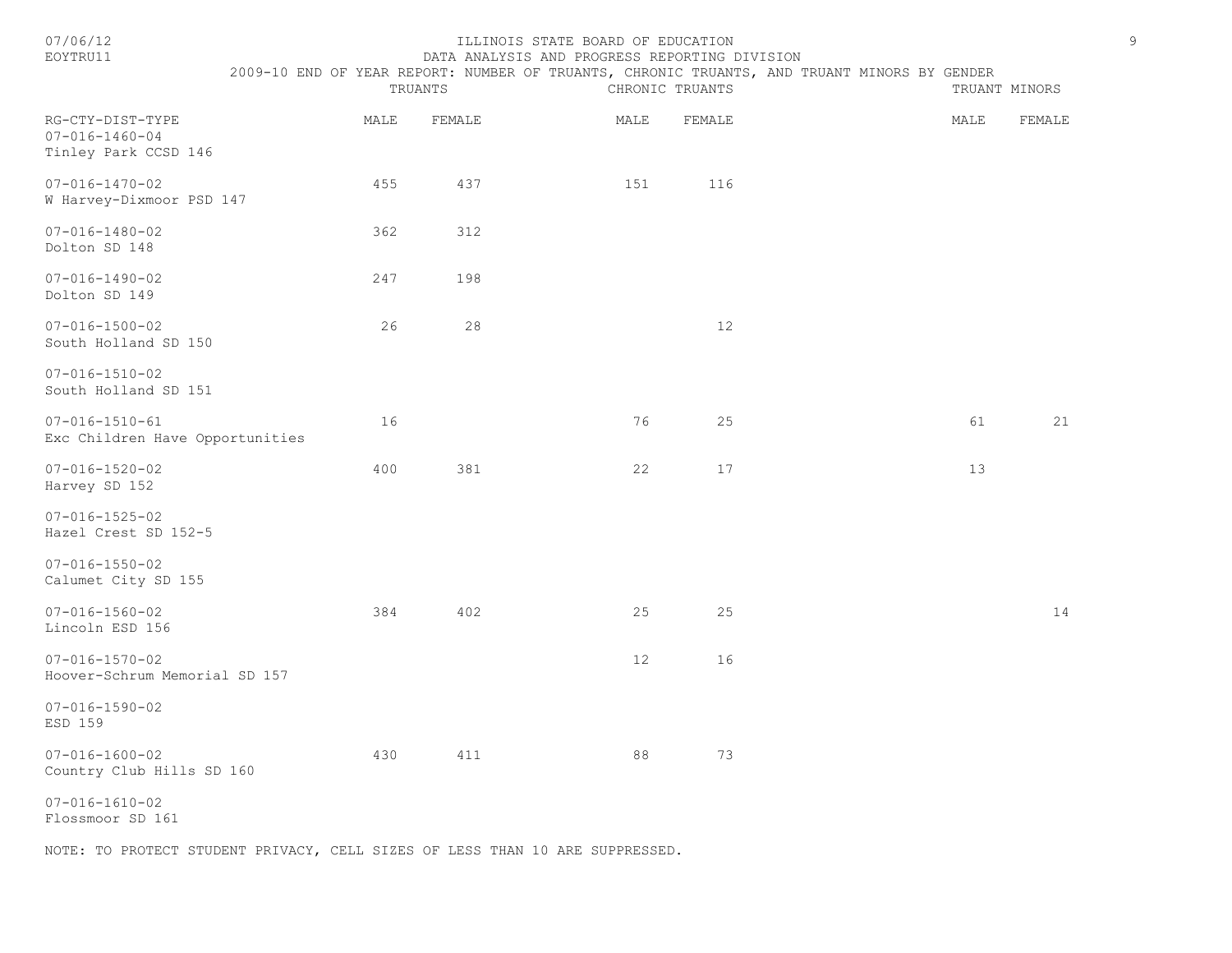ILLINOIS STATE BOARD OF EDUCATION
DATA ANALYSIS AND PROGRESS REPORTING DIVISION
2009-10 END OF YEAR REPORT: NUMBER OF TRUANTS, CHRONIC TRUANTS, AND TRUANT MINORS BY GENDER

| RG-CTY-DIST-TYPE | TRUANTS | | CHRONIC TRUANTS | | TRUANT MINORS | |
|---|---|---|---|---|---|---|
| | MALE | FEMALE | MALE | FEMALE | MALE | FEMALE |
| 07-016-1460-04 Tinley Park CCSD 146 | | | | | | |
| 07-016-1470-02 W Harvey-Dixmoor PSD 147 | 455 | 437 | 151 | 116 | | |
| 07-016-1480-02 Dolton SD 148 | 362 | 312 | | | | |
| 07-016-1490-02 Dolton SD 149 | 247 | 198 | | | | |
| 07-016-1500-02 South Holland SD 150 | 26 | 28 | | 12 | | |
| 07-016-1510-02 South Holland SD 151 | | | | | | |
| 07-016-1510-61 Exc Children Have Opportunities | 16 | | 76 | 25 | 61 | 21 |
| 07-016-1520-02 Harvey SD 152 | 400 | 381 | 22 | 17 | 13 | |
| 07-016-1525-02 Hazel Crest SD 152-5 | | | | | | |
| 07-016-1550-02 Calumet City SD 155 | | | | | | |
| 07-016-1560-02 Lincoln ESD 156 | 384 | 402 | 25 | 25 | | 14 |
| 07-016-1570-02 Hoover-Schrum Memorial SD 157 | | | 12 | 16 | | |
| 07-016-1590-02 ESD 159 | | | | | | |
| 07-016-1600-02 Country Club Hills SD 160 | 430 | 411 | 88 | 73 | | |
| 07-016-1610-02 Flossmoor SD 161 | | | | | | |

NOTE: TO PROTECT STUDENT PRIVACY, CELL SIZES OF LESS THAN 10 ARE SUPPRESSED.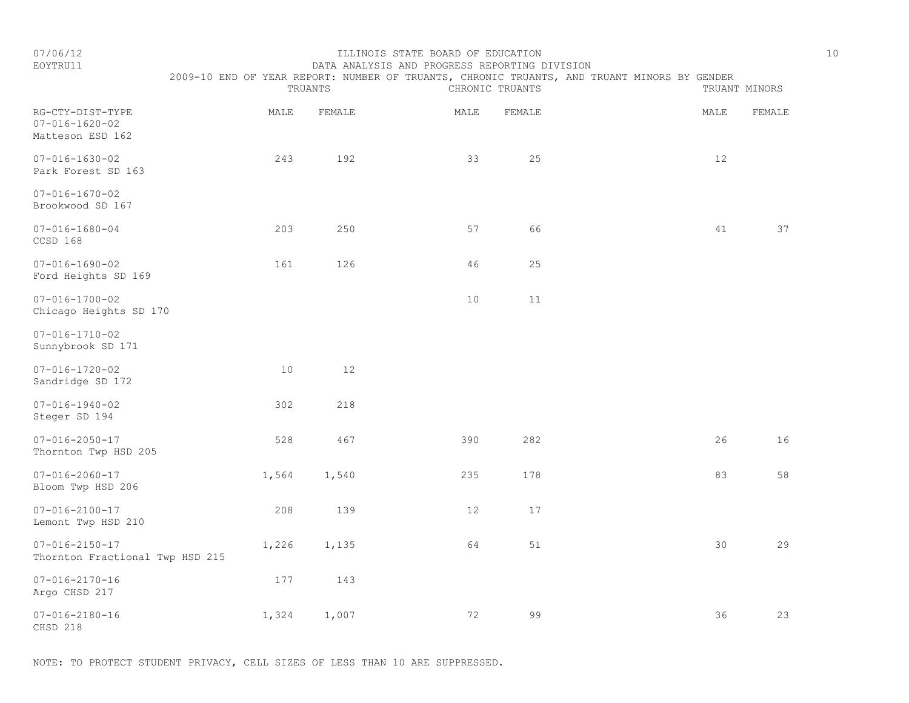ILLINOIS STATE BOARD OF EDUCATION
DATA ANALYSIS AND PROGRESS REPORTING DIVISION
2009-10 END OF YEAR REPORT: NUMBER OF TRUANTS, CHRONIC TRUANTS, AND TRUANT MINORS BY GENDER

| RG-CTY-DIST-TYPE | TRUANTS | | CHRONIC TRUANTS | | TRUANT MINORS | |
|---|---|---|---|---|---|---|
| | MALE | FEMALE | MALE | FEMALE | MALE | FEMALE |
| 07-016-1620-02 Matteson ESD 162 | | | | | | |
| 07-016-1630-02 Park Forest SD 163 | 243 | 192 | 33 | 25 | 12 | |
| 07-016-1670-02 Brookwood SD 167 | | | | | | |
| 07-016-1680-04 CCSD 168 | 203 | 250 | 57 | 66 | 41 | 37 |
| 07-016-1690-02 Ford Heights SD 169 | 161 | 126 | 46 | 25 | | |
| 07-016-1700-02 Chicago Heights SD 170 | | | 10 | 11 | | |
| 07-016-1710-02 Sunnybrook SD 171 | | | | | | |
| 07-016-1720-02 Sandridge SD 172 | 10 | 12 | | | | |
| 07-016-1940-02 Steger SD 194 | 302 | 218 | | | | |
| 07-016-2050-17 Thornton Twp HSD 205 | 528 | 467 | 390 | 282 | 26 | 16 |
| 07-016-2060-17 Bloom Twp HSD 206 | 1,564 | 1,540 | 235 | 178 | 83 | 58 |
| 07-016-2100-17 Lemont Twp HSD 210 | 208 | 139 | 12 | 17 | | |
| 07-016-2150-17 Thornton Fractional Twp HSD 215 | 1,226 | 1,135 | 64 | 51 | 30 | 29 |
| 07-016-2170-16 Argo CHSD 217 | 177 | 143 | | | | |
| 07-016-2180-16 CHSD 218 | 1,324 | 1,007 | 72 | 99 | 36 | 23 |

NOTE: TO PROTECT STUDENT PRIVACY, CELL SIZES OF LESS THAN 10 ARE SUPPRESSED.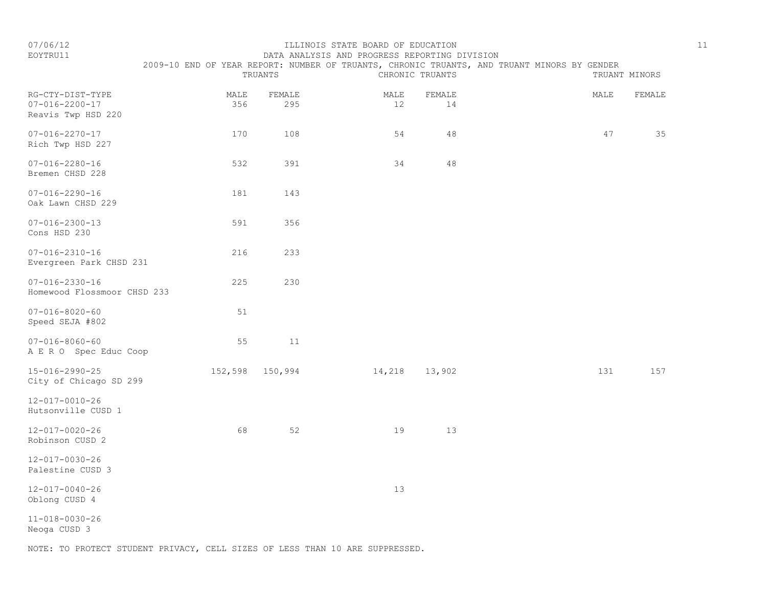# ILLINOIS STATE BOARD OF EDUCATION

## DATA ANALYSIS AND PROGRESS REPORTING DIVISION

### 2009-10 END OF YEAR REPORT: NUMBER OF TRUANTS, CHRONIC TRUANTS, AND TRUANT MINORS BY GENDER

| RG-CTY-DIST-TYPE | TRUANTS | | CHRONIC TRUANTS | | TRUANT MINORS | |
|---|---|---|---|---|---|---|
| | MALE | FEMALE | MALE | FEMALE | MALE | FEMALE |
| 07-016-2200-17 Reavis Twp HSD 220 | 356 | 295 | 12 | 14 | | |
| 07-016-2270-17 Rich Twp HSD 227 | 170 | 108 | 54 | 48 | 47 | 35 |
| 07-016-2280-16 Bremen CHSD 228 | 532 | 391 | 34 | 48 | | |
| 07-016-2290-16 Oak Lawn CHSD 229 | 181 | 143 | | | | |
| 07-016-2300-13 Cons HSD 230 | 591 | 356 | | | | |
| 07-016-2310-16 Evergreen Park CHSD 231 | 216 | 233 | | | | |
| 07-016-2330-16 Homewood Flossmoor CHSD 233 | 225 | 230 | | | | |
| 07-016-8020-60 Speed SEJA #802 | 51 | | | | | |
| 07-016-8060-60 A E R O Spec Educ Coop | 55 | 11 | | | | |
| 15-016-2990-25 City of Chicago SD 299 | 152,598 | 150,994 | 14,218 | 13,902 | 131 | 157 |
| 12-017-0010-26 Hutsonville CUSD 1 | | | | | | |
| 12-017-0020-26 Robinson CUSD 2 | 68 | 52 | 19 | 13 | | |
| 12-017-0030-26 Palestine CUSD 3 | | | | | | |
| 12-017-0040-26 Oblong CUSD 4 | | | 13 | | | |
| 11-018-0030-26 Neoga CUSD 3 | | | | | | |

NOTE: TO PROTECT STUDENT PRIVACY, CELL SIZES OF LESS THAN 10 ARE SUPPRESSED.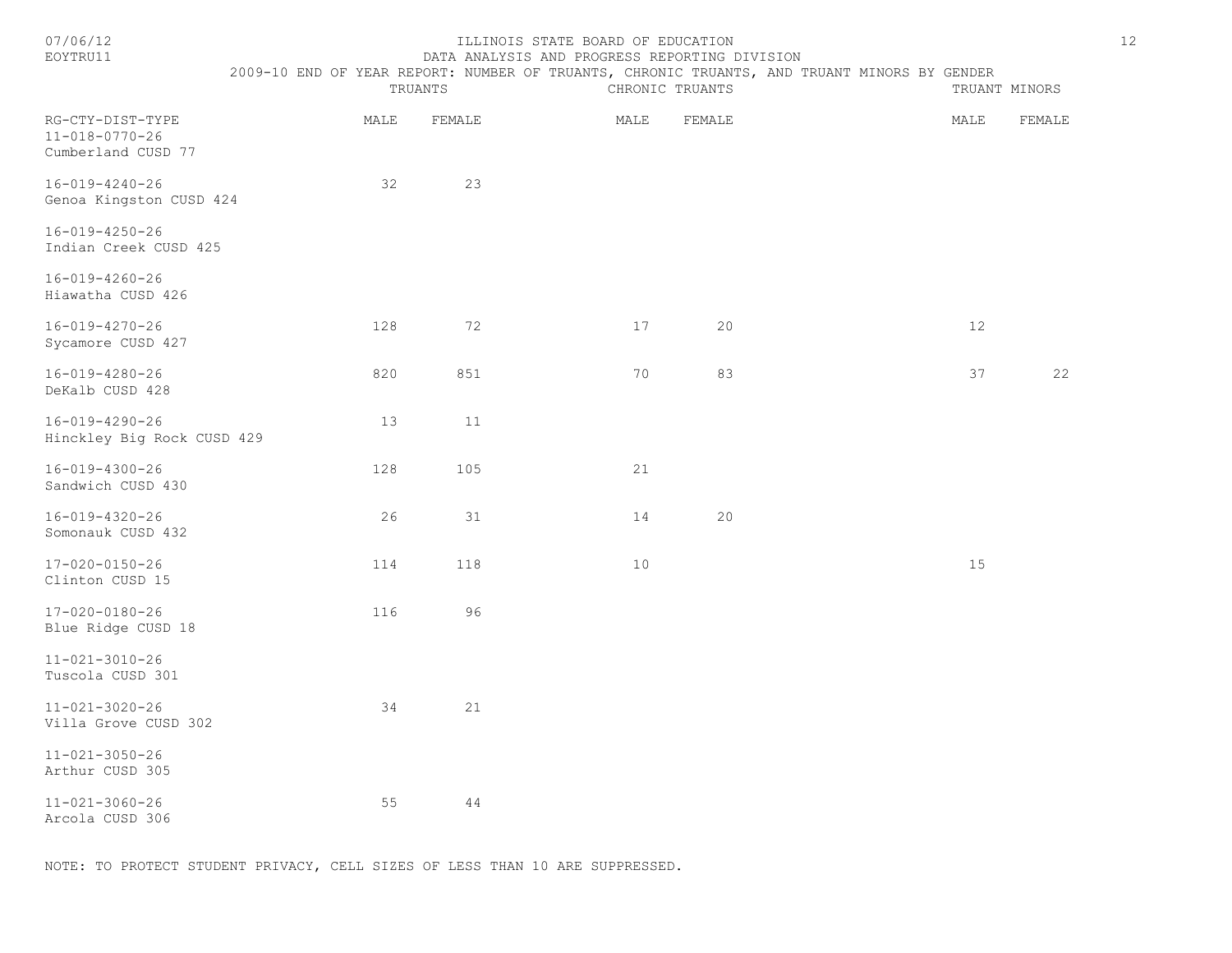ILLINOIS STATE BOARD OF EDUCATION

DATA ANALYSIS AND PROGRESS REPORTING DIVISION

2009-10 END OF YEAR REPORT: NUMBER OF TRUANTS, CHRONIC TRUANTS, AND TRUANT MINORS BY GENDER

| RG-CTY-DIST-TYPE | TRUANTS | | CHRONIC TRUANTS | | TRUANT MINORS | |
|---|---|---|---|---|---|---|
| | MALE | FEMALE | MALE | FEMALE | MALE | FEMALE |
| 11-018-0770-26 Cumberland CUSD 77 | | | | | | |
| 16-019-4240-26 Genoa Kingston CUSD 424 | 32 | 23 | | | | |
| 16-019-4250-26 Indian Creek CUSD 425 | | | | | | |
| 16-019-4260-26 Hiawatha CUSD 426 | | | | | | |
| 16-019-4270-26 Sycamore CUSD 427 | 128 | 72 | 17 | 20 | 12 | |
| 16-019-4280-26 DeKalb CUSD 428 | 820 | 851 | 70 | 83 | 37 | 22 |
| 16-019-4290-26 Hinckley Big Rock CUSD 429 | 13 | 11 | | | | |
| 16-019-4300-26 Sandwich CUSD 430 | 128 | 105 | 21 | | | |
| 16-019-4320-26 Somonauk CUSD 432 | 26 | 31 | 14 | 20 | | |
| 17-020-0150-26 Clinton CUSD 15 | 114 | 118 | 10 | | 15 | |
| 17-020-0180-26 Blue Ridge CUSD 18 | 116 | 96 | | | | |
| 11-021-3010-26 Tuscola CUSD 301 | | | | | | |
| 11-021-3020-26 Villa Grove CUSD 302 | 34 | 21 | | | | |
| 11-021-3050-26 Arthur CUSD 305 | | | | | | |
| 11-021-3060-26 Arcola CUSD 306 | 55 | 44 | | | | |

NOTE: TO PROTECT STUDENT PRIVACY, CELL SIZES OF LESS THAN 10 ARE SUPPRESSED.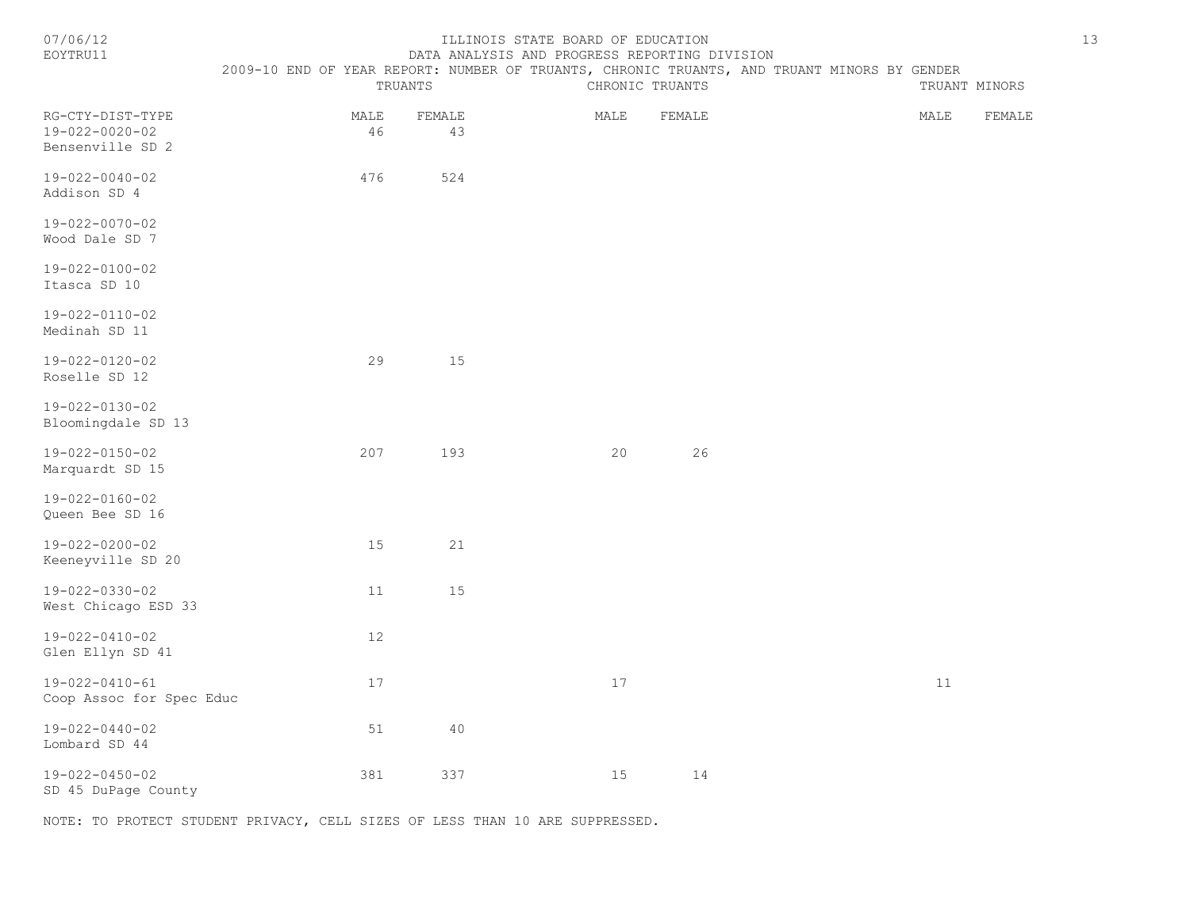ILLINOIS STATE BOARD OF EDUCATION

DATA ANALYSIS AND PROGRESS REPORTING DIVISION

2009-10 END OF YEAR REPORT: NUMBER OF TRUANTS, CHRONIC TRUANTS, AND TRUANT MINORS BY GENDER

| RG-CTY-DIST-TYPE | TRUANTS | | CHRONIC TRUANTS | | TRUANT MINORS | |
|---|---|---|---|---|---|---|
| | MALE | FEMALE | MALE | FEMALE | MALE | FEMALE |
| 19-022-0020-02 Bensenville SD 2 | 46 | 43 | | | | |
| 19-022-0040-02 Addison SD 4 | 476 | 524 | | | | |
| 19-022-0070-02 Wood Dale SD 7 | | | | | | |
| 19-022-0100-02 Itasca SD 10 | | | | | | |
| 19-022-0110-02 Medinah SD 11 | | | | | | |
| 19-022-0120-02 Roselle SD 12 | 29 | 15 | | | | |
| 19-022-0130-02 Bloomingdale SD 13 | | | | | | |
| 19-022-0150-02 Marquardt SD 15 | 207 | 193 | 20 | 26 | | |
| 19-022-0160-02 Queen Bee SD 16 | | | | | | |
| 19-022-0200-02 Keeneyville SD 20 | 15 | 21 | | | | |
| 19-022-0330-02 West Chicago ESD 33 | 11 | 15 | | | | |
| 19-022-0410-02 Glen Ellyn SD 41 | 12 | | | | | |
| 19-022-0410-61 Coop Assoc for Spec Educ | 17 | | 17 | | 11 | |
| 19-022-0440-02 Lombard SD 44 | 51 | 40 | | | | |
| 19-022-0450-02 SD 45 DuPage County | 381 | 337 | 15 | 14 | | |

NOTE: TO PROTECT STUDENT PRIVACY, CELL SIZES OF LESS THAN 10 ARE SUPPRESSED.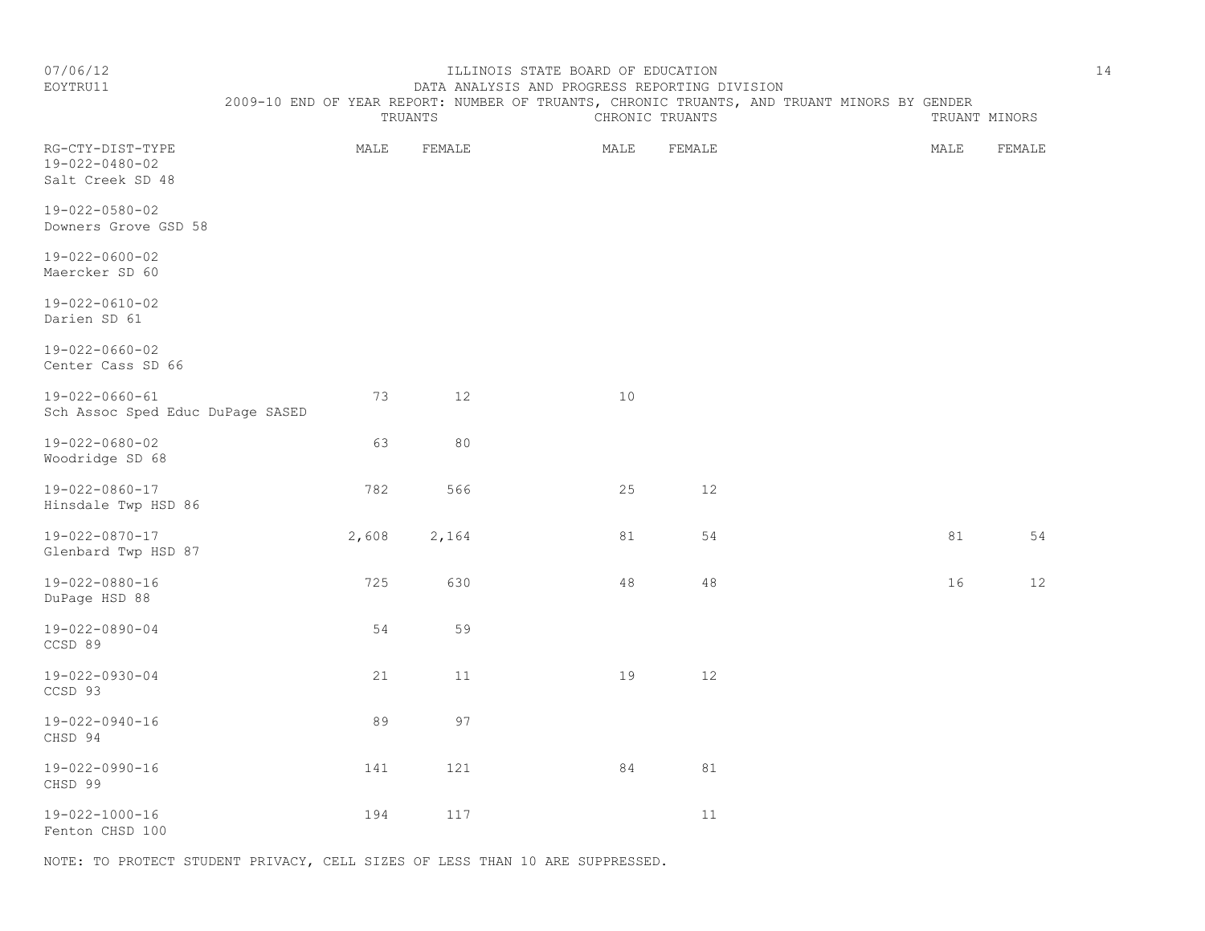ILLINOIS STATE BOARD OF EDUCATION

DATA ANALYSIS AND PROGRESS REPORTING DIVISION

2009-10 END OF YEAR REPORT: NUMBER OF TRUANTS, CHRONIC TRUANTS, AND TRUANT MINORS BY GENDER

| RG-CTY-DIST-TYPE | TRUANTS | | CHRONIC TRUANTS | | TRUANT MINORS | |
|---|---|---|---|---|---|---|
| | MALE | FEMALE | MALE | FEMALE | MALE | FEMALE |
| 19-022-0480-02 Salt Creek SD 48 | | | | | | |
| 19-022-0580-02 Downers Grove GSD 58 | | | | | | |
| 19-022-0600-02 Maercker SD 60 | | | | | | |
| 19-022-0610-02 Darien SD 61 | | | | | | |
| 19-022-0660-02 Center Cass SD 66 | | | | | | |
| 19-022-0660-61 Sch Assoc Sped Educ DuPage SASED | 73 | 12 | 10 | | | |
| 19-022-0680-02 Woodridge SD 68 | 63 | 80 | | | | |
| 19-022-0860-17 Hinsdale Twp HSD 86 | 782 | 566 | 25 | 12 | | |
| 19-022-0870-17 Glenbard Twp HSD 87 | 2,608 | 2,164 | 81 | 54 | 81 | 54 |
| 19-022-0880-16 DuPage HSD 88 | 725 | 630 | 48 | 48 | 16 | 12 |
| 19-022-0890-04 CCSD 89 | 54 | 59 | | | | |
| 19-022-0930-04 CCSD 93 | 21 | 11 | 19 | 12 | | |
| 19-022-0940-16 CHSD 94 | 89 | 97 | | | | |
| 19-022-0990-16 CHSD 99 | 141 | 121 | 84 | 81 | | |
| 19-022-1000-16 Fenton CHSD 100 | 194 | 117 | | 11 | | |

NOTE: TO PROTECT STUDENT PRIVACY, CELL SIZES OF LESS THAN 10 ARE SUPPRESSED.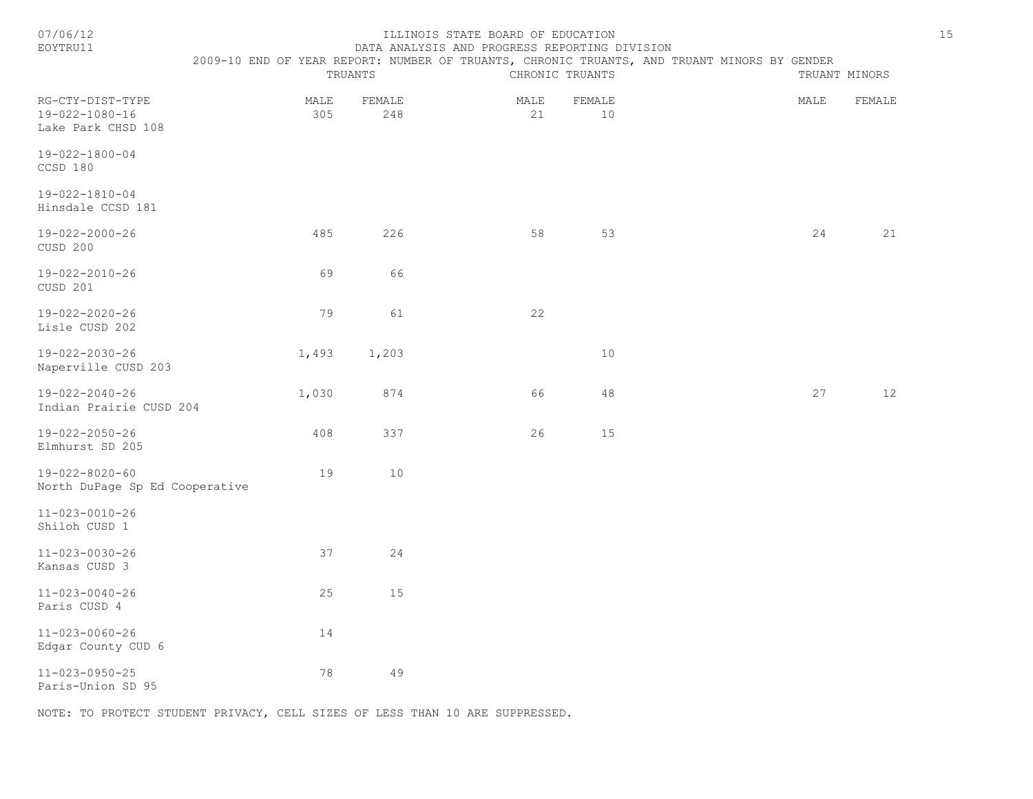ILLINOIS STATE BOARD OF EDUCATION

DATA ANALYSIS AND PROGRESS REPORTING DIVISION

2009-10 END OF YEAR REPORT: NUMBER OF TRUANTS, CHRONIC TRUANTS, AND TRUANT MINORS BY GENDER

07/06/12

EOYTRU11

| RG-CTY-DIST-TYPE | TRUANTS | | CHRONIC TRUANTS | | TRUANT MINORS | |
|---|---|---|---|---|---|---|
| | MALE | FEMALE | MALE | FEMALE | MALE | FEMALE |
| 19-022-1080-16 Lake Park CHSD 108 | 305 | 248 | 21 | 10 | | |
| 19-022-1800-04 CCSD 180 | | | | | | |
| 19-022-1810-04 Hinsdale CCSD 181 | | | | | | |
| 19-022-2000-26 CUSD 200 | 485 | 226 | 58 | 53 | 24 | 21 |
| 19-022-2010-26 CUSD 201 | 69 | 66 | | | | |
| 19-022-2020-26 Lisle CUSD 202 | 79 | 61 | 22 | | | |
| 19-022-2030-26 Naperville CUSD 203 | 1,493 | 1,203 | | 10 | | |
| 19-022-2040-26 Indian Prairie CUSD 204 | 1,030 | 874 | 66 | 48 | 27 | 12 |
| 19-022-2050-26 Elmhurst SD 205 | 408 | 337 | 26 | 15 | | |
| 19-022-8020-60 North DuPage Sp Ed Cooperative | 19 | 10 | | | | |
| 11-023-0010-26 Shiloh CUSD 1 | | | | | | |
| 11-023-0030-26 Kansas CUSD 3 | 37 | 24 | | | | |
| 11-023-0040-26 Paris CUSD 4 | 25 | 15 | | | | |
| 11-023-0060-26 Edgar County CUD 6 | 14 | | | | | |
| 11-023-0950-25 Paris-Union SD 95 | 78 | 49 | | | | |

NOTE: TO PROTECT STUDENT PRIVACY, CELL SIZES OF LESS THAN 10 ARE SUPPRESSED.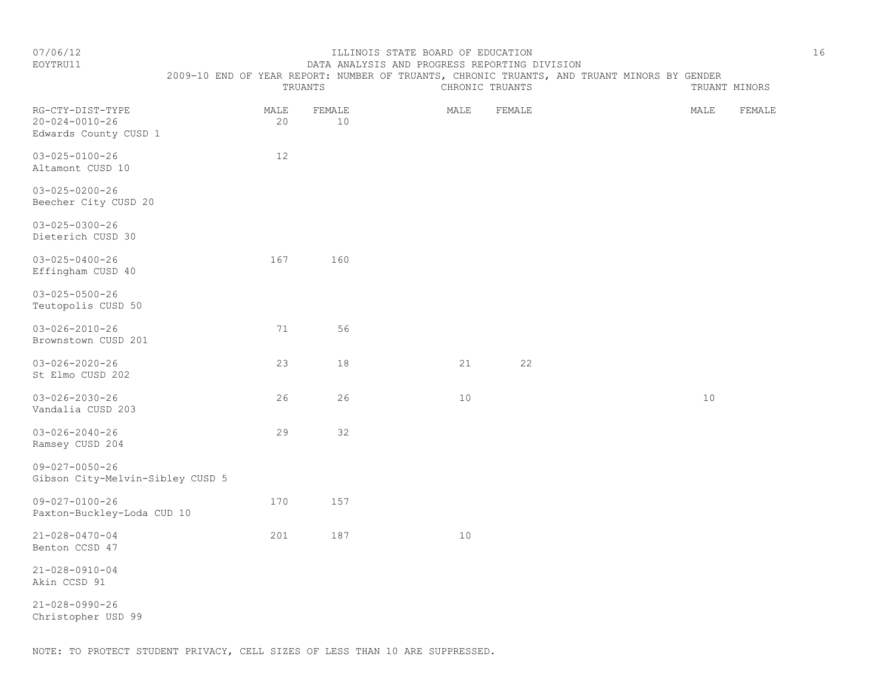ILLINOIS STATE BOARD OF EDUCATION

DATA ANALYSIS AND PROGRESS REPORTING DIVISION

2009-10 END OF YEAR REPORT: NUMBER OF TRUANTS, CHRONIC TRUANTS, AND TRUANT MINORS BY GENDER

07/06/12

EOYTRU11

| RG-CTY-DIST-TYPE | TRUANTS | | CHRONIC TRUANTS | | TRUANT MINORS | |
|---|---|---|---|---|---|---|
| | MALE | FEMALE | MALE | FEMALE | MALE | FEMALE |
| 20-024-0010-26 Edwards County CUSD 1 | 20 | 10 | | | | |
| 03-025-0100-26 Altamont CUSD 10 | 12 | | | | | |
| 03-025-0200-26 Beecher City CUSD 20 | | | | | | |
| 03-025-0300-26 Dieterich CUSD 30 | | | | | | |
| 03-025-0400-26 Effingham CUSD 40 | 167 | 160 | | | | |
| 03-025-0500-26 Teutopolis CUSD 50 | | | | | | |
| 03-026-2010-26 Brownstown CUSD 201 | 71 | 56 | | | | |
| 03-026-2020-26 St Elmo CUSD 202 | 23 | 18 | 21 | 22 | | |
| 03-026-2030-26 Vandalia CUSD 203 | 26 | 26 | 10 | | 10 | |
| 03-026-2040-26 Ramsey CUSD 204 | 29 | 32 | | | | |
| 09-027-0050-26 Gibson City-Melvin-Sibley CUSD 5 | | | | | | |
| 09-027-0100-26 Paxton-Buckley-Loda CUD 10 | 170 | 157 | | | | |
| 21-028-0470-04 Benton CCSD 47 | 201 | 187 | 10 | | | |
| 21-028-0910-04 Akin CCSD 91 | | | | | | |
| 21-028-0990-26 Christopher USD 99 | | | | | | |

NOTE: TO PROTECT STUDENT PRIVACY, CELL SIZES OF LESS THAN 10 ARE SUPPRESSED.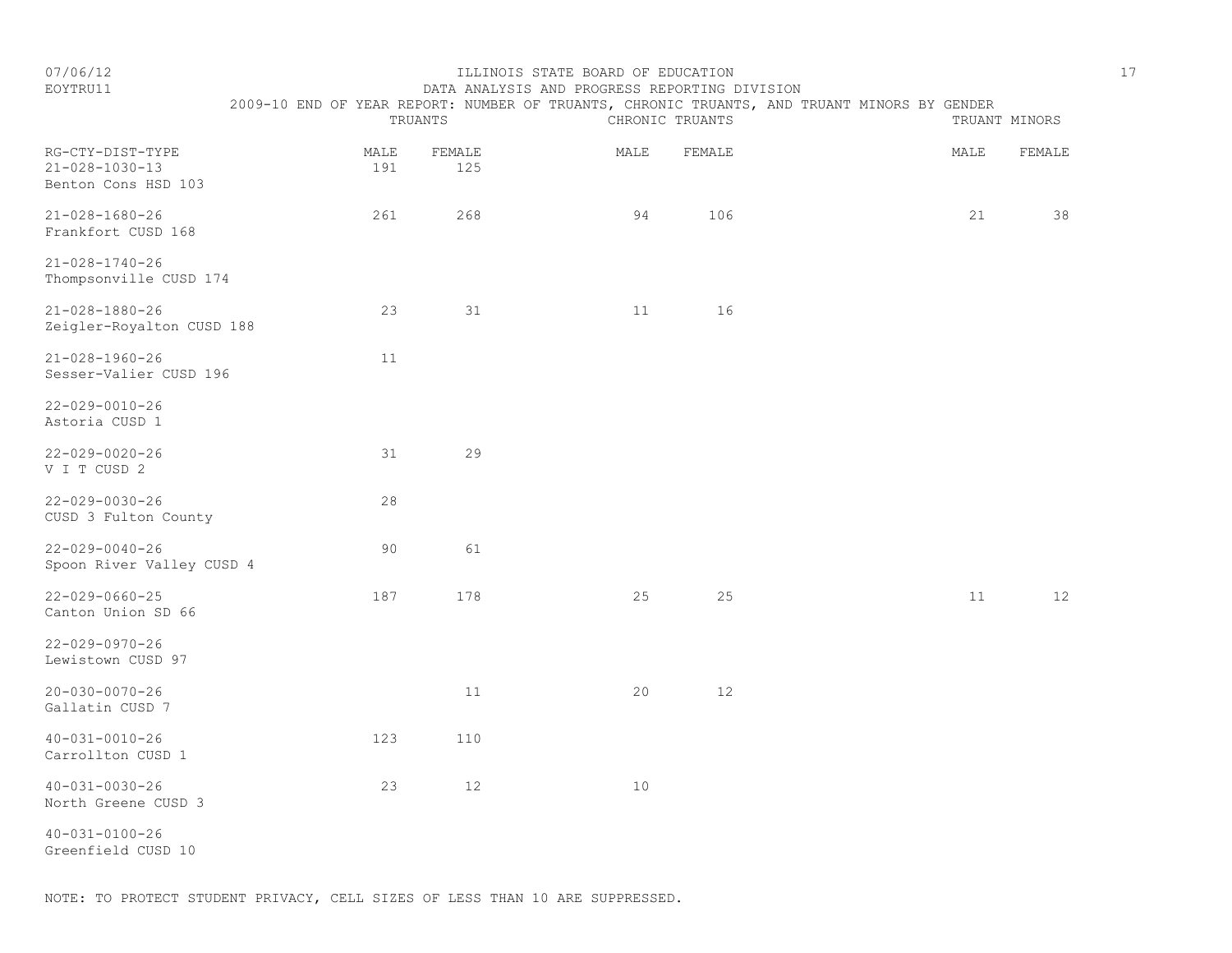ILLINOIS STATE BOARD OF EDUCATION
DATA ANALYSIS AND PROGRESS REPORTING DIVISION
2009-10 END OF YEAR REPORT: NUMBER OF TRUANTS, CHRONIC TRUANTS, AND TRUANT MINORS BY GENDER

| RG-CTY-DIST-TYPE | TRUANTS | | CHRONIC TRUANTS | | TRUANT MINORS | |
|---|---|---|---|---|---|---|
| | MALE | FEMALE | MALE | FEMALE | MALE | FEMALE |
| 21-028-1030-13 Benton Cons HSD 103 | 191 | 125 | | | | |
| 21-028-1680-26 Frankfort CUSD 168 | 261 | 268 | 94 | 106 | 21 | 38 |
| 21-028-1740-26 Thompsonville CUSD 174 | | | | | | |
| 21-028-1880-26 Zeigler-Royalton CUSD 188 | 23 | 31 | 11 | 16 | | |
| 21-028-1960-26 Sesser-Valier CUSD 196 | 11 | | | | | |
| 22-029-0010-26 Astoria CUSD 1 | | | | | | |
| 22-029-0020-26 V I T CUSD 2 | 31 | 29 | | | | |
| 22-029-0030-26 CUSD 3 Fulton County | 28 | | | | | |
| 22-029-0040-26 Spoon River Valley CUSD 4 | 90 | 61 | | | | |
| 22-029-0660-25 Canton Union SD 66 | 187 | 178 | 25 | 25 | 11 | 12 |
| 22-029-0970-26 Lewistown CUSD 97 | | | | | | |
| 20-030-0070-26 Gallatin CUSD 7 | | 11 | 20 | 12 | | |
| 40-031-0010-26 Carrollton CUSD 1 | 123 | 110 | | | | |
| 40-031-0030-26 North Greene CUSD 3 | 23 | 12 | 10 | | | |
| 40-031-0100-26 Greenfield CUSD 10 | | | | | | |

NOTE: TO PROTECT STUDENT PRIVACY, CELL SIZES OF LESS THAN 10 ARE SUPPRESSED.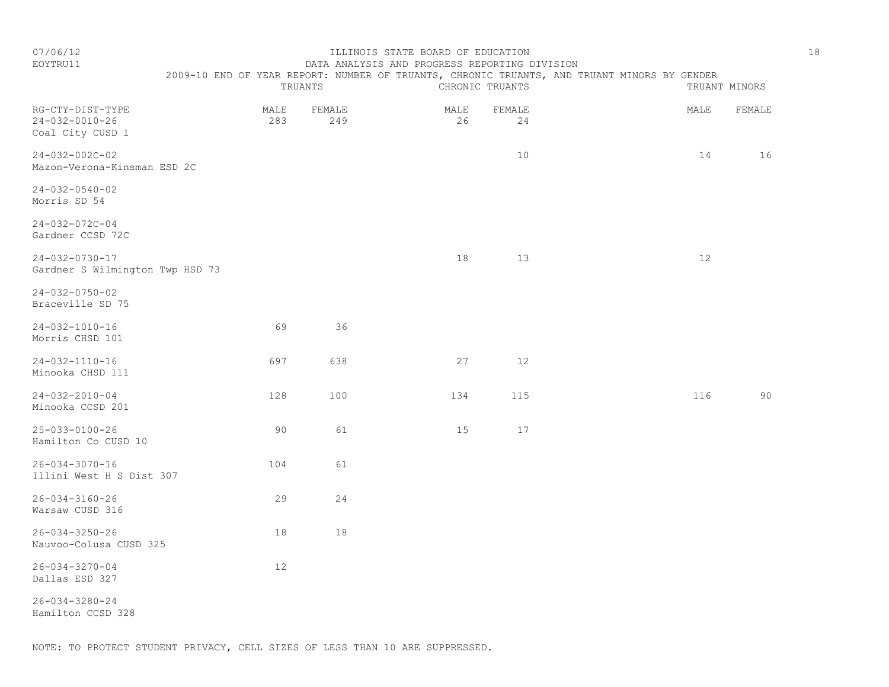ILLINOIS STATE BOARD OF EDUCATION

DATA ANALYSIS AND PROGRESS REPORTING DIVISION

2009-10 END OF YEAR REPORT: NUMBER OF TRUANTS, CHRONIC TRUANTS, AND TRUANT MINORS BY GENDER

07/06/12

EOYTRU11

| RG-CTY-DIST-TYPE | TRUANTS | | CHRONIC TRUANTS | | TRUANT MINORS | |
|---|---|---|---|---|---|---|
| | MALE | FEMALE | MALE | FEMALE | MALE | FEMALE |
| 24-032-0010-26 Coal City CUSD 1 | 283 | 249 | 26 | 24 | | |
| 24-032-002C-02 Mazon-Verona-Kinsman ESD 2C | | | | 10 | 14 | 16 |
| 24-032-0540-02 Morris SD 54 | | | | | | |
| 24-032-072C-04 Gardner CCSD 72C | | | | | | |
| 24-032-0730-17 Gardner S Wilmington Twp HSD 73 | | | 18 | 13 | 12 | |
| 24-032-0750-02 Braceville SD 75 | | | | | | |
| 24-032-1010-16 Morris CHSD 101 | 69 | 36 | | | | |
| 24-032-1110-16 Minooka CHSD 111 | 697 | 638 | 27 | 12 | | |
| 24-032-2010-04 Minooka CCSD 201 | 128 | 100 | 134 | 115 | 116 | 90 |
| 25-033-0100-26 Hamilton Co CUSD 10 | 90 | 61 | 15 | 17 | | |
| 26-034-3070-16 Illini West H S Dist 307 | 104 | 61 | | | | |
| 26-034-3160-26 Warsaw CUSD 316 | 29 | 24 | | | | |
| 26-034-3250-26 Nauvoo-Colusa CUSD 325 | 18 | 18 | | | | |
| 26-034-3270-04 Dallas ESD 327 | 12 | | | | | |
| 26-034-3280-24 Hamilton CCSD 328 | | | | | | |

NOTE: TO PROTECT STUDENT PRIVACY, CELL SIZES OF LESS THAN 10 ARE SUPPRESSED.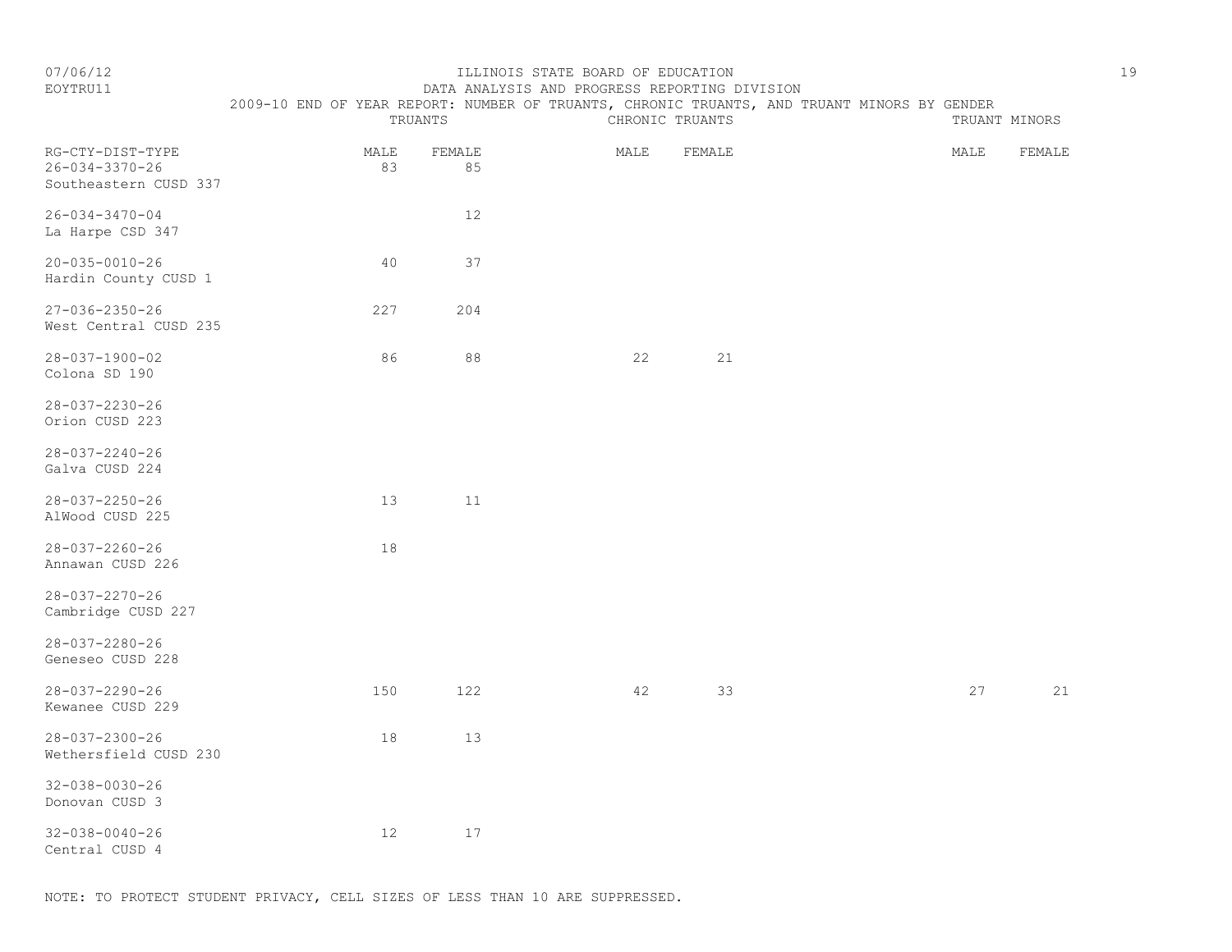ILLINOIS STATE BOARD OF EDUCATION
DATA ANALYSIS AND PROGRESS REPORTING DIVISION
2009-10 END OF YEAR REPORT: NUMBER OF TRUANTS, CHRONIC TRUANTS, AND TRUANT MINORS BY GENDER

| RG-CTY-DIST-TYPE | TRUANTS | | CHRONIC TRUANTS | | TRUANT MINORS | |
|---|---|---|---|---|---|---|
| | MALE | FEMALE | MALE | FEMALE | MALE | FEMALE |
| 26-034-3370-26 Southeastern CUSD 337 | 83 | 85 | | | | |
| 26-034-3470-04 La Harpe CSD 347 | | 12 | | | | |
| 20-035-0010-26 Hardin County CUSD 1 | 40 | 37 | | | | |
| 27-036-2350-26 West Central CUSD 235 | 227 | 204 | | | | |
| 28-037-1900-02 Colona SD 190 | 86 | 88 | 22 | 21 | | |
| 28-037-2230-26 Orion CUSD 223 | | | | | | |
| 28-037-2240-26 Galva CUSD 224 | | | | | | |
| 28-037-2250-26 AlWood CUSD 225 | 13 | 11 | | | | |
| 28-037-2260-26 Annawan CUSD 226 | 18 | | | | | |
| 28-037-2270-26 Cambridge CUSD 227 | | | | | | |
| 28-037-2280-26 Geneseo CUSD 228 | | | | | | |
| 28-037-2290-26 Kewanee CUSD 229 | 150 | 122 | 42 | 33 | 27 | 21 |
| 28-037-2300-26 Wethersfield CUSD 230 | 18 | 13 | | | | |
| 32-038-0030-26 Donovan CUSD 3 | | | | | | |
| 32-038-0040-26 Central CUSD 4 | 12 | 17 | | | | |

NOTE: TO PROTECT STUDENT PRIVACY, CELL SIZES OF LESS THAN 10 ARE SUPPRESSED.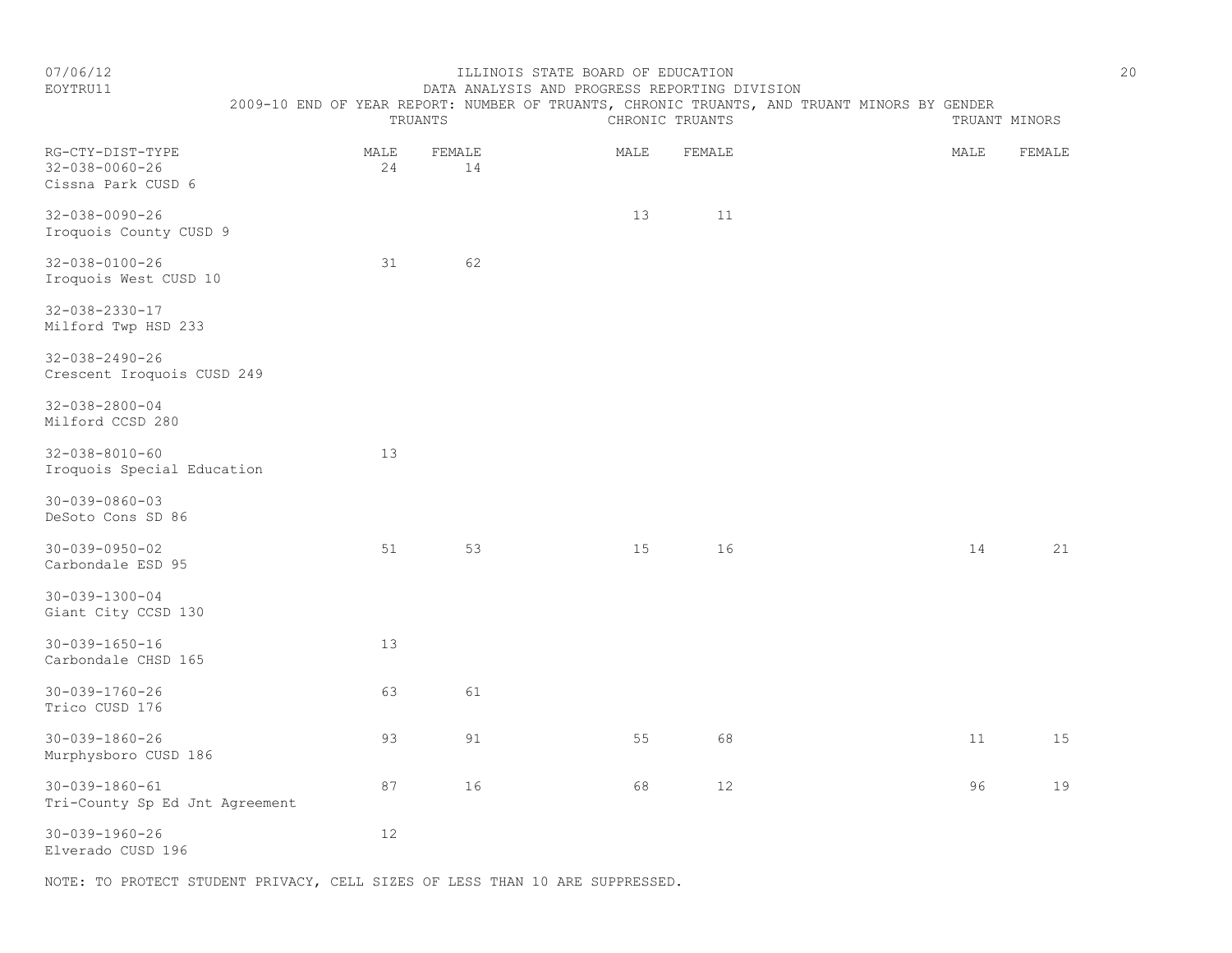ILLINOIS STATE BOARD OF EDUCATION
DATA ANALYSIS AND PROGRESS REPORTING DIVISION
2009-10 END OF YEAR REPORT: NUMBER OF TRUANTS, CHRONIC TRUANTS, AND TRUANT MINORS BY GENDER

| RG-CTY-DIST-TYPE | TRUANTS | | CHRONIC TRUANTS | | TRUANT MINORS | |
|---|---|---|---|---|---|---|
| | MALE | FEMALE | MALE | FEMALE | MALE | FEMALE |
| 32-038-0060-26 Cissna Park CUSD 6 | 24 | 14 | | | | |
| 32-038-0090-26 Iroquois County CUSD 9 | | | 13 | 11 | | |
| 32-038-0100-26 Iroquois West CUSD 10 | 31 | 62 | | | | |
| 32-038-2330-17 Milford Twp HSD 233 | | | | | | |
| 32-038-2490-26 Crescent Iroquois CUSD 249 | | | | | | |
| 32-038-2800-04 Milford CCSD 280 | | | | | | |
| 32-038-8010-60 Iroquois Special Education | 13 | | | | | |
| 30-039-0860-03 DeSoto Cons SD 86 | | | | | | |
| 30-039-0950-02 Carbondale ESD 95 | 51 | 53 | 15 | 16 | 14 | 21 |
| 30-039-1300-04 Giant City CCSD 130 | | | | | | |
| 30-039-1650-16 Carbondale CHSD 165 | 13 | | | | | |
| 30-039-1760-26 Trico CUSD 176 | 63 | 61 | | | | |
| 30-039-1860-26 Murphysboro CUSD 186 | 93 | 91 | 55 | 68 | 11 | 15 |
| 30-039-1860-61 Tri-County Sp Ed Jnt Agreement | 87 | 16 | 68 | 12 | 96 | 19 |
| 30-039-1960-26 Elverado CUSD 196 | 12 | | | | | |

NOTE: TO PROTECT STUDENT PRIVACY, CELL SIZES OF LESS THAN 10 ARE SUPPRESSED.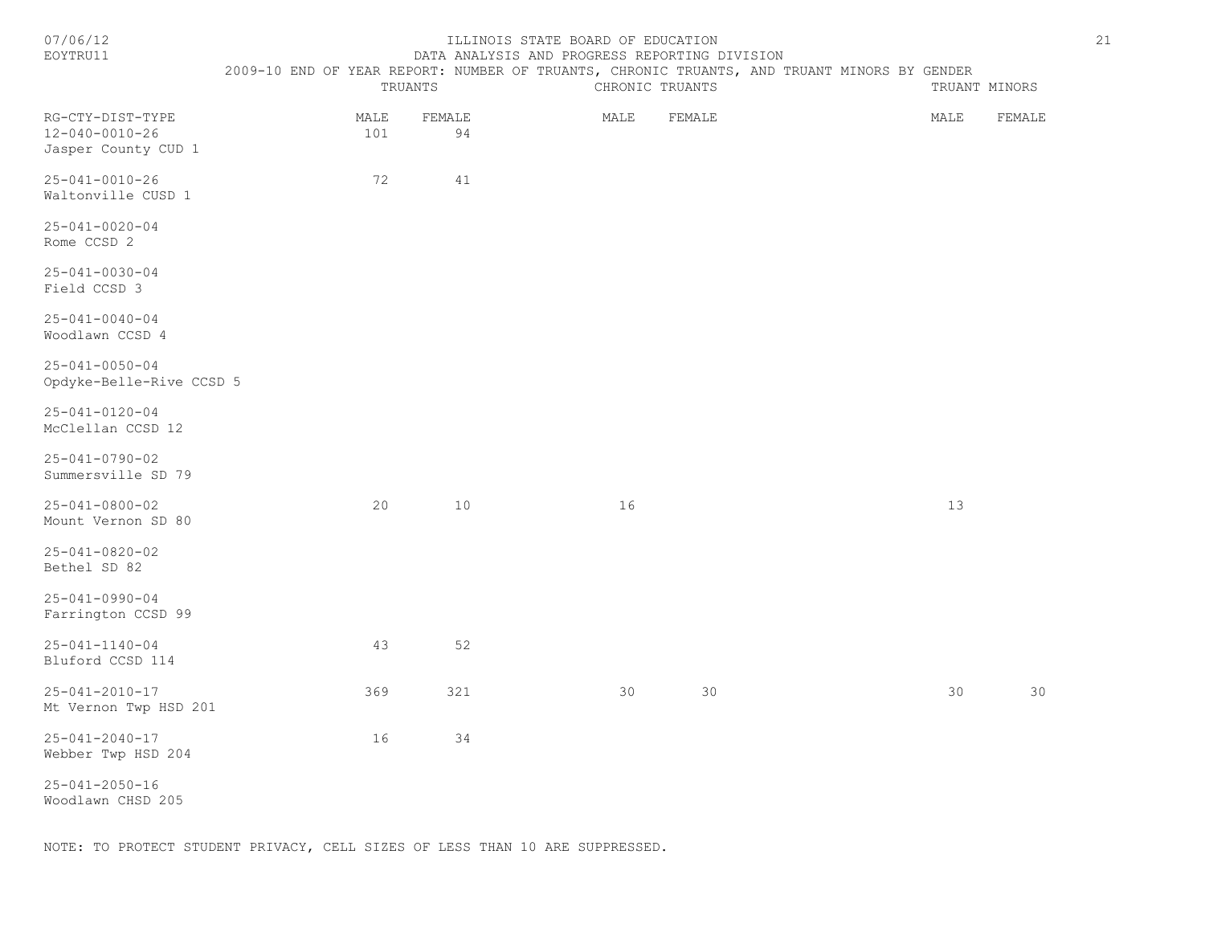ILLINOIS STATE BOARD OF EDUCATION

DATA ANALYSIS AND PROGRESS REPORTING DIVISION

2009-10 END OF YEAR REPORT: NUMBER OF TRUANTS, CHRONIC TRUANTS, AND TRUANT MINORS BY GENDER

| | TRUANTS | | CHRONIC TRUANTS | | TRUANT MINORS | |
|---|---|---|---|---|---|---|
| RG-CTY-DIST-TYPE | MALE | FEMALE | MALE | FEMALE | MALE | FEMALE |
| 12-040-0010-26 Jasper County CUD 1 | 101 | 94 | | | | |
| 25-041-0010-26 Waltonville CUSD 1 | 72 | 41 | | | | |
| 25-041-0020-04 Rome CCSD 2 | | | | | | |
| 25-041-0030-04 Field CCSD 3 | | | | | | |
| 25-041-0040-04 Woodlawn CCSD 4 | | | | | | |
| 25-041-0050-04 Opdyke-Belle-Rive CCSD 5 | | | | | | |
| 25-041-0120-04 McClellan CCSD 12 | | | | | | |
| 25-041-0790-02 Summersville SD 79 | | | | | | |
| 25-041-0800-02 Mount Vernon SD 80 | 20 | 10 | 16 | | 13 | |
| 25-041-0820-02 Bethel SD 82 | | | | | | |
| 25-041-0990-04 Farrington CCSD 99 | | | | | | |
| 25-041-1140-04 Bluford CCSD 114 | 43 | 52 | | | | |
| 25-041-2010-17 Mt Vernon Twp HSD 201 | 369 | 321 | 30 | 30 | 30 | 30 |
| 25-041-2040-17 Webber Twp HSD 204 | 16 | 34 | | | | |
| 25-041-2050-16 Woodlawn CHSD 205 | | | | | | |

NOTE: TO PROTECT STUDENT PRIVACY, CELL SIZES OF LESS THAN 10 ARE SUPPRESSED.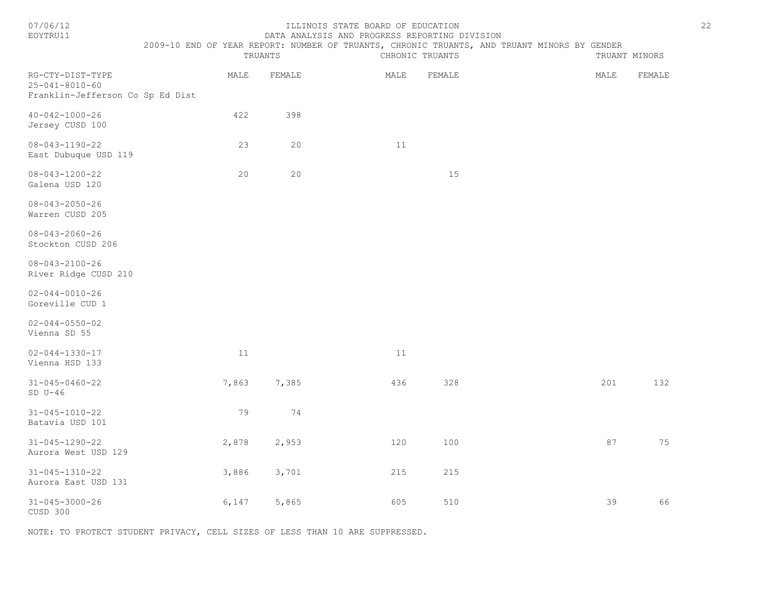ILLINOIS STATE BOARD OF EDUCATION

DATA ANALYSIS AND PROGRESS REPORTING DIVISION

2009-10 END OF YEAR REPORT: NUMBER OF TRUANTS, CHRONIC TRUANTS, AND TRUANT MINORS BY GENDER

| RG-CTY-DIST-TYPE | TRUANTS | | CHRONIC TRUANTS | | TRUANT MINORS | |
|---|---|---|---|---|---|---|
| | MALE | FEMALE | MALE | FEMALE | MALE | FEMALE |
| 25-041-8010-60 Franklin-Jefferson Co Sp Ed Dist | | | | | | |
| 40-042-1000-26 Jersey CUSD 100 | 422 | 398 | | | | |
| 08-043-1190-22 East Dubuque USD 119 | 23 | 20 | 11 | | | |
| 08-043-1200-22 Galena USD 120 | 20 | 20 | | 15 | | |
| 08-043-2050-26 Warren CUSD 205 | | | | | | |
| 08-043-2060-26 Stockton CUSD 206 | | | | | | |
| 08-043-2100-26 River Ridge CUSD 210 | | | | | | |
| 02-044-0010-26 Goreville CUD 1 | | | | | | |
| 02-044-0550-02 Vienna SD 55 | | | | | | |
| 02-044-1330-17 Vienna HSD 133 | 11 | | 11 | | | |
| 31-045-0460-22 SD U-46 | 7,863 | 7,385 | 436 | 328 | 201 | 132 |
| 31-045-1010-22 Batavia USD 101 | 79 | 74 | | | | |
| 31-045-1290-22 Aurora West USD 129 | 2,878 | 2,953 | 120 | 100 | 87 | 75 |
| 31-045-1310-22 Aurora East USD 131 | 3,886 | 3,701 | 215 | 215 | | |
| 31-045-3000-26 CUSD 300 | 6,147 | 5,865 | 605 | 510 | 39 | 66 |

NOTE: TO PROTECT STUDENT PRIVACY, CELL SIZES OF LESS THAN 10 ARE SUPPRESSED.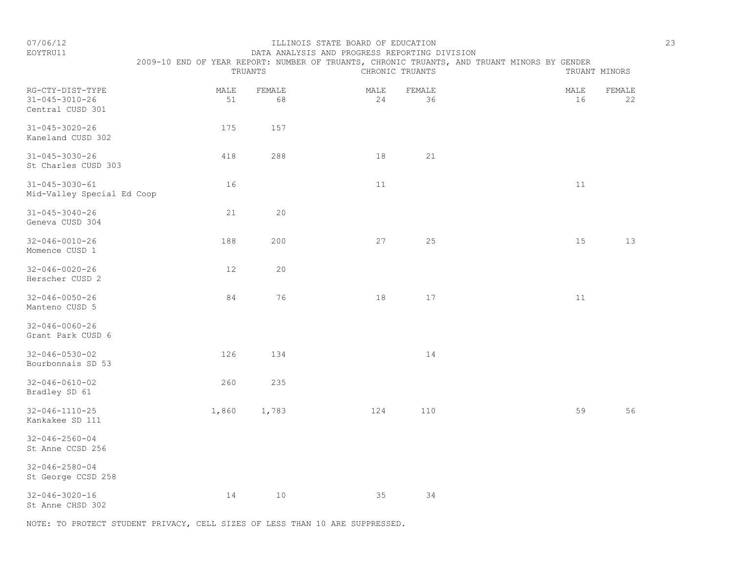ILLINOIS STATE BOARD OF EDUCATION

DATA ANALYSIS AND PROGRESS REPORTING DIVISION

2009-10 END OF YEAR REPORT: NUMBER OF TRUANTS, CHRONIC TRUANTS, AND TRUANT MINORS BY GENDER

07/06/12

EOYTRU11

| RG-CTY-DIST-TYPE | TRUANTS | | CHRONIC TRUANTS | | TRUANT MINORS | |
|---|---|---|---|---|---|---|
| | MALE | FEMALE | MALE | FEMALE | MALE | FEMALE |
| 31-045-3010-26 Central CUSD 301 | 51 | 68 | 24 | 36 | 16 | 22 |
| 31-045-3020-26 Kaneland CUSD 302 | 175 | 157 | | | | |
| 31-045-3030-26 St Charles CUSD 303 | 418 | 288 | 18 | 21 | | |
| 31-045-3030-61 Mid-Valley Special Ed Coop | 16 | | 11 | | 11 | |
| 31-045-3040-26 Geneva CUSD 304 | 21 | 20 | | | | |
| 32-046-0010-26 Momence CUSD 1 | 188 | 200 | 27 | 25 | 15 | 13 |
| 32-046-0020-26 Herscher CUSD 2 | 12 | 20 | | | | |
| 32-046-0050-26 Manteno CUSD 5 | 84 | 76 | 18 | 17 | 11 | |
| 32-046-0060-26 Grant Park CUSD 6 | | | | | | |
| 32-046-0530-02 Bourbonnais SD 53 | 126 | 134 | | 14 | | |
| 32-046-0610-02 Bradley SD 61 | 260 | 235 | | | | |
| 32-046-1110-25 Kankakee SD 111 | 1,860 | 1,783 | 124 | 110 | 59 | 56 |
| 32-046-2560-04 St Anne CCSD 256 | | | | | | |
| 32-046-2580-04 St George CCSD 258 | | | | | | |
| 32-046-3020-16 St Anne CHSD 302 | 14 | 10 | 35 | 34 | | |

NOTE: TO PROTECT STUDENT PRIVACY, CELL SIZES OF LESS THAN 10 ARE SUPPRESSED.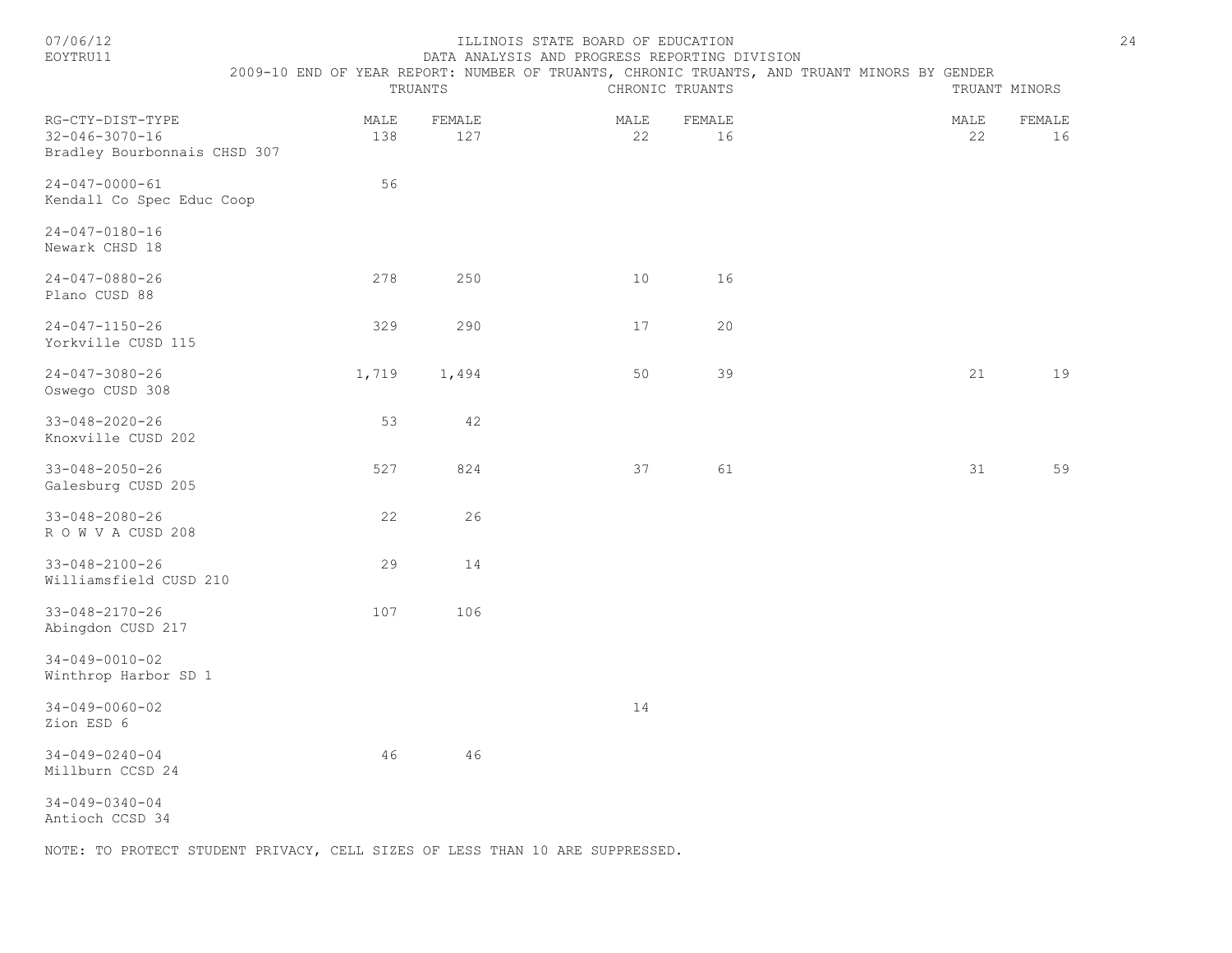# ILLINOIS STATE BOARD OF EDUCATION

## DATA ANALYSIS AND PROGRESS REPORTING DIVISION

### 2009-10 END OF YEAR REPORT: NUMBER OF TRUANTS, CHRONIC TRUANTS, AND TRUANT MINORS BY GENDER

| RG-CTY-DIST-TYPE | TRUANTS | | CHRONIC TRUANTS | | TRUANT MINORS | |
|---|---|---|---|---|---|---|
| | MALE | FEMALE | MALE | FEMALE | MALE | FEMALE |
| 32-046-3070-16 Bradley Bourbonnais CHSD 307 | 138 | 127 | 22 | 16 | 22 | 16 |
| 24-047-0000-61 Kendall Co Spec Educ Coop | 56 | | | | | |
| 24-047-0180-16 Newark CHSD 18 | | | | | | |
| 24-047-0880-26 Plano CUSD 88 | 278 | 250 | 10 | 16 | | |
| 24-047-1150-26 Yorkville CUSD 115 | 329 | 290 | 17 | 20 | | |
| 24-047-3080-26 Oswego CUSD 308 | 1,719 | 1,494 | 50 | 39 | 21 | 19 |
| 33-048-2020-26 Knoxville CUSD 202 | 53 | 42 | | | | |
| 33-048-2050-26 Galesburg CUSD 205 | 527 | 824 | 37 | 61 | 31 | 59 |
| 33-048-2080-26 R O W V A CUSD 208 | 22 | 26 | | | | |
| 33-048-2100-26 Williamsfield CUSD 210 | 29 | 14 | | | | |
| 33-048-2170-26 Abingdon CUSD 217 | 107 | 106 | | | | |
| 34-049-0010-02 Winthrop Harbor SD 1 | | | | | | |
| 34-049-0060-02 Zion ESD 6 | | | 14 | | | |
| 34-049-0240-04 Millburn CCSD 24 | 46 | 46 | | | | |
| 34-049-0340-04 Antioch CCSD 34 | | | | | | |

NOTE: TO PROTECT STUDENT PRIVACY, CELL SIZES OF LESS THAN 10 ARE SUPPRESSED.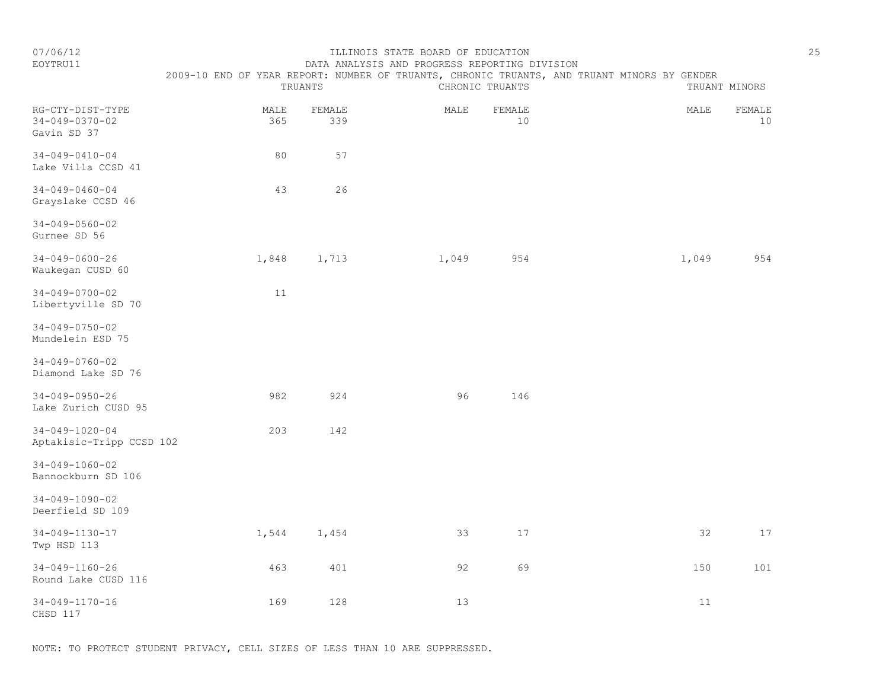ILLINOIS STATE BOARD OF EDUCATION
DATA ANALYSIS AND PROGRESS REPORTING DIVISION
2009-10 END OF YEAR REPORT: NUMBER OF TRUANTS, CHRONIC TRUANTS, AND TRUANT MINORS BY GENDER

07/06/12
EOYTRU11

| RG-CTY-DIST-TYPE | TRUANTS | | CHRONIC TRUANTS | | TRUANT MINORS | |
|---|---|---|---|---|---|---|
| | MALE | FEMALE | MALE | FEMALE | MALE | FEMALE |
| 34-049-0370-02 Gavin SD 37 | 365 | 339 | | 10 | | 10 |
| 34-049-0410-04 Lake Villa CCSD 41 | 80 | 57 | | | | |
| 34-049-0460-04 Grayslake CCSD 46 | 43 | 26 | | | | |
| 34-049-0560-02 Gurnee SD 56 | | | | | | |
| 34-049-0600-26 Waukegan CUSD 60 | 1,848 | 1,713 | 1,049 | 954 | 1,049 | 954 |
| 34-049-0700-02 Libertyville SD 70 | 11 | | | | | |
| 34-049-0750-02 Mundelein ESD 75 | | | | | | |
| 34-049-0760-02 Diamond Lake SD 76 | | | | | | |
| 34-049-0950-26 Lake Zurich CUSD 95 | 982 | 924 | 96 | 146 | | |
| 34-049-1020-04 Aptakisic-Tripp CCSD 102 | 203 | 142 | | | | |
| 34-049-1060-02 Bannockburn SD 106 | | | | | | |
| 34-049-1090-02 Deerfield SD 109 | | | | | | |
| 34-049-1130-17 Twp HSD 113 | 1,544 | 1,454 | 33 | 17 | 32 | 17 |
| 34-049-1160-26 Round Lake CUSD 116 | 463 | 401 | 92 | 69 | 150 | 101 |
| 34-049-1170-16 CHSD 117 | 169 | 128 | 13 | | 11 | |

NOTE: TO PROTECT STUDENT PRIVACY, CELL SIZES OF LESS THAN 10 ARE SUPPRESSED.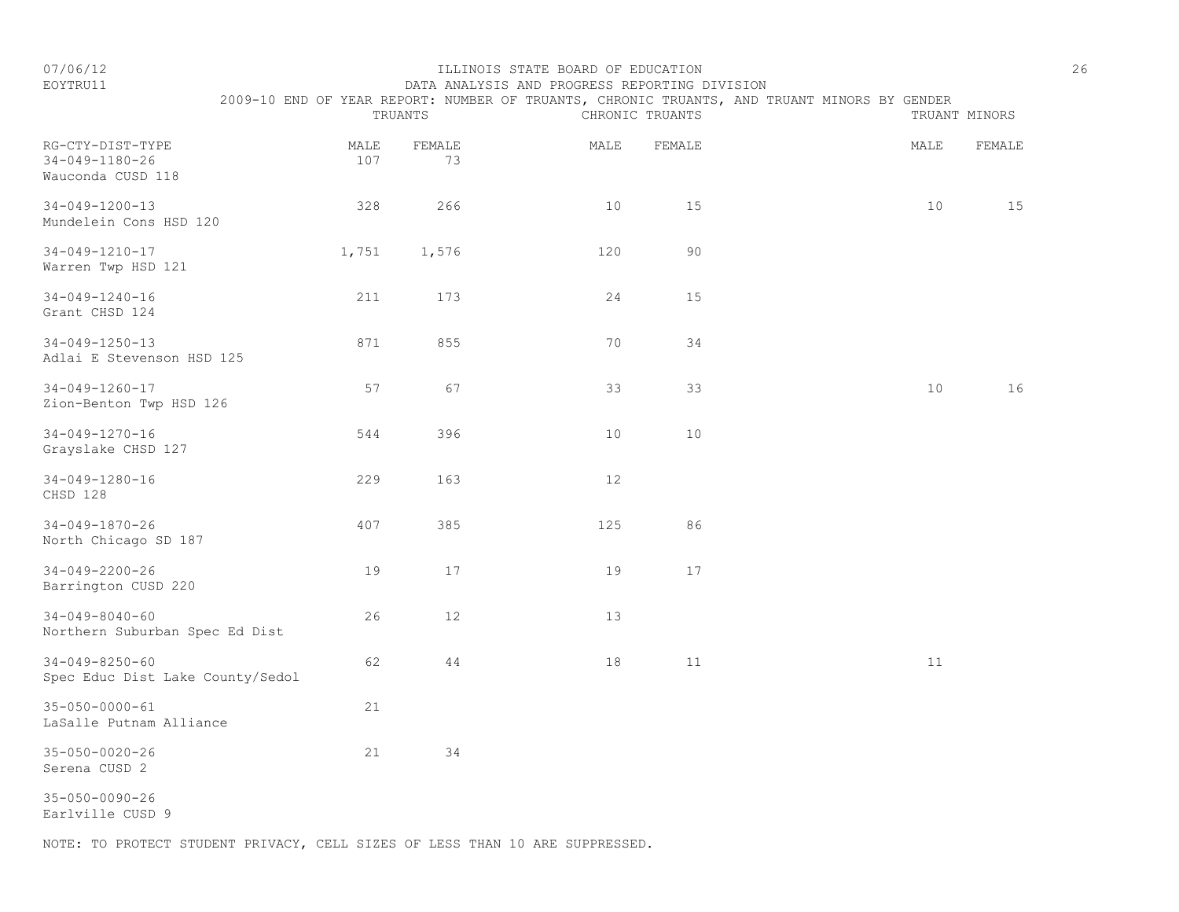ILLINOIS STATE BOARD OF EDUCATION

DATA ANALYSIS AND PROGRESS REPORTING DIVISION

2009-10 END OF YEAR REPORT: NUMBER OF TRUANTS, CHRONIC TRUANTS, AND TRUANT MINORS BY GENDER

| RG-CTY-DIST-TYPE | TRUANTS MALE | TRUANTS FEMALE | CHRONIC TRUANTS MALE | CHRONIC TRUANTS FEMALE | TRUANT MINORS MALE | TRUANT MINORS FEMALE |
|---|---|---|---|---|---|---|
| 34-049-1180-26 Wauconda CUSD 118 | 107 | 73 | | | | |
| 34-049-1200-13 Mundelein Cons HSD 120 | 328 | 266 | 10 | 15 | 10 | 15 |
| 34-049-1210-17 Warren Twp HSD 121 | 1,751 | 1,576 | 120 | 90 | | |
| 34-049-1240-16 Grant CHSD 124 | 211 | 173 | 24 | 15 | | |
| 34-049-1250-13 Adlai E Stevenson HSD 125 | 871 | 855 | 70 | 34 | | |
| 34-049-1260-17 Zion-Benton Twp HSD 126 | 57 | 67 | 33 | 33 | 10 | 16 |
| 34-049-1270-16 Grayslake CHSD 127 | 544 | 396 | 10 | 10 | | |
| 34-049-1280-16 CHSD 128 | 229 | 163 | 12 | | | |
| 34-049-1870-26 North Chicago SD 187 | 407 | 385 | 125 | 86 | | |
| 34-049-2200-26 Barrington CUSD 220 | 19 | 17 | 19 | 17 | | |
| 34-049-8040-60 Northern Suburban Spec Ed Dist | 26 | 12 | 13 | | | |
| 34-049-8250-60 Spec Educ Dist Lake County/Sedol | 62 | 44 | 18 | 11 | 11 | |
| 35-050-0000-61 LaSalle Putnam Alliance | 21 | | | | | |
| 35-050-0020-26 Serena CUSD 2 | 21 | 34 | | | | |
| 35-050-0090-26 Earlville CUSD 9 | | | | | | |

NOTE: TO PROTECT STUDENT PRIVACY, CELL SIZES OF LESS THAN 10 ARE SUPPRESSED.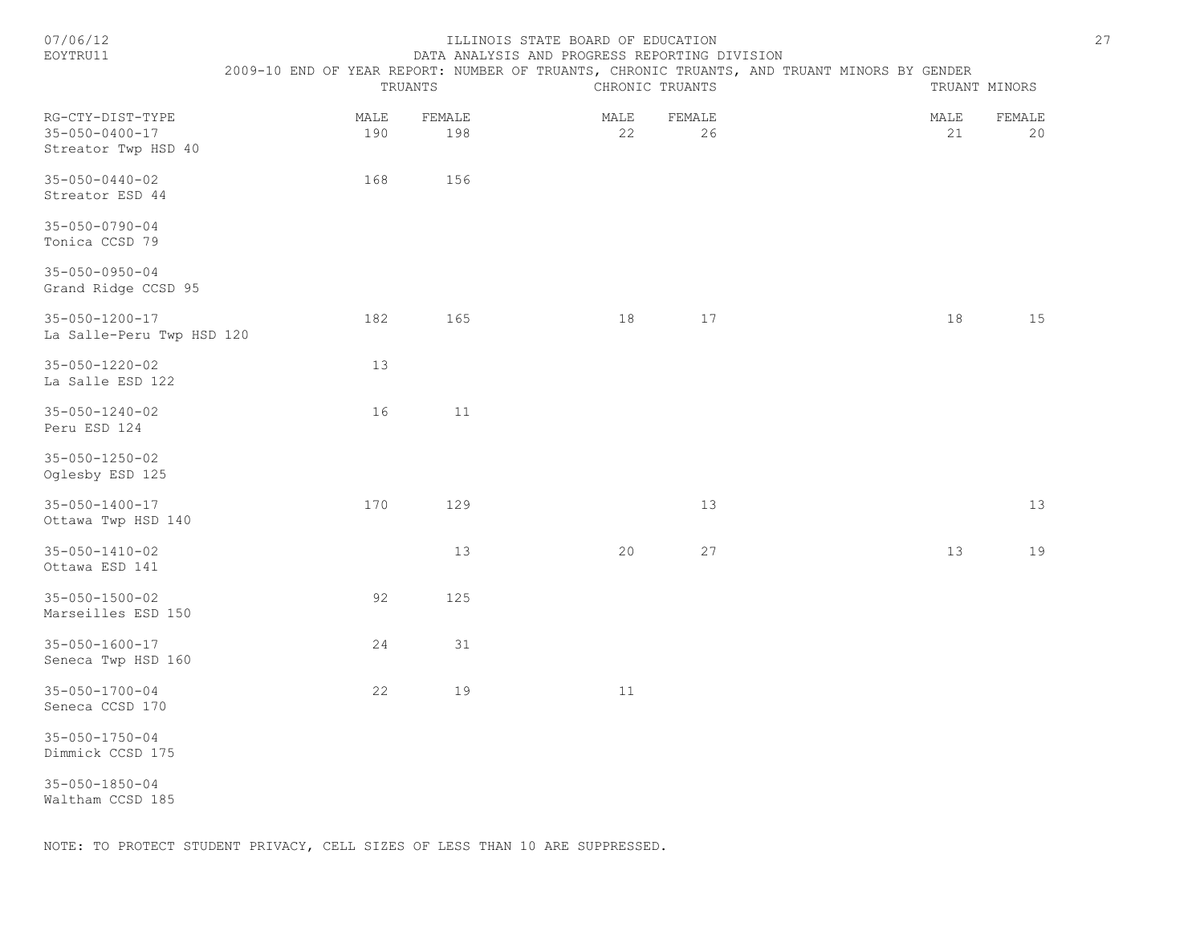ILLINOIS STATE BOARD OF EDUCATION
DATA ANALYSIS AND PROGRESS REPORTING DIVISION
2009-10 END OF YEAR REPORT: NUMBER OF TRUANTS, CHRONIC TRUANTS, AND TRUANT MINORS BY GENDER

| RG-CTY-DIST-TYPE | TRUANTS | | CHRONIC TRUANTS | | TRUANT MINORS | |
|---|---|---|---|---|---|---|
| | MALE | FEMALE | MALE | FEMALE | MALE | FEMALE |
| 35-050-0400-17 Streator Twp HSD 40 | 190 | 198 | 22 | 26 | 21 | 20 |
| 35-050-0440-02 Streator ESD 44 | 168 | 156 | | | | |
| 35-050-0790-04 Tonica CCSD 79 | | | | | | |
| 35-050-0950-04 Grand Ridge CCSD 95 | | | | | | |
| 35-050-1200-17 La Salle-Peru Twp HSD 120 | 182 | 165 | 18 | 17 | 18 | 15 |
| 35-050-1220-02 La Salle ESD 122 | 13 | | | | | |
| 35-050-1240-02 Peru ESD 124 | 16 | 11 | | | | |
| 35-050-1250-02 Oglesby ESD 125 | | | | | | |
| 35-050-1400-17 Ottawa Twp HSD 140 | 170 | 129 | | 13 | | 13 |
| 35-050-1410-02 Ottawa ESD 141 | | 13 | 20 | 27 | 13 | 19 |
| 35-050-1500-02 Marseilles ESD 150 | 92 | 125 | | | | |
| 35-050-1600-17 Seneca Twp HSD 160 | 24 | 31 | | | | |
| 35-050-1700-04 Seneca CCSD 170 | 22 | 19 | 11 | | | |
| 35-050-1750-04 Dimmick CCSD 175 | | | | | | |
| 35-050-1850-04 Waltham CCSD 185 | | | | | | |

NOTE: TO PROTECT STUDENT PRIVACY, CELL SIZES OF LESS THAN 10 ARE SUPPRESSED.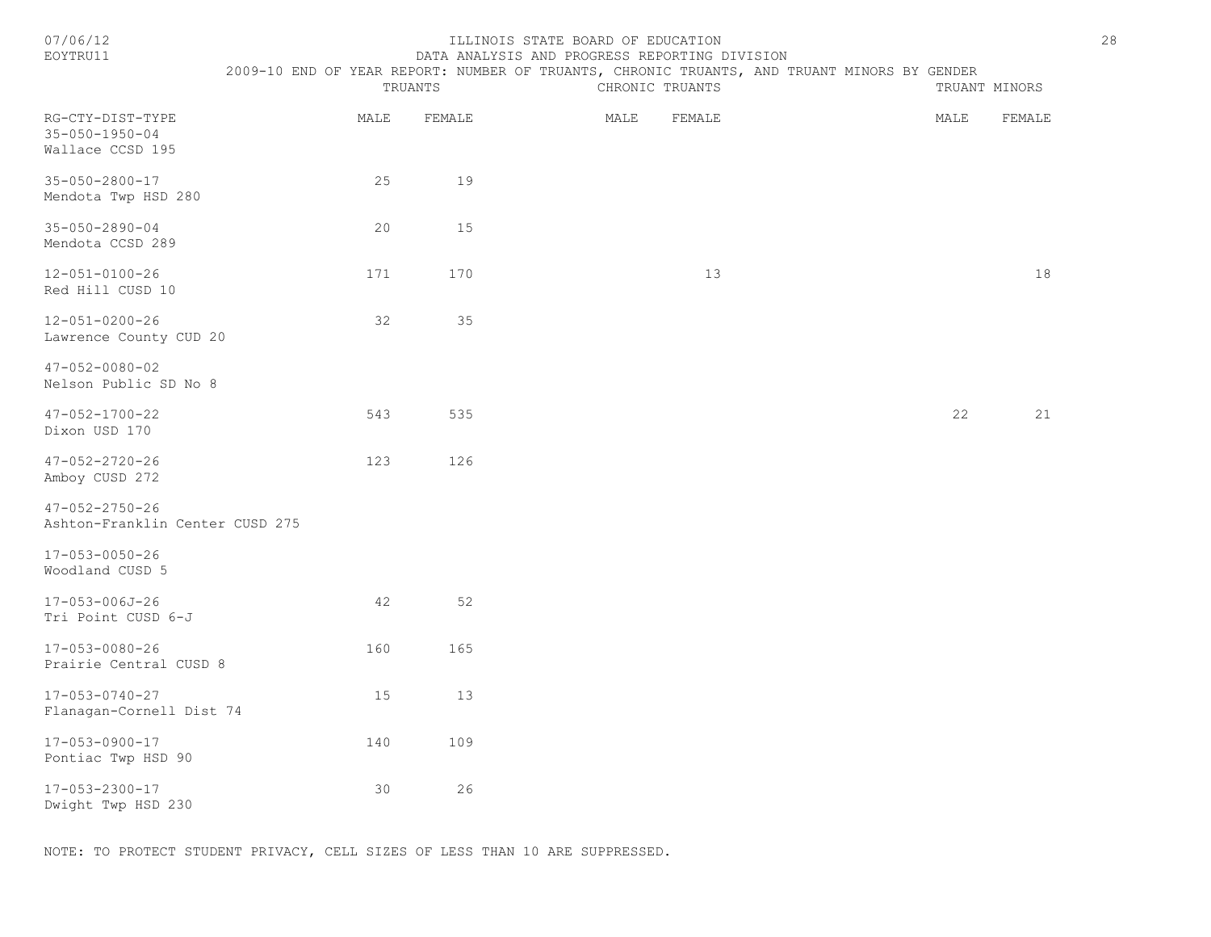ILLINOIS STATE BOARD OF EDUCATION
DATA ANALYSIS AND PROGRESS REPORTING DIVISION
2009-10 END OF YEAR REPORT: NUMBER OF TRUANTS, CHRONIC TRUANTS, AND TRUANT MINORS BY GENDER

| RG-CTY-DIST-TYPE | TRUANTS | | CHRONIC TRUANTS | | TRUANT MINORS | |
|---|---|---|---|---|---|---|
| | MALE | FEMALE | MALE | FEMALE | MALE | FEMALE |
| 35-050-1950-04 Wallace CCSD 195 | | | | | | |
| 35-050-2800-17 Mendota Twp HSD 280 | 25 | 19 | | | | |
| 35-050-2890-04 Mendota CCSD 289 | 20 | 15 | | | | |
| 12-051-0100-26 Red Hill CUSD 10 | 171 | 170 | | 13 | | 18 |
| 12-051-0200-26 Lawrence County CUD 20 | 32 | 35 | | | | |
| 47-052-0080-02 Nelson Public SD No 8 | | | | | | |
| 47-052-1700-22 Dixon USD 170 | 543 | 535 | | | 22 | 21 |
| 47-052-2720-26 Amboy CUSD 272 | 123 | 126 | | | | |
| 47-052-2750-26 Ashton-Franklin Center CUSD 275 | | | | | | |
| 17-053-0050-26 Woodland CUSD 5 | | | | | | |
| 17-053-006J-26 Tri Point CUSD 6-J | 42 | 52 | | | | |
| 17-053-0080-26 Prairie Central CUSD 8 | 160 | 165 | | | | |
| 17-053-0740-27 Flanagan-Cornell Dist 74 | 15 | 13 | | | | |
| 17-053-0900-17 Pontiac Twp HSD 90 | 140 | 109 | | | | |
| 17-053-2300-17 Dwight Twp HSD 230 | 30 | 26 | | | | |

NOTE: TO PROTECT STUDENT PRIVACY, CELL SIZES OF LESS THAN 10 ARE SUPPRESSED.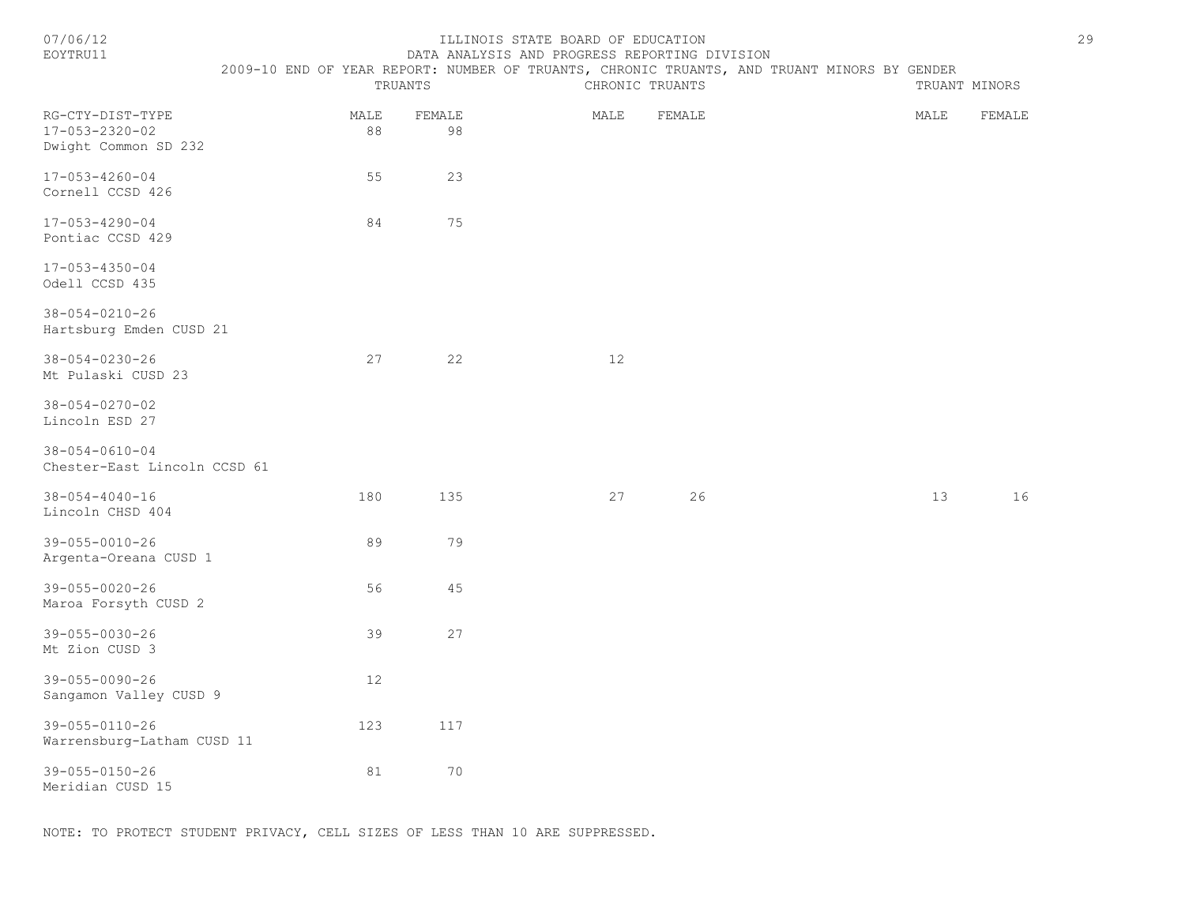ILLINOIS STATE BOARD OF EDUCATION

DATA ANALYSIS AND PROGRESS REPORTING DIVISION

2009-10 END OF YEAR REPORT: NUMBER OF TRUANTS, CHRONIC TRUANTS, AND TRUANT MINORS BY GENDER

| RG-CTY-DIST-TYPE | TRUANTS MALE | TRUANTS FEMALE | CHRONIC TRUANTS MALE | CHRONIC TRUANTS FEMALE | TRUANT MINORS MALE | TRUANT MINORS FEMALE |
|---|---|---|---|---|---|---|
| 17-053-2320-02 Dwight Common SD 232 | 88 | 98 | | | | |
| 17-053-4260-04 Cornell CCSD 426 | 55 | 23 | | | | |
| 17-053-4290-04 Pontiac CCSD 429 | 84 | 75 | | | | |
| 17-053-4350-04 Odell CCSD 435 | | | | | | |
| 38-054-0210-26 Hartsburg Emden CUSD 21 | | | | | | |
| 38-054-0230-26 Mt Pulaski CUSD 23 | 27 | 22 | 12 | | | |
| 38-054-0270-02 Lincoln ESD 27 | | | | | | |
| 38-054-0610-04 Chester-East Lincoln CCSD 61 | | | | | | |
| 38-054-4040-16 Lincoln CHSD 404 | 180 | 135 | 27 | 26 | 13 | 16 |
| 39-055-0010-26 Argenta-Oreana CUSD 1 | 89 | 79 | | | | |
| 39-055-0020-26 Maroa Forsyth CUSD 2 | 56 | 45 | | | | |
| 39-055-0030-26 Mt Zion CUSD 3 | 39 | 27 | | | | |
| 39-055-0090-26 Sangamon Valley CUSD 9 | 12 | | | | | |
| 39-055-0110-26 Warrensburg-Latham CUSD 11 | 123 | 117 | | | | |
| 39-055-0150-26 Meridian CUSD 15 | 81 | 70 | | | | |

NOTE: TO PROTECT STUDENT PRIVACY, CELL SIZES OF LESS THAN 10 ARE SUPPRESSED.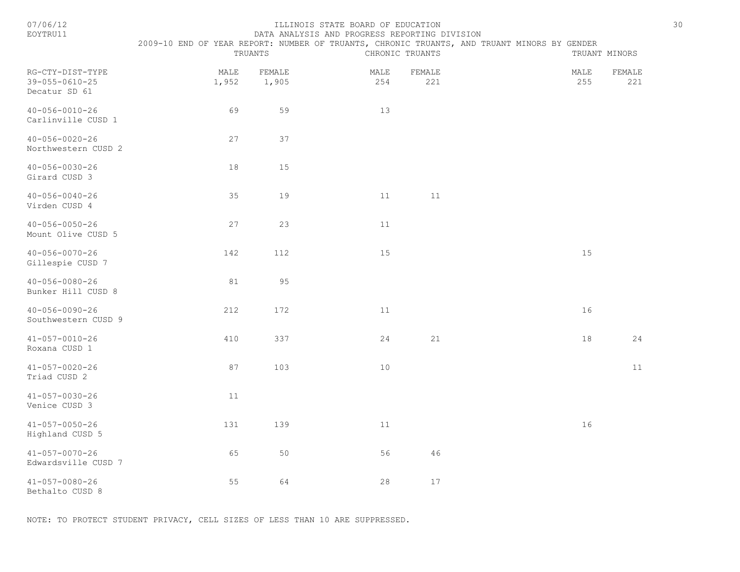ILLINOIS STATE BOARD OF EDUCATION
DATA ANALYSIS AND PROGRESS REPORTING DIVISION
2009-10 END OF YEAR REPORT: NUMBER OF TRUANTS, CHRONIC TRUANTS, AND TRUANT MINORS BY GENDER

| RG-CTY-DIST-TYPE | TRUANTS | | CHRONIC TRUANTS | | TRUANT MINORS | |
|---|---|---|---|---|---|---|
| | MALE | FEMALE | MALE | FEMALE | MALE | FEMALE |
| 39-055-0610-25 Decatur SD 61 | 1,952 | 1,905 | 254 | 221 | 255 | 221 |
| 40-056-0010-26 Carlinville CUSD 1 | 69 | 59 | 13 | | | |
| 40-056-0020-26 Northwestern CUSD 2 | 27 | 37 | | | | |
| 40-056-0030-26 Girard CUSD 3 | 18 | 15 | | | | |
| 40-056-0040-26 Virden CUSD 4 | 35 | 19 | 11 | 11 | | |
| 40-056-0050-26 Mount Olive CUSD 5 | 27 | 23 | 11 | | | |
| 40-056-0070-26 Gillespie CUSD 7 | 142 | 112 | 15 | | 15 | |
| 40-056-0080-26 Bunker Hill CUSD 8 | 81 | 95 | | | | |
| 40-056-0090-26 Southwestern CUSD 9 | 212 | 172 | 11 | | 16 | |
| 41-057-0010-26 Roxana CUSD 1 | 410 | 337 | 24 | 21 | 18 | 24 |
| 41-057-0020-26 Triad CUSD 2 | 87 | 103 | 10 | | | 11 |
| 41-057-0030-26 Venice CUSD 3 | 11 | | | | | |
| 41-057-0050-26 Highland CUSD 5 | 131 | 139 | 11 | | 16 | |
| 41-057-0070-26 Edwardsville CUSD 7 | 65 | 50 | 56 | 46 | | |
| 41-057-0080-26 Bethalto CUSD 8 | 55 | 64 | 28 | 17 | | |

NOTE: TO PROTECT STUDENT PRIVACY, CELL SIZES OF LESS THAN 10 ARE SUPPRESSED.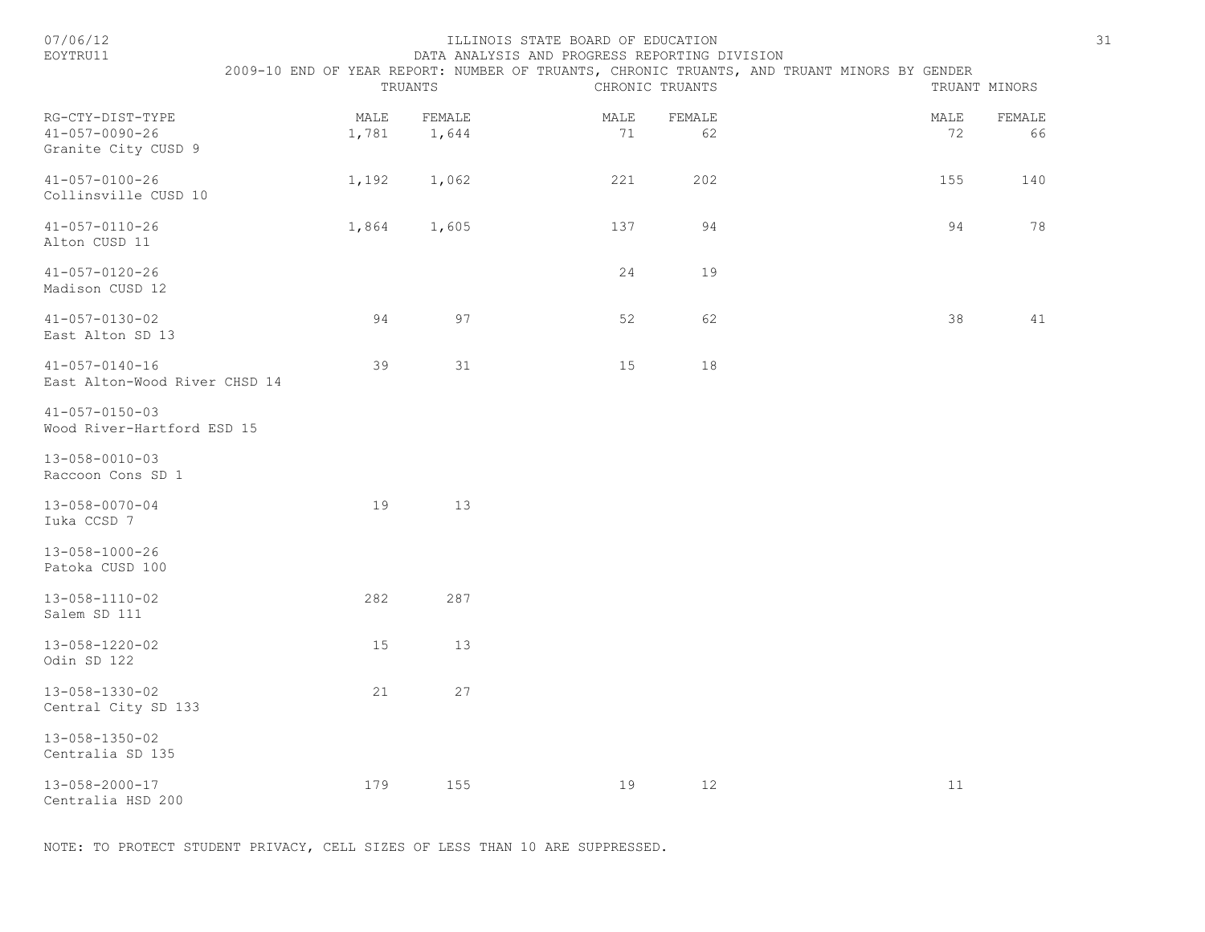ILLINOIS STATE BOARD OF EDUCATION

DATA ANALYSIS AND PROGRESS REPORTING DIVISION

2009-10 END OF YEAR REPORT: NUMBER OF TRUANTS, CHRONIC TRUANTS, AND TRUANT MINORS BY GENDER

| RG-CTY-DIST-TYPE | TRUANTS | | CHRONIC TRUANTS | | TRUANT MINORS | |
|---|---|---|---|---|---|---|
| | MALE | FEMALE | MALE | FEMALE | MALE | FEMALE |
| 41-057-0090-26 Granite City CUSD 9 | 1,781 | 1,644 | 71 | 62 | 72 | 66 |
| 41-057-0100-26 Collinsville CUSD 10 | 1,192 | 1,062 | 221 | 202 | 155 | 140 |
| 41-057-0110-26 Alton CUSD 11 | 1,864 | 1,605 | 137 | 94 | 94 | 78 |
| 41-057-0120-26 Madison CUSD 12 | | | 24 | 19 | | |
| 41-057-0130-02 East Alton SD 13 | 94 | 97 | 52 | 62 | 38 | 41 |
| 41-057-0140-16 East Alton-Wood River CHSD 14 | 39 | 31 | 15 | 18 | | |
| 41-057-0150-03 Wood River-Hartford ESD 15 | | | | | | |
| 13-058-0010-03 Raccoon Cons SD 1 | | | | | | |
| 13-058-0070-04 Iuka CCSD 7 | 19 | 13 | | | | |
| 13-058-1000-26 Patoka CUSD 100 | | | | | | |
| 13-058-1110-02 Salem SD 111 | 282 | 287 | | | | |
| 13-058-1220-02 Odin SD 122 | 15 | 13 | | | | |
| 13-058-1330-02 Central City SD 133 | 21 | 27 | | | | |
| 13-058-1350-02 Centralia SD 135 | | | | | | |
| 13-058-2000-17 Centralia HSD 200 | 179 | 155 | 19 | 12 | 11 | |

NOTE: TO PROTECT STUDENT PRIVACY, CELL SIZES OF LESS THAN 10 ARE SUPPRESSED.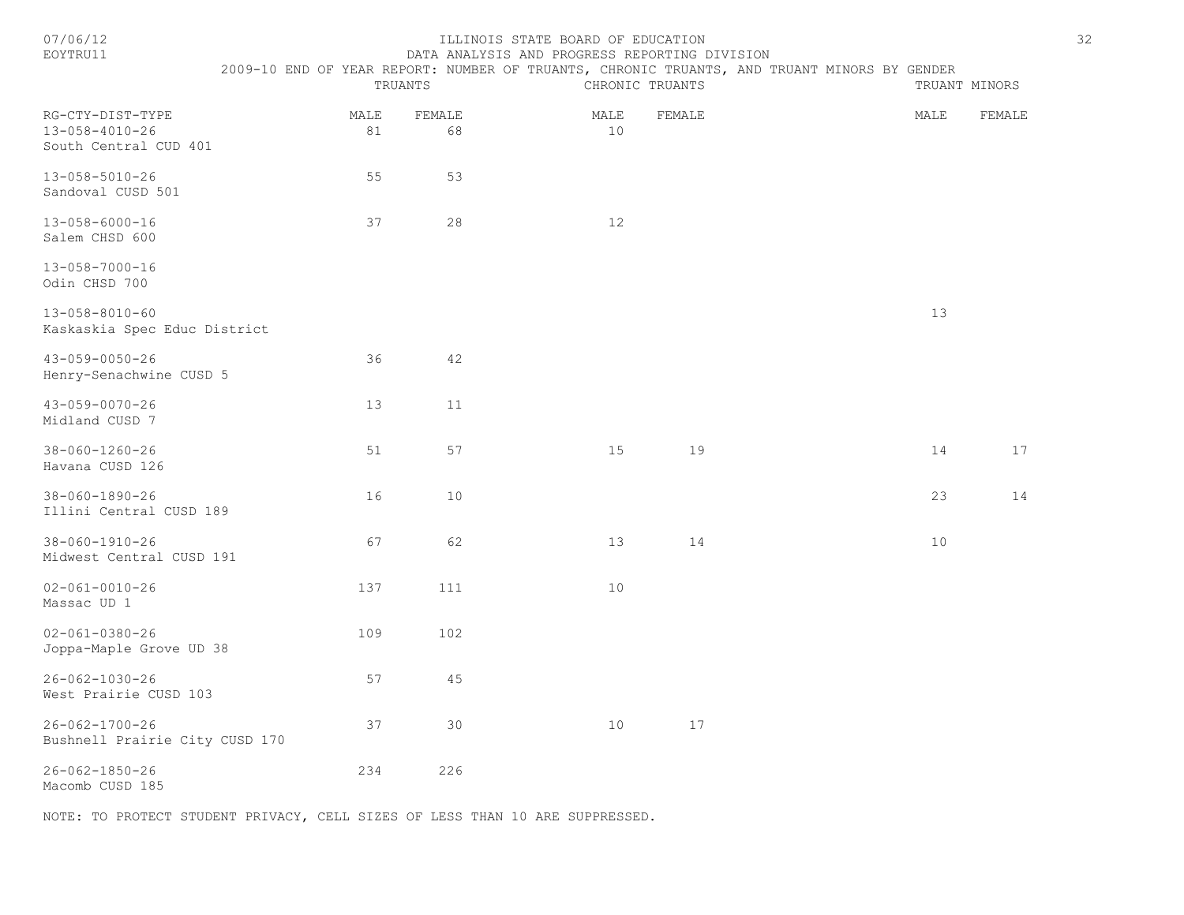ILLINOIS STATE BOARD OF EDUCATION

DATA ANALYSIS AND PROGRESS REPORTING DIVISION

2009-10 END OF YEAR REPORT: NUMBER OF TRUANTS, CHRONIC TRUANTS, AND TRUANT MINORS BY GENDER

| RG-CTY-DIST-TYPE | TRUANTS | | CHRONIC TRUANTS | | TRUANT MINORS | |
|---|---|---|---|---|---|---|
| | MALE | FEMALE | MALE | FEMALE | MALE | FEMALE |
| 13-058-4010-26 South Central CUD 401 | 81 | 68 | 10 | | | |
| 13-058-5010-26 Sandoval CUSD 501 | 55 | 53 | | | | |
| 13-058-6000-16 Salem CHSD 600 | 37 | 28 | 12 | | | |
| 13-058-7000-16 Odin CHSD 700 | | | | | | |
| 13-058-8010-60 Kaskaskia Spec Educ District | | | | | 13 | |
| 43-059-0050-26 Henry-Senachwine CUSD 5 | 36 | 42 | | | | |
| 43-059-0070-26 Midland CUSD 7 | 13 | 11 | | | | |
| 38-060-1260-26 Havana CUSD 126 | 51 | 57 | 15 | 19 | 14 | 17 |
| 38-060-1890-26 Illini Central CUSD 189 | 16 | 10 | | | 23 | 14 |
| 38-060-1910-26 Midwest Central CUSD 191 | 67 | 62 | 13 | 14 | 10 | |
| 02-061-0010-26 Massac UD 1 | 137 | 111 | 10 | | | |
| 02-061-0380-26 Joppa-Maple Grove UD 38 | 109 | 102 | | | | |
| 26-062-1030-26 West Prairie CUSD 103 | 57 | 45 | | | | |
| 26-062-1700-26 Bushnell Prairie City CUSD 170 | 37 | 30 | 10 | 17 | | |
| 26-062-1850-26 Macomb CUSD 185 | 234 | 226 | | | | |

NOTE: TO PROTECT STUDENT PRIVACY, CELL SIZES OF LESS THAN 10 ARE SUPPRESSED.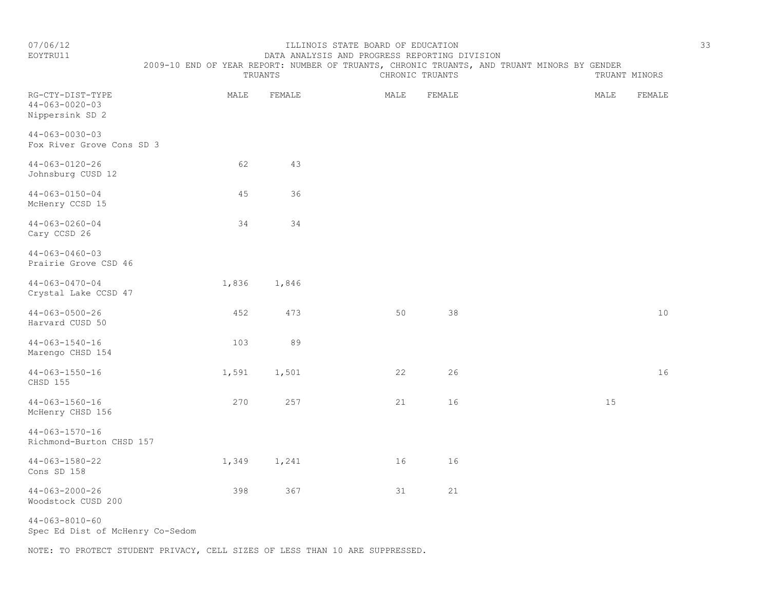ILLINOIS STATE BOARD OF EDUCATION

DATA ANALYSIS AND PROGRESS REPORTING DIVISION

2009-10 END OF YEAR REPORT: NUMBER OF TRUANTS, CHRONIC TRUANTS, AND TRUANT MINORS BY GENDER

| RG-CTY-DIST-TYPE | TRUANTS | | CHRONIC TRUANTS | | TRUANT MINORS | |
|---|---|---|---|---|---|---|
| | MALE | FEMALE | MALE | FEMALE | MALE | FEMALE |
| 44-063-0020-03 Nippersink SD 2 | | | | | | |
| 44-063-0030-03 Fox River Grove Cons SD 3 | | | | | | |
| 44-063-0120-26 Johnsburg CUSD 12 | 62 | 43 | | | | |
| 44-063-0150-04 McHenry CCSD 15 | 45 | 36 | | | | |
| 44-063-0260-04 Cary CCSD 26 | 34 | 34 | | | | |
| 44-063-0460-03 Prairie Grove CSD 46 | | | | | | |
| 44-063-0470-04 Crystal Lake CCSD 47 | 1,836 | 1,846 | | | | |
| 44-063-0500-26 Harvard CUSD 50 | 452 | 473 | 50 | 38 | | 10 |
| 44-063-1540-16 Marengo CHSD 154 | 103 | 89 | | | | |
| 44-063-1550-16 CHSD 155 | 1,591 | 1,501 | 22 | 26 | | 16 |
| 44-063-1560-16 McHenry CHSD 156 | 270 | 257 | 21 | 16 | 15 | |
| 44-063-1570-16 Richmond-Burton CHSD 157 | | | | | | |
| 44-063-1580-22 Cons SD 158 | 1,349 | 1,241 | 16 | 16 | | |
| 44-063-2000-26 Woodstock CUSD 200 | 398 | 367 | 31 | 21 | | |
| 44-063-8010-60 Spec Ed Dist of McHenry Co-Sedom | | | | | | |

NOTE: TO PROTECT STUDENT PRIVACY, CELL SIZES OF LESS THAN 10 ARE SUPPRESSED.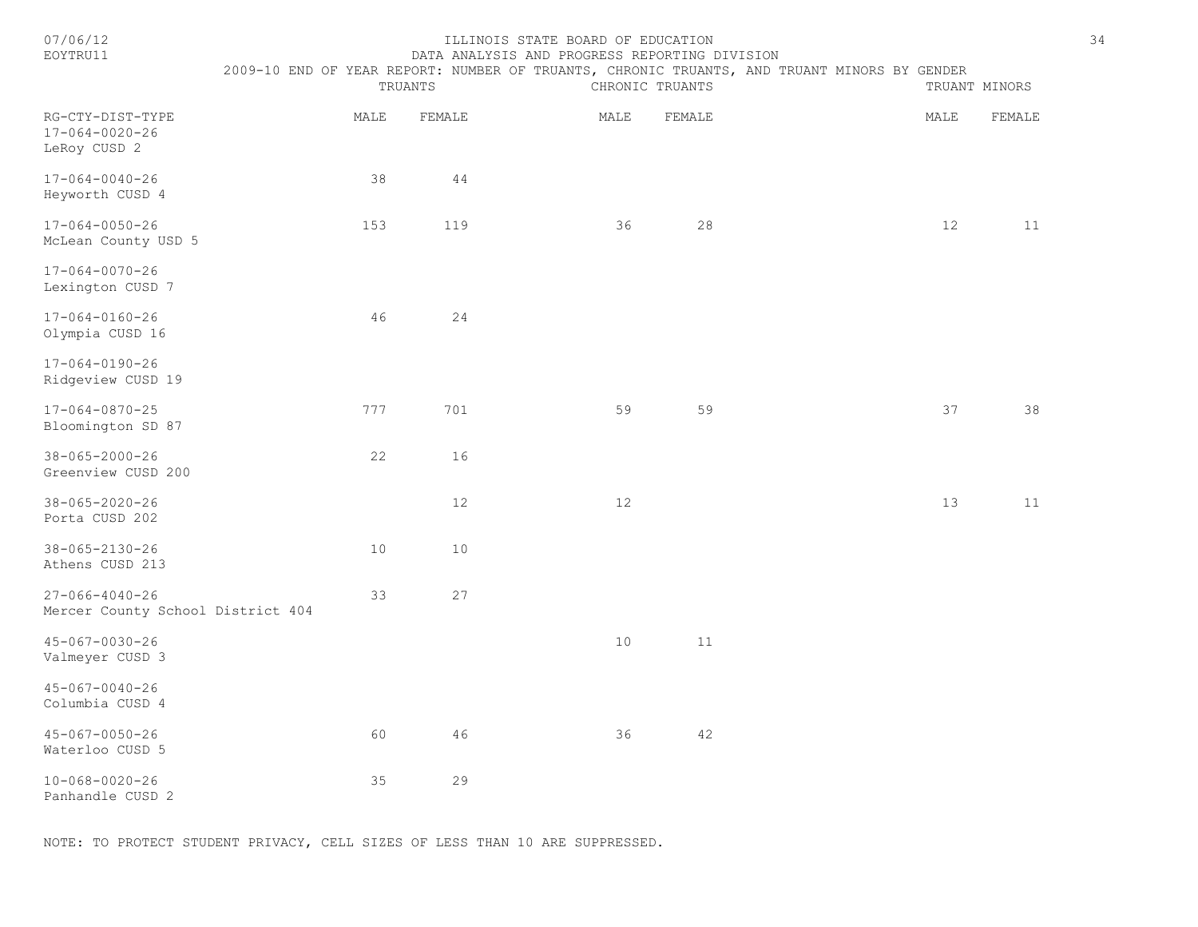ILLINOIS STATE BOARD OF EDUCATION
DATA ANALYSIS AND PROGRESS REPORTING DIVISION
2009-10 END OF YEAR REPORT: NUMBER OF TRUANTS, CHRONIC TRUANTS, AND TRUANT MINORS BY GENDER

| RG-CTY-DIST-TYPE | TRUANTS | | CHRONIC TRUANTS | | TRUANT MINORS | |
|---|---|---|---|---|---|---|
| | MALE | FEMALE | MALE | FEMALE | MALE | FEMALE |
| 17-064-0020-26 LeRoy CUSD 2 | | | | | | |
| 17-064-0040-26 Heyworth CUSD 4 | 38 | 44 | | | | |
| 17-064-0050-26 McLean County USD 5 | 153 | 119 | 36 | 28 | 12 | 11 |
| 17-064-0070-26 Lexington CUSD 7 | | | | | | |
| 17-064-0160-26 Olympia CUSD 16 | 46 | 24 | | | | |
| 17-064-0190-26 Ridgeview CUSD 19 | | | | | | |
| 17-064-0870-25 Bloomington SD 87 | 777 | 701 | 59 | 59 | 37 | 38 |
| 38-065-2000-26 Greenview CUSD 200 | 22 | 16 | | | | |
| 38-065-2020-26 Porta CUSD 202 | | 12 | 12 | | 13 | 11 |
| 38-065-2130-26 Athens CUSD 213 | 10 | 10 | | | | |
| 27-066-4040-26 Mercer County School District 404 | 33 | 27 | | | | |
| 45-067-0030-26 Valmeyer CUSD 3 | | | 10 | 11 | | |
| 45-067-0040-26 Columbia CUSD 4 | | | | | | |
| 45-067-0050-26 Waterloo CUSD 5 | 60 | 46 | 36 | 42 | | |
| 10-068-0020-26 Panhandle CUSD 2 | 35 | 29 | | | | |

NOTE: TO PROTECT STUDENT PRIVACY, CELL SIZES OF LESS THAN 10 ARE SUPPRESSED.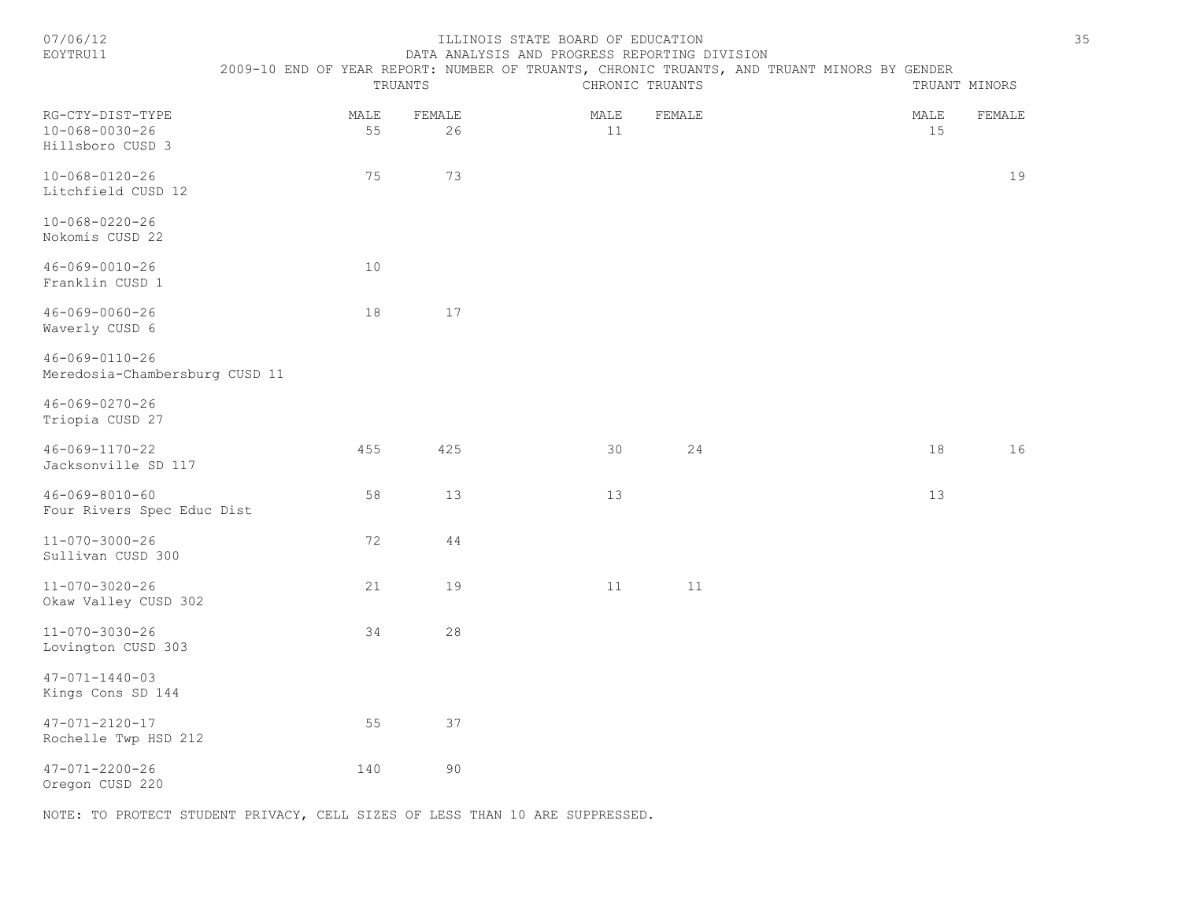ILLINOIS STATE BOARD OF EDUCATION

DATA ANALYSIS AND PROGRESS REPORTING DIVISION

2009-10 END OF YEAR REPORT: NUMBER OF TRUANTS, CHRONIC TRUANTS, AND TRUANT MINORS BY GENDER

| RG-CTY-DIST-TYPE | TRUANTS | | CHRONIC TRUANTS | | TRUANT MINORS | |
|---|---|---|---|---|---|---|
| | MALE | FEMALE | MALE | FEMALE | MALE | FEMALE |
| 10-068-0030-26 Hillsboro CUSD 3 | 55 | 26 | 11 | | 15 | |
| 10-068-0120-26 Litchfield CUSD 12 | 75 | 73 | | | | 19 |
| 10-068-0220-26 Nokomis CUSD 22 | | | | | | |
| 46-069-0010-26 Franklin CUSD 1 | 10 | | | | | |
| 46-069-0060-26 Waverly CUSD 6 | 18 | 17 | | | | |
| 46-069-0110-26 Meredosia-Chambersburg CUSD 11 | | | | | | |
| 46-069-0270-26 Triopia CUSD 27 | | | | | | |
| 46-069-1170-22 Jacksonville SD 117 | 455 | 425 | 30 | 24 | 18 | 16 |
| 46-069-8010-60 Four Rivers Spec Educ Dist | 58 | 13 | 13 | | 13 | |
| 11-070-3000-26 Sullivan CUSD 300 | 72 | 44 | | | | |
| 11-070-3020-26 Okaw Valley CUSD 302 | 21 | 19 | 11 | 11 | | |
| 11-070-3030-26 Lovington CUSD 303 | 34 | 28 | | | | |
| 47-071-1440-03 Kings Cons SD 144 | | | | | | |
| 47-071-2120-17 Rochelle Twp HSD 212 | 55 | 37 | | | | |
| 47-071-2200-26 Oregon CUSD 220 | 140 | 90 | | | | |

NOTE: TO PROTECT STUDENT PRIVACY, CELL SIZES OF LESS THAN 10 ARE SUPPRESSED.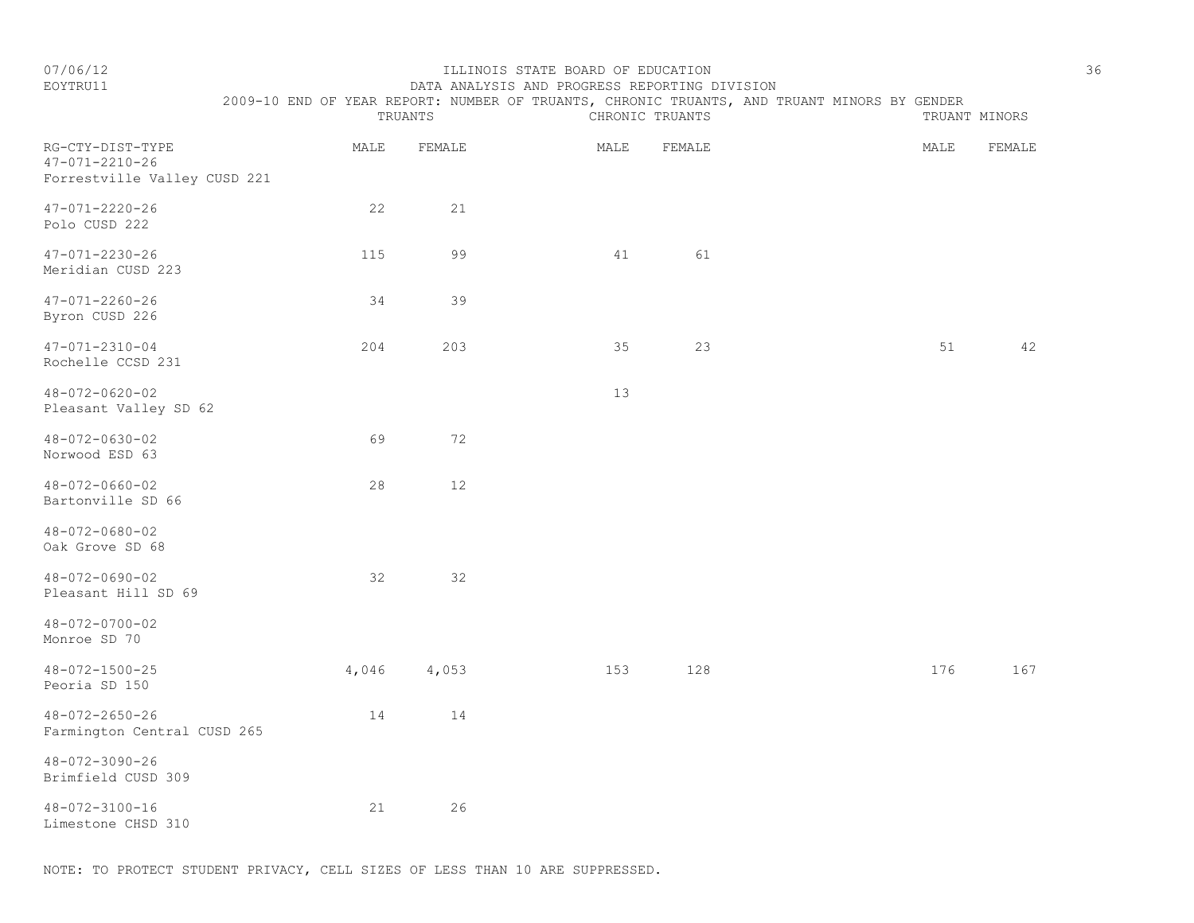ILLINOIS STATE BOARD OF EDUCATION
DATA ANALYSIS AND PROGRESS REPORTING DIVISION
2009-10 END OF YEAR REPORT: NUMBER OF TRUANTS, CHRONIC TRUANTS, AND TRUANT MINORS BY GENDER

07/06/12
EOYTRU11

| RG-CTY-DIST-TYPE | TRUANTS | | CHRONIC TRUANTS | | TRUANT MINORS | |
|---|---|---|---|---|---|---|
| | MALE | FEMALE | MALE | FEMALE | MALE | FEMALE |
| 47-071-2210-26 Forrestville Valley CUSD 221 | | | | | | |
| 47-071-2220-26 Polo CUSD 222 | 22 | 21 | | | | |
| 47-071-2230-26 Meridian CUSD 223 | 115 | 99 | 41 | 61 | | |
| 47-071-2260-26 Byron CUSD 226 | 34 | 39 | | | | |
| 47-071-2310-04 Rochelle CCSD 231 | 204 | 203 | 35 | 23 | 51 | 42 |
| 48-072-0620-02 Pleasant Valley SD 62 | | | 13 | | | |
| 48-072-0630-02 Norwood ESD 63 | 69 | 72 | | | | |
| 48-072-0660-02 Bartonville SD 66 | 28 | 12 | | | | |
| 48-072-0680-02 Oak Grove SD 68 | | | | | | |
| 48-072-0690-02 Pleasant Hill SD 69 | 32 | 32 | | | | |
| 48-072-0700-02 Monroe SD 70 | | | | | | |
| 48-072-1500-25 Peoria SD 150 | 4,046 | 4,053 | 153 | 128 | 176 | 167 |
| 48-072-2650-26 Farmington Central CUSD 265 | 14 | 14 | | | | |
| 48-072-3090-26 Brimfield CUSD 309 | | | | | | |
| 48-072-3100-16 Limestone CHSD 310 | 21 | 26 | | | | |

NOTE: TO PROTECT STUDENT PRIVACY, CELL SIZES OF LESS THAN 10 ARE SUPPRESSED.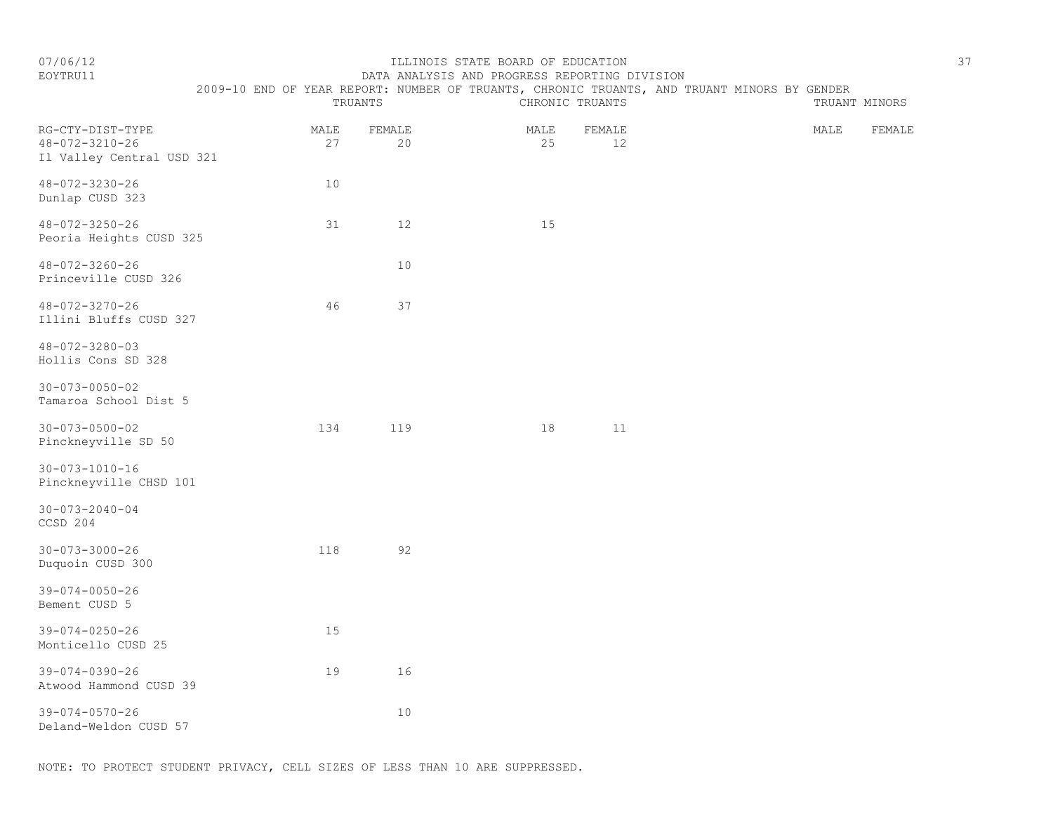ILLINOIS STATE BOARD OF EDUCATION
DATA ANALYSIS AND PROGRESS REPORTING DIVISION
2009-10 END OF YEAR REPORT: NUMBER OF TRUANTS, CHRONIC TRUANTS, AND TRUANT MINORS BY GENDER

| RG-CTY-DIST-TYPE | TRUANTS | | CHRONIC TRUANTS | | TRUANT MINORS | |
|---|---|---|---|---|---|---|
| | MALE | FEMALE | MALE | FEMALE | MALE | FEMALE |
| 48-072-3210-26 Il Valley Central USD 321 | 27 | 20 | 25 | 12 | | |
| 48-072-3230-26 Dunlap CUSD 323 | 10 | | | | | |
| 48-072-3250-26 Peoria Heights CUSD 325 | 31 | 12 | 15 | | | |
| 48-072-3260-26 Princeville CUSD 326 | | 10 | | | | |
| 48-072-3270-26 Illini Bluffs CUSD 327 | 46 | 37 | | | | |
| 48-072-3280-03 Hollis Cons SD 328 | | | | | | |
| 30-073-0050-02 Tamaroa School Dist 5 | | | | | | |
| 30-073-0500-02 Pinckneyville SD 50 | 134 | 119 | 18 | 11 | | |
| 30-073-1010-16 Pinckneyville CHSD 101 | | | | | | |
| 30-073-2040-04 CCSD 204 | | | | | | |
| 30-073-3000-26 Duquoin CUSD 300 | 118 | 92 | | | | |
| 39-074-0050-26 Bement CUSD 5 | | | | | | |
| 39-074-0250-26 Monticello CUSD 25 | 15 | | | | | |
| 39-074-0390-26 Atwood Hammond CUSD 39 | 19 | 16 | | | | |
| 39-074-0570-26 Deland-Weldon CUSD 57 | | 10 | | | | |

NOTE: TO PROTECT STUDENT PRIVACY, CELL SIZES OF LESS THAN 10 ARE SUPPRESSED.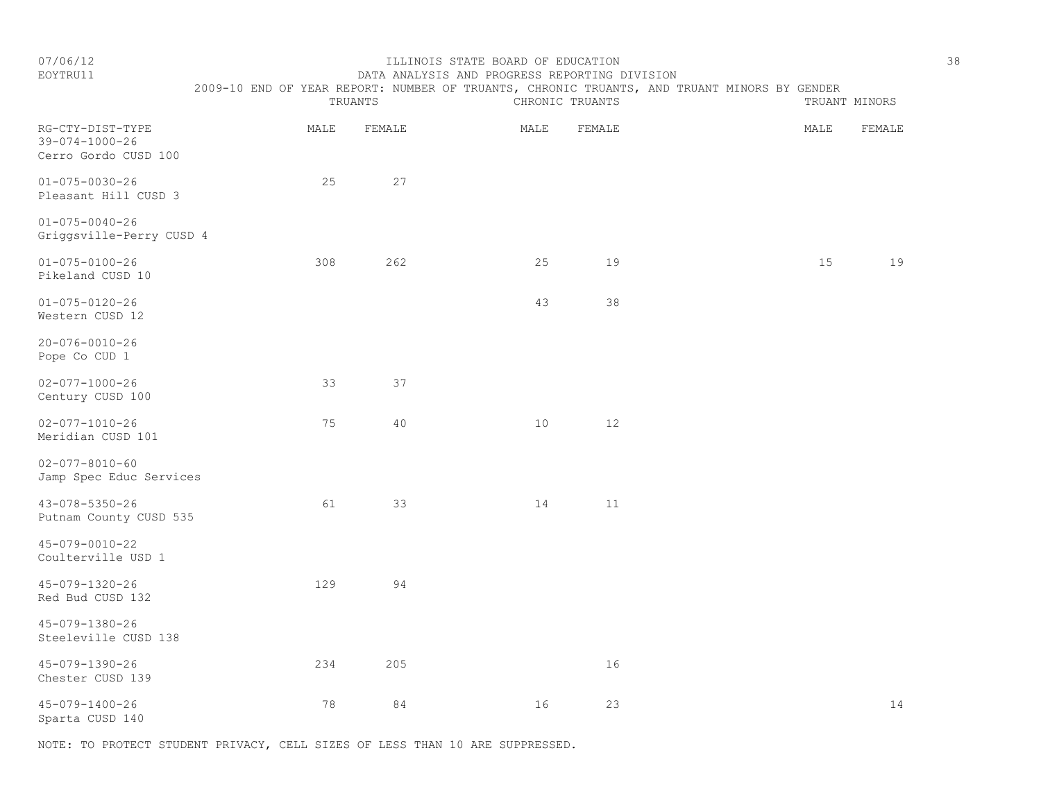ILLINOIS STATE BOARD OF EDUCATION
DATA ANALYSIS AND PROGRESS REPORTING DIVISION
2009-10 END OF YEAR REPORT: NUMBER OF TRUANTS, CHRONIC TRUANTS, AND TRUANT MINORS BY GENDER

| RG-CTY-DIST-TYPE | TRUANTS | | CHRONIC TRUANTS | | TRUANT MINORS | |
|---|---|---|---|---|---|---|
| | MALE | FEMALE | MALE | FEMALE | MALE | FEMALE |
| 39-074-1000-26 Cerro Gordo CUSD 100 | | | | | | |
| 01-075-0030-26 Pleasant Hill CUSD 3 | 25 | 27 | | | | |
| 01-075-0040-26 Griggsville-Perry CUSD 4 | | | | | | |
| 01-075-0100-26 Pikeland CUSD 10 | 308 | 262 | 25 | 19 | 15 | 19 |
| 01-075-0120-26 Western CUSD 12 | | | 43 | 38 | | |
| 20-076-0010-26 Pope Co CUD 1 | | | | | | |
| 02-077-1000-26 Century CUSD 100 | 33 | 37 | | | | |
| 02-077-1010-26 Meridian CUSD 101 | 75 | 40 | 10 | 12 | | |
| 02-077-8010-60 Jamp Spec Educ Services | | | | | | |
| 43-078-5350-26 Putnam County CUSD 535 | 61 | 33 | 14 | 11 | | |
| 45-079-0010-22 Coulterville USD 1 | | | | | | |
| 45-079-1320-26 Red Bud CUSD 132 | 129 | 94 | | | | |
| 45-079-1380-26 Steeleville CUSD 138 | | | | | | |
| 45-079-1390-26 Chester CUSD 139 | 234 | 205 | | 16 | | |
| 45-079-1400-26 Sparta CUSD 140 | 78 | 84 | 16 | 23 | | 14 |

NOTE: TO PROTECT STUDENT PRIVACY, CELL SIZES OF LESS THAN 10 ARE SUPPRESSED.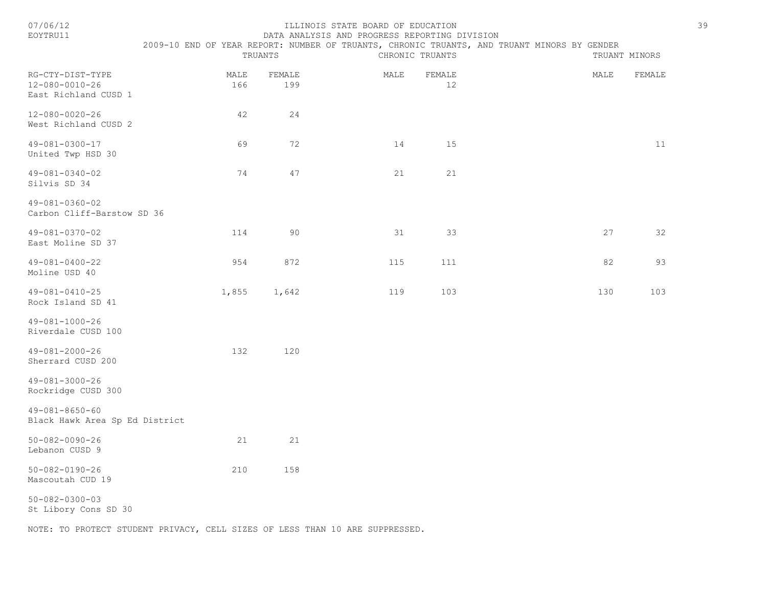ILLINOIS STATE BOARD OF EDUCATION
DATA ANALYSIS AND PROGRESS REPORTING DIVISION
2009-10 END OF YEAR REPORT: NUMBER OF TRUANTS, CHRONIC TRUANTS, AND TRUANT MINORS BY GENDER

| RG-CTY-DIST-TYPE | TRUANTS | | CHRONIC TRUANTS | | TRUANT MINORS | |
|---|---|---|---|---|---|---|
| | MALE | FEMALE | MALE | FEMALE | MALE | FEMALE |
| 12-080-0010-26 East Richland CUSD 1 | 166 | 199 | | 12 | | |
| 12-080-0020-26 West Richland CUSD 2 | 42 | 24 | | | | |
| 49-081-0300-17 United Twp HSD 30 | 69 | 72 | 14 | 15 | | 11 |
| 49-081-0340-02 Silvis SD 34 | 74 | 47 | 21 | 21 | | |
| 49-081-0360-02 Carbon Cliff-Barstow SD 36 | | | | | | |
| 49-081-0370-02 East Moline SD 37 | 114 | 90 | 31 | 33 | 27 | 32 |
| 49-081-0400-22 Moline USD 40 | 954 | 872 | 115 | 111 | 82 | 93 |
| 49-081-0410-25 Rock Island SD 41 | 1,855 | 1,642 | 119 | 103 | 130 | 103 |
| 49-081-1000-26 Riverdale CUSD 100 | | | | | | |
| 49-081-2000-26 Sherrard CUSD 200 | 132 | 120 | | | | |
| 49-081-3000-26 Rockridge CUSD 300 | | | | | | |
| 49-081-8650-60 Black Hawk Area Sp Ed District | | | | | | |
| 50-082-0090-26 Lebanon CUSD 9 | 21 | 21 | | | | |
| 50-082-0190-26 Mascoutah CUD 19 | 210 | 158 | | | | |
| 50-082-0300-03 St Libory Cons SD 30 | | | | | | |

NOTE: TO PROTECT STUDENT PRIVACY, CELL SIZES OF LESS THAN 10 ARE SUPPRESSED.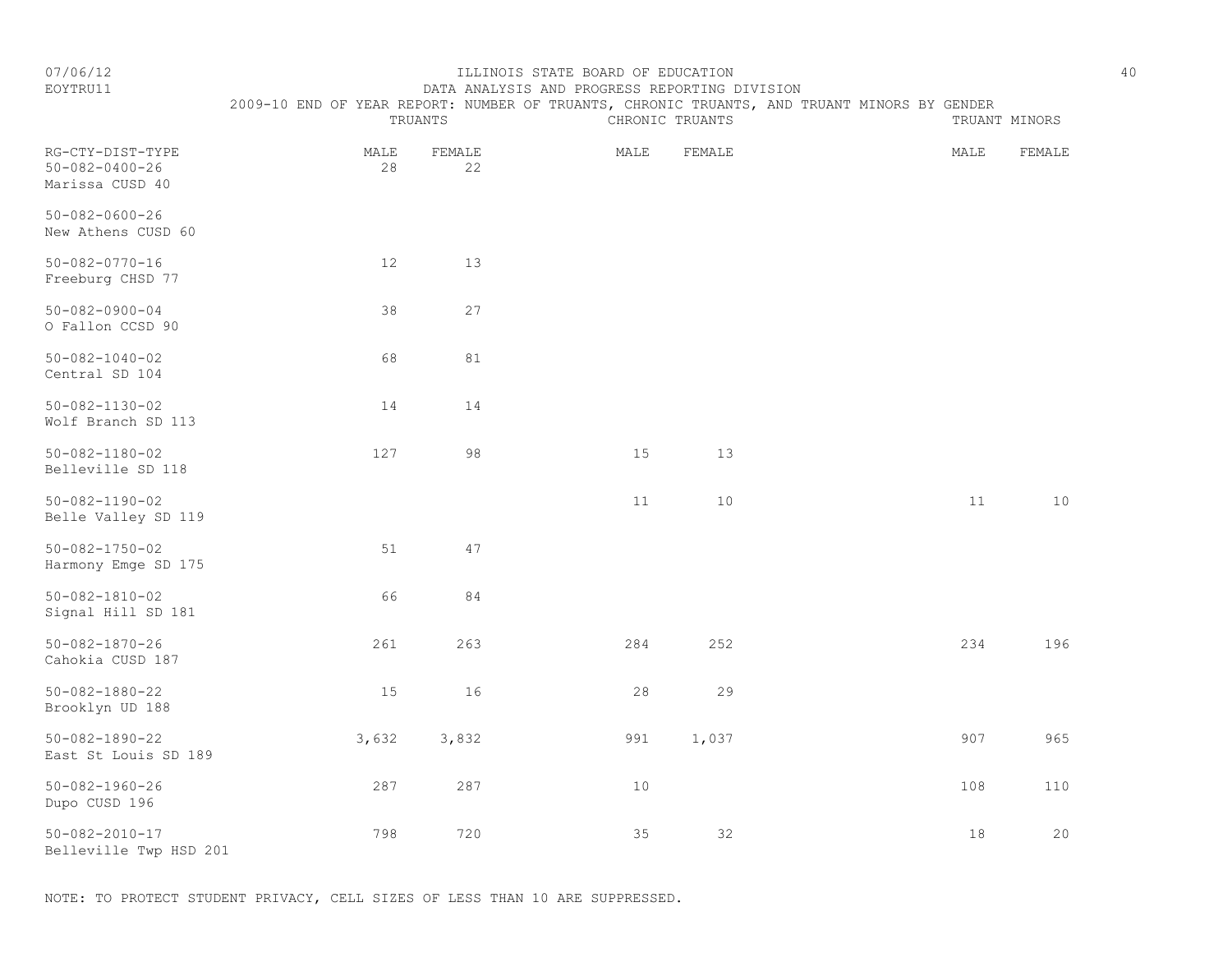ILLINOIS STATE BOARD OF EDUCATION
DATA ANALYSIS AND PROGRESS REPORTING DIVISION
2009-10 END OF YEAR REPORT: NUMBER OF TRUANTS, CHRONIC TRUANTS, AND TRUANT MINORS BY GENDER

| RG-CTY-DIST-TYPE | TRUANTS MALE | TRUANTS FEMALE | CHRONIC TRUANTS MALE | CHRONIC TRUANTS FEMALE | TRUANT MINORS MALE | TRUANT MINORS FEMALE |
|---|---|---|---|---|---|---|
| 50-082-0400-26 Marissa CUSD 40 | 28 | 22 | | | | |
| 50-082-0600-26 New Athens CUSD 60 | | | | | | |
| 50-082-0770-16 Freeburg CHSD 77 | 12 | 13 | | | | |
| 50-082-0900-04 O Fallon CCSD 90 | 38 | 27 | | | | |
| 50-082-1040-02 Central SD 104 | 68 | 81 | | | | |
| 50-082-1130-02 Wolf Branch SD 113 | 14 | 14 | | | | |
| 50-082-1180-02 Belleville SD 118 | 127 | 98 | 15 | 13 | | |
| 50-082-1190-02 Belle Valley SD 119 | | | 11 | 10 | 11 | 10 |
| 50-082-1750-02 Harmony Emge SD 175 | 51 | 47 | | | | |
| 50-082-1810-02 Signal Hill SD 181 | 66 | 84 | | | | |
| 50-082-1870-26 Cahokia CUSD 187 | 261 | 263 | 284 | 252 | 234 | 196 |
| 50-082-1880-22 Brooklyn UD 188 | 15 | 16 | 28 | 29 | | |
| 50-082-1890-22 East St Louis SD 189 | 3,632 | 3,832 | 991 | 1,037 | 907 | 965 |
| 50-082-1960-26 Dupo CUSD 196 | 287 | 287 | 10 | | 108 | 110 |
| 50-082-2010-17 Belleville Twp HSD 201 | 798 | 720 | 35 | 32 | 18 | 20 |

NOTE: TO PROTECT STUDENT PRIVACY, CELL SIZES OF LESS THAN 10 ARE SUPPRESSED.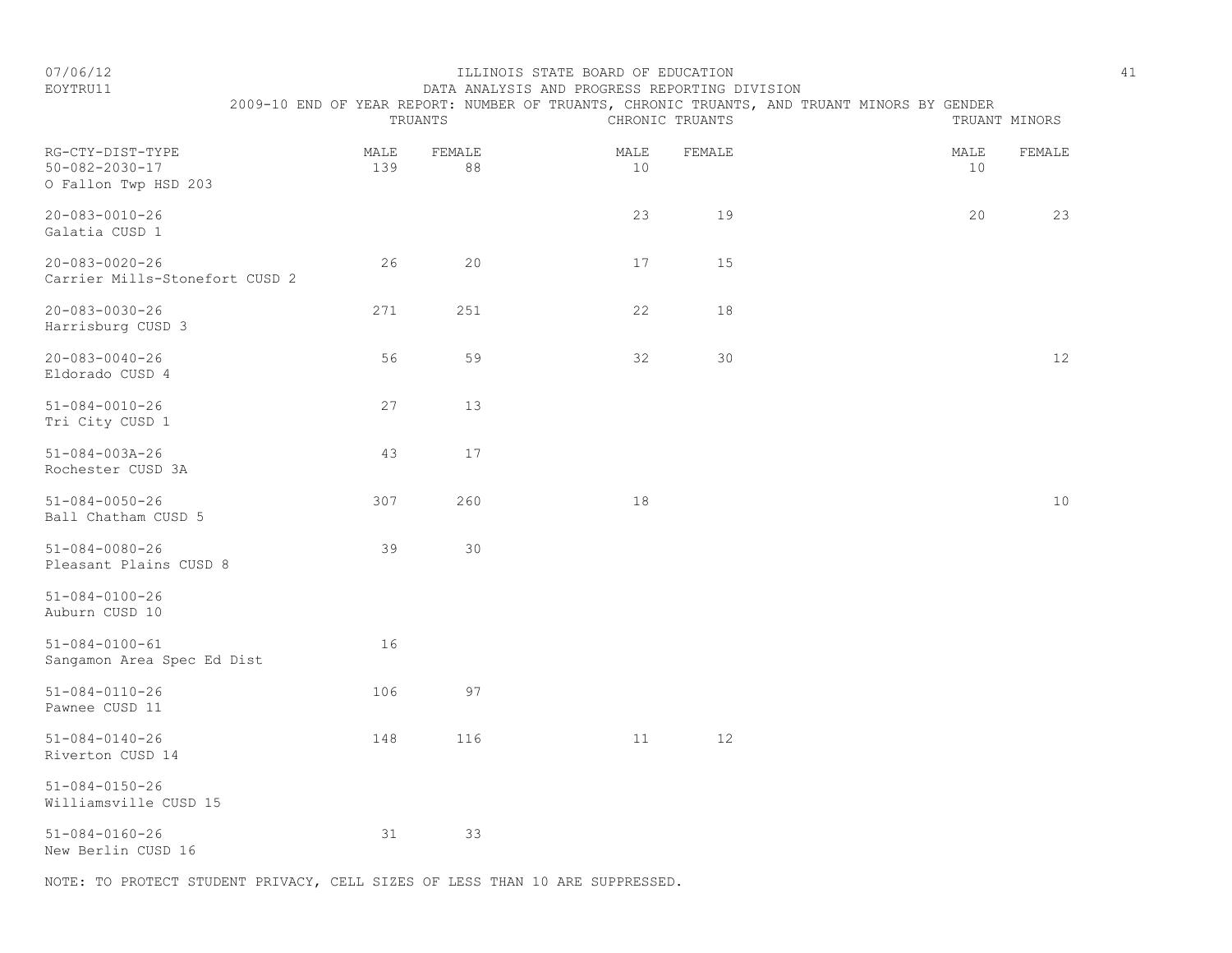ILLINOIS STATE BOARD OF EDUCATION

DATA ANALYSIS AND PROGRESS REPORTING DIVISION

2009-10 END OF YEAR REPORT: NUMBER OF TRUANTS, CHRONIC TRUANTS, AND TRUANT MINORS BY GENDER

| RG-CTY-DIST-TYPE | TRUANTS | | CHRONIC TRUANTS | | TRUANT MINORS | |
|---|---|---|---|---|---|---|
| | MALE | FEMALE | MALE | FEMALE | MALE | FEMALE |
| 50-082-2030-17 O Fallon Twp HSD 203 | 139 | 88 | 10 | | 10 | |
| 20-083-0010-26 Galatia CUSD 1 | | | 23 | 19 | 20 | 23 |
| 20-083-0020-26 Carrier Mills-Stonefort CUSD 2 | 26 | 20 | 17 | 15 | | |
| 20-083-0030-26 Harrisburg CUSD 3 | 271 | 251 | 22 | 18 | | |
| 20-083-0040-26 Eldorado CUSD 4 | 56 | 59 | 32 | 30 | | 12 |
| 51-084-0010-26 Tri City CUSD 1 | 27 | 13 | | | | |
| 51-084-003A-26 Rochester CUSD 3A | 43 | 17 | | | | |
| 51-084-0050-26 Ball Chatham CUSD 5 | 307 | 260 | 18 | | | 10 |
| 51-084-0080-26 Pleasant Plains CUSD 8 | 39 | 30 | | | | |
| 51-084-0100-26 Auburn CUSD 10 | | | | | | |
| 51-084-0100-61 Sangamon Area Spec Ed Dist | 16 | | | | | |
| 51-084-0110-26 Pawnee CUSD 11 | 106 | 97 | | | | |
| 51-084-0140-26 Riverton CUSD 14 | 148 | 116 | 11 | 12 | | |
| 51-084-0150-26 Williamsville CUSD 15 | | | | | | |
| 51-084-0160-26 New Berlin CUSD 16 | 31 | 33 | | | | |

NOTE: TO PROTECT STUDENT PRIVACY, CELL SIZES OF LESS THAN 10 ARE SUPPRESSED.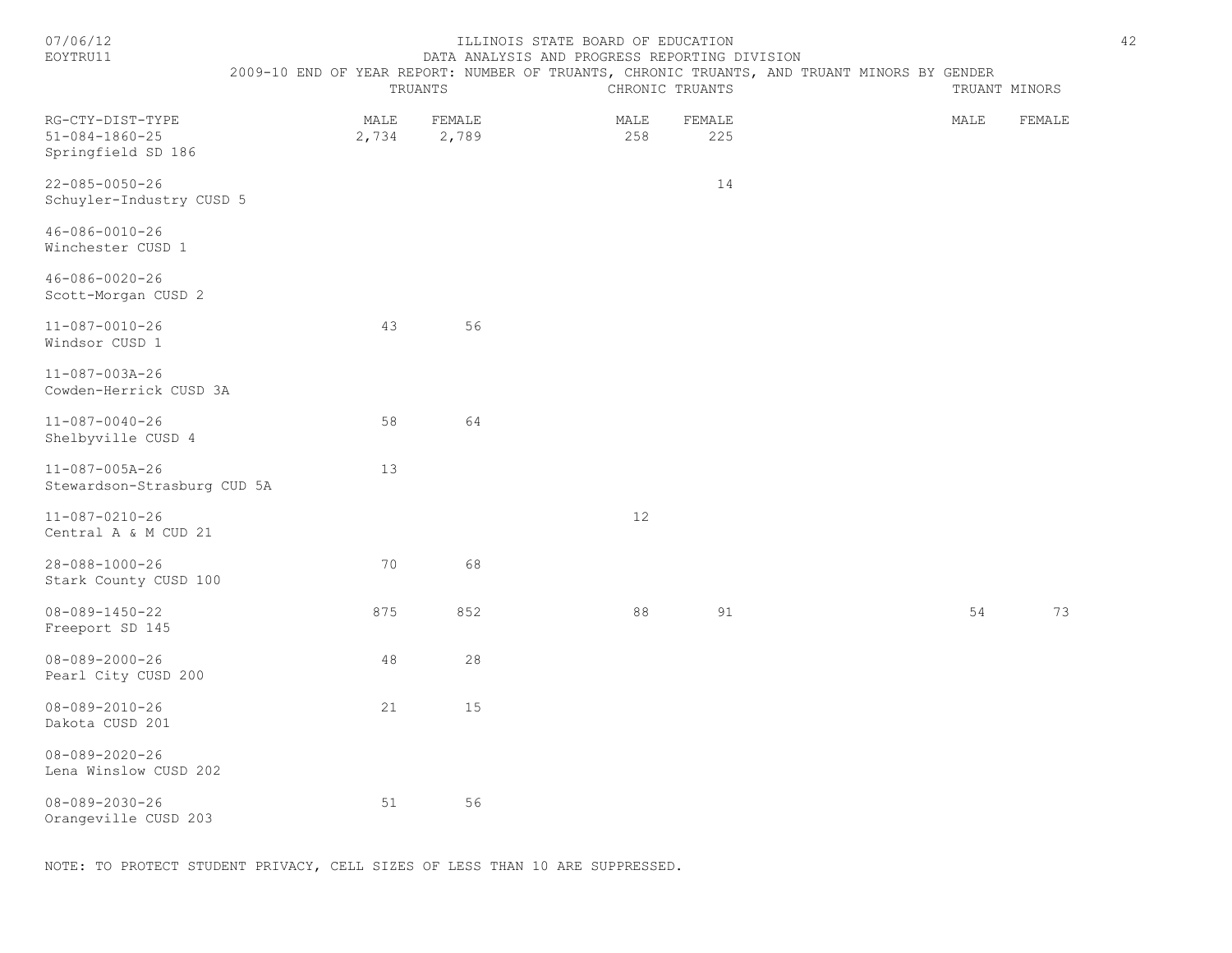ILLINOIS STATE BOARD OF EDUCATION
DATA ANALYSIS AND PROGRESS REPORTING DIVISION
2009-10 END OF YEAR REPORT: NUMBER OF TRUANTS, CHRONIC TRUANTS, AND TRUANT MINORS BY GENDER

| RG-CTY-DIST-TYPE | TRUANTS | | CHRONIC TRUANTS | | TRUANT MINORS | |
|---|---|---|---|---|---|---|
| | MALE | FEMALE | MALE | FEMALE | MALE | FEMALE |
| 51-084-1860-25 Springfield SD 186 | 2,734 | 2,789 | 258 | 225 | | |
| 22-085-0050-26 Schuyler-Industry CUSD 5 | | | | 14 | | |
| 46-086-0010-26 Winchester CUSD 1 | | | | | | |
| 46-086-0020-26 Scott-Morgan CUSD 2 | | | | | | |
| 11-087-0010-26 Windsor CUSD 1 | 43 | 56 | | | | |
| 11-087-003A-26 Cowden-Herrick CUSD 3A | | | | | | |
| 11-087-0040-26 Shelbyville CUSD 4 | 58 | 64 | | | | |
| 11-087-005A-26 Stewardson-Strasburg CUD 5A | 13 | | | | | |
| 11-087-0210-26 Central A & M CUD 21 | | | 12 | | | |
| 28-088-1000-26 Stark County CUSD 100 | 70 | 68 | | | | |
| 08-089-1450-22 Freeport SD 145 | 875 | 852 | 88 | 91 | 54 | 73 |
| 08-089-2000-26 Pearl City CUSD 200 | 48 | 28 | | | | |
| 08-089-2010-26 Dakota CUSD 201 | 21 | 15 | | | | |
| 08-089-2020-26 Lena Winslow CUSD 202 | | | | | | |
| 08-089-2030-26 Orangeville CUSD 203 | 51 | 56 | | | | |

NOTE: TO PROTECT STUDENT PRIVACY, CELL SIZES OF LESS THAN 10 ARE SUPPRESSED.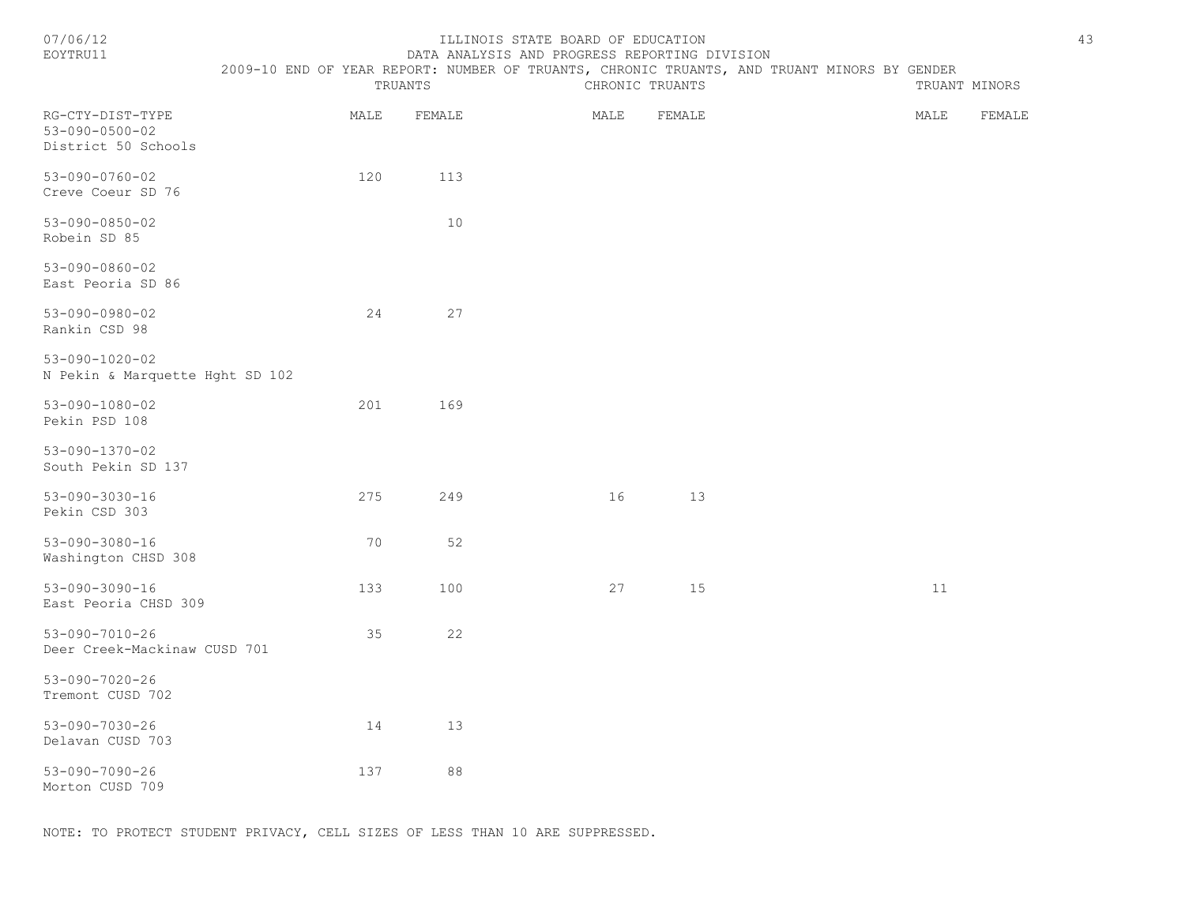ILLINOIS STATE BOARD OF EDUCATION

DATA ANALYSIS AND PROGRESS REPORTING DIVISION

2009-10 END OF YEAR REPORT: NUMBER OF TRUANTS, CHRONIC TRUANTS, AND TRUANT MINORS BY GENDER

| RG-CTY-DIST-TYPE | TRUANTS | | CHRONIC TRUANTS | | TRUANT MINORS | |
|---|---|---|---|---|---|---|
| | MALE | FEMALE | MALE | FEMALE | MALE | FEMALE |
| 53-090-0500-02 District 50 Schools | | | | | | |
| 53-090-0760-02 Creve Coeur SD 76 | 120 | 113 | | | | |
| 53-090-0850-02 Robein SD 85 | | 10 | | | | |
| 53-090-0860-02 East Peoria SD 86 | | | | | | |
| 53-090-0980-02 Rankin CSD 98 | 24 | 27 | | | | |
| 53-090-1020-02 N Pekin & Marquette Hght SD 102 | | | | | | |
| 53-090-1080-02 Pekin PSD 108 | 201 | 169 | | | | |
| 53-090-1370-02 South Pekin SD 137 | | | | | | |
| 53-090-3030-16 Pekin CSD 303 | 275 | 249 | 16 | 13 | | |
| 53-090-3080-16 Washington CHSD 308 | 70 | 52 | | | | |
| 53-090-3090-16 East Peoria CHSD 309 | 133 | 100 | 27 | 15 | 11 | |
| 53-090-7010-26 Deer Creek-Mackinaw CUSD 701 | 35 | 22 | | | | |
| 53-090-7020-26 Tremont CUSD 702 | | | | | | |
| 53-090-7030-26 Delavan CUSD 703 | 14 | 13 | | | | |
| 53-090-7090-26 Morton CUSD 709 | 137 | 88 | | | | |

NOTE: TO PROTECT STUDENT PRIVACY, CELL SIZES OF LESS THAN 10 ARE SUPPRESSED.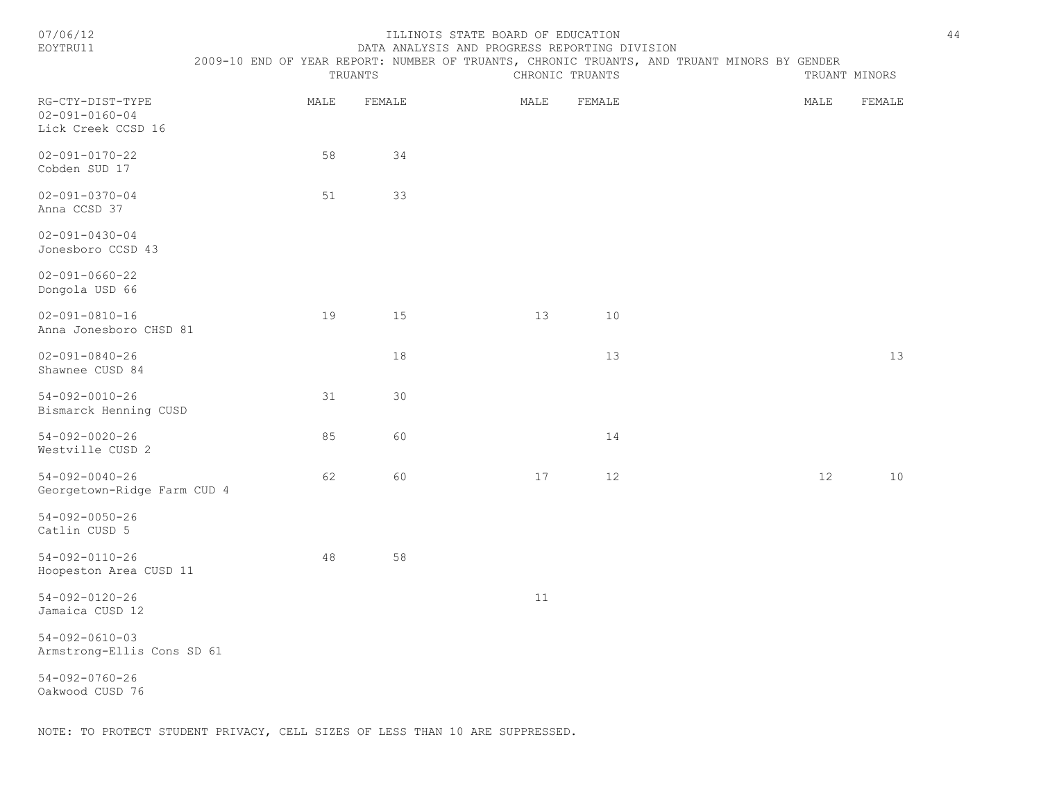# ILLINOIS STATE BOARD OF EDUCATION

## DATA ANALYSIS AND PROGRESS REPORTING DIVISION

### 2009-10 END OF YEAR REPORT: NUMBER OF TRUANTS, CHRONIC TRUANTS, AND TRUANT MINORS BY GENDER

| | TRUANTS | | CHRONIC TRUANTS | | TRUANT MINORS | |
|---|---|---|---|---|---|---|
| RG-CTY-DIST-TYPE | MALE | FEMALE | MALE | FEMALE | MALE | FEMALE |
| 02-091-0160-04 Lick Creek CCSD 16 | | | | | | |
| 02-091-0170-22 Cobden SUD 17 | 58 | 34 | | | | |
| 02-091-0370-04 Anna CCSD 37 | 51 | 33 | | | | |
| 02-091-0430-04 Jonesboro CCSD 43 | | | | | | |
| 02-091-0660-22 Dongola USD 66 | | | | | | |
| 02-091-0810-16 Anna Jonesboro CHSD 81 | 19 | 15 | 13 | 10 | | |
| 02-091-0840-26 Shawnee CUSD 84 | | 18 | | 13 | | 13 |
| 54-092-0010-26 Bismarck Henning CUSD | 31 | 30 | | | | |
| 54-092-0020-26 Westville CUSD 2 | 85 | 60 | | 14 | | |
| 54-092-0040-26 Georgetown-Ridge Farm CUD 4 | 62 | 60 | 17 | 12 | 12 | 10 |
| 54-092-0050-26 Catlin CUSD 5 | | | | | | |
| 54-092-0110-26 Hoopeston Area CUSD 11 | 48 | 58 | | | | |
| 54-092-0120-26 Jamaica CUSD 12 | | | 11 | | | |
| 54-092-0610-03 Armstrong-Ellis Cons SD 61 | | | | | | |
| 54-092-0760-26 Oakwood CUSD 76 | | | | | | |

NOTE: TO PROTECT STUDENT PRIVACY, CELL SIZES OF LESS THAN 10 ARE SUPPRESSED.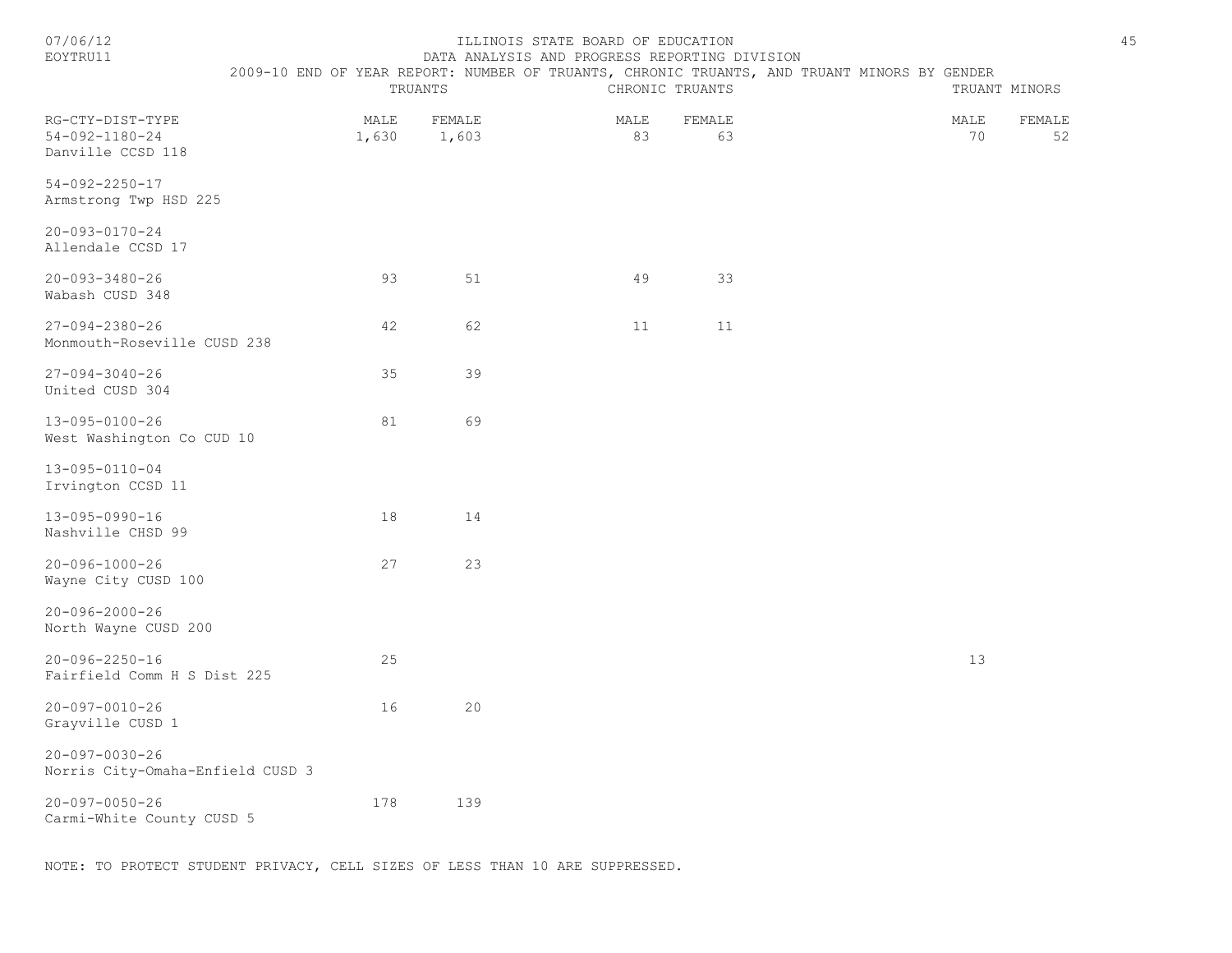ILLINOIS STATE BOARD OF EDUCATION
DATA ANALYSIS AND PROGRESS REPORTING DIVISION

2009-10 END OF YEAR REPORT: NUMBER OF TRUANTS, CHRONIC TRUANTS, AND TRUANT MINORS BY GENDER

| | TRUANTS | | CHRONIC TRUANTS | | TRUANT MINORS | |
|---|---|---|---|---|---|---|
| RG-CTY-DIST-TYPE | MALE | FEMALE | MALE | FEMALE | MALE | FEMALE |
| 54-092-1180-24 Danville CCSD 118 | 1,630 | 1,603 | 83 | 63 | 70 | 52 |
| 54-092-2250-17 Armstrong Twp HSD 225 | | | | | | |
| 20-093-0170-24 Allendale CCSD 17 | | | | | | |
| 20-093-3480-26 Wabash CUSD 348 | 93 | 51 | 49 | 33 | | |
| 27-094-2380-26 Monmouth-Roseville CUSD 238 | 42 | 62 | 11 | 11 | | |
| 27-094-3040-26 United CUSD 304 | 35 | 39 | | | | |
| 13-095-0100-26 West Washington Co CUD 10 | 81 | 69 | | | | |
| 13-095-0110-04 Irvington CCSD 11 | | | | | | |
| 13-095-0990-16 Nashville CHSD 99 | 18 | 14 | | | | |
| 20-096-1000-26 Wayne City CUSD 100 | 27 | 23 | | | | |
| 20-096-2000-26 North Wayne CUSD 200 | | | | | | |
| 20-096-2250-16 Fairfield Comm H S Dist 225 | 25 | | | | 13 | |
| 20-097-0010-26 Grayville CUSD 1 | 16 | 20 | | | | |
| 20-097-0030-26 Norris City-Omaha-Enfield CUSD 3 | | | | | | |
| 20-097-0050-26 Carmi-White County CUSD 5 | 178 | 139 | | | | |

NOTE: TO PROTECT STUDENT PRIVACY, CELL SIZES OF LESS THAN 10 ARE SUPPRESSED.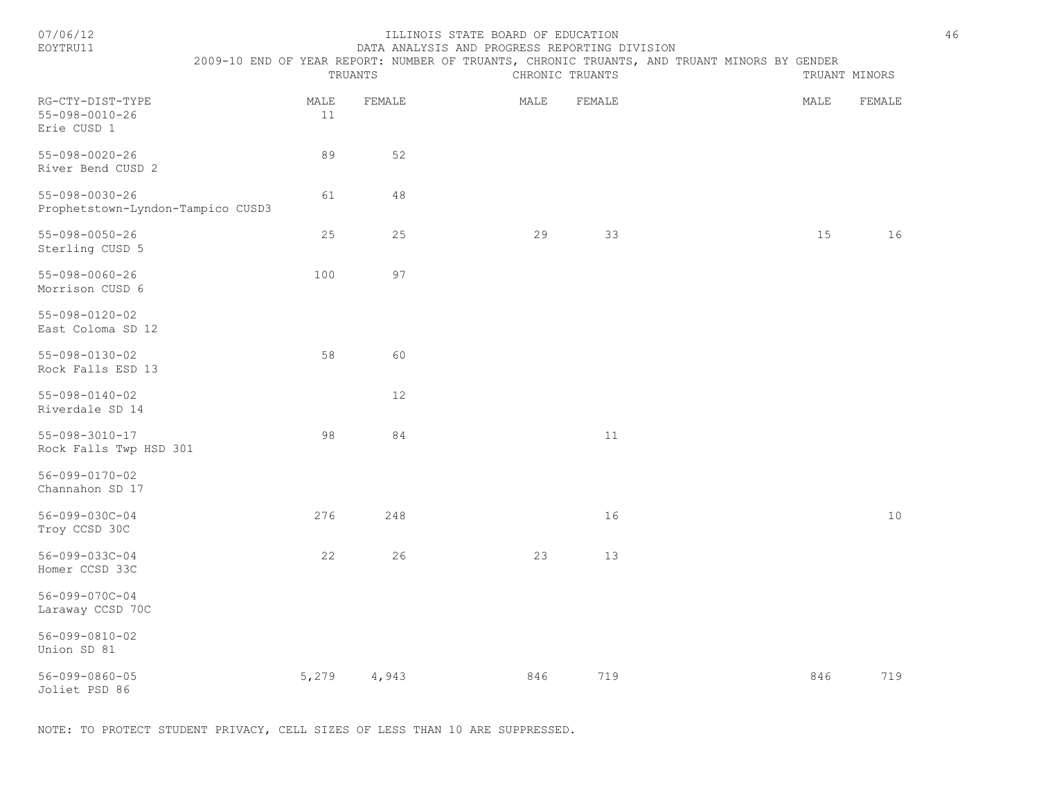ILLINOIS STATE BOARD OF EDUCATION

DATA ANALYSIS AND PROGRESS REPORTING DIVISION

2009-10 END OF YEAR REPORT: NUMBER OF TRUANTS, CHRONIC TRUANTS, AND TRUANT MINORS BY GENDER

| RG-CTY-DIST-TYPE | TRUANTS | | CHRONIC TRUANTS | | TRUANT MINORS | |
|---|---|---|---|---|---|---|
| | MALE | FEMALE | MALE | FEMALE | MALE | FEMALE |
| 55-098-0010-26 Erie CUSD 1 | 11 | | | | | |
| 55-098-0020-26 River Bend CUSD 2 | 89 | 52 | | | | |
| 55-098-0030-26 Prophetstown-Lyndon-Tampico CUSD3 | 61 | 48 | | | | |
| 55-098-0050-26 Sterling CUSD 5 | 25 | 25 | 29 | 33 | 15 | 16 |
| 55-098-0060-26 Morrison CUSD 6 | 100 | 97 | | | | |
| 55-098-0120-02 East Coloma SD 12 | | | | | | |
| 55-098-0130-02 Rock Falls ESD 13 | 58 | 60 | | | | |
| 55-098-0140-02 Riverdale SD 14 | | 12 | | | | |
| 55-098-3010-17 Rock Falls Twp HSD 301 | 98 | 84 | | 11 | | |
| 56-099-0170-02 Channahon SD 17 | | | | | | |
| 56-099-030C-04 Troy CCSD 30C | 276 | 248 | | 16 | | 10 |
| 56-099-033C-04 Homer CCSD 33C | 22 | 26 | 23 | 13 | | |
| 56-099-070C-04 Laraway CCSD 70C | | | | | | |
| 56-099-0810-02 Union SD 81 | | | | | | |
| 56-099-0860-05 Joliet PSD 86 | 5,279 | 4,943 | 846 | 719 | 846 | 719 |

NOTE: TO PROTECT STUDENT PRIVACY, CELL SIZES OF LESS THAN 10 ARE SUPPRESSED.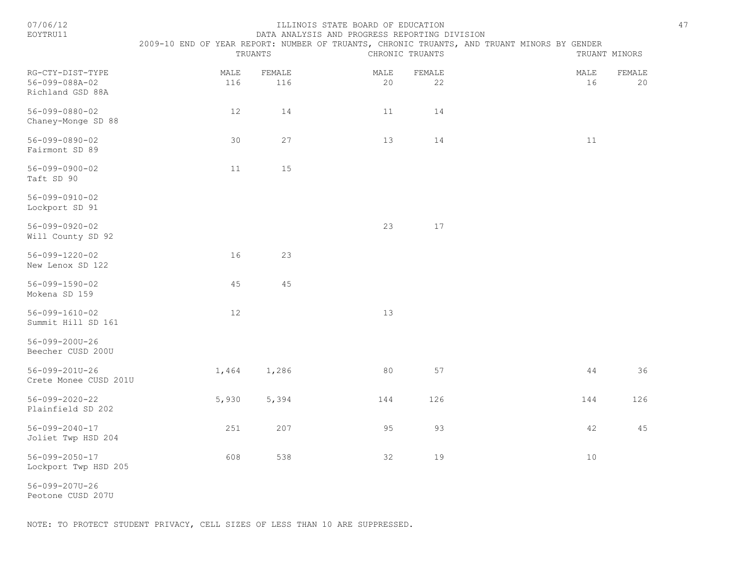ILLINOIS STATE BOARD OF EDUCATION
DATA ANALYSIS AND PROGRESS REPORTING DIVISION
2009-10 END OF YEAR REPORT: NUMBER OF TRUANTS, CHRONIC TRUANTS, AND TRUANT MINORS BY GENDER

| RG-CTY-DIST-TYPE | TRUANTS | | CHRONIC TRUANTS | | TRUANT MINORS | |
|---|---|---|---|---|---|---|
| | MALE | FEMALE | MALE | FEMALE | MALE | FEMALE |
| 56-099-088A-02 Richland GSD 88A | 116 | 116 | 20 | 22 | 16 | 20 |
| 56-099-0880-02 Chaney-Monge SD 88 | 12 | 14 | 11 | 14 | | |
| 56-099-0890-02 Fairmont SD 89 | 30 | 27 | 13 | 14 | 11 | |
| 56-099-0900-02 Taft SD 90 | 11 | 15 | | | | |
| 56-099-0910-02 Lockport SD 91 | | | | | | |
| 56-099-0920-02 Will County SD 92 | | | 23 | 17 | | |
| 56-099-1220-02 New Lenox SD 122 | 16 | 23 | | | | |
| 56-099-1590-02 Mokena SD 159 | 45 | 45 | | | | |
| 56-099-1610-02 Summit Hill SD 161 | 12 | | 13 | | | |
| 56-099-200U-26 Beecher CUSD 200U | | | | | | |
| 56-099-201U-26 Crete Monee CUSD 201U | 1,464 | 1,286 | 80 | 57 | 44 | 36 |
| 56-099-2020-22 Plainfield SD 202 | 5,930 | 5,394 | 144 | 126 | 144 | 126 |
| 56-099-2040-17 Joliet Twp HSD 204 | 251 | 207 | 95 | 93 | 42 | 45 |
| 56-099-2050-17 Lockport Twp HSD 205 | 608 | 538 | 32 | 19 | 10 | |
| 56-099-207U-26 Peotone CUSD 207U | | | | | | |

NOTE: TO PROTECT STUDENT PRIVACY, CELL SIZES OF LESS THAN 10 ARE SUPPRESSED.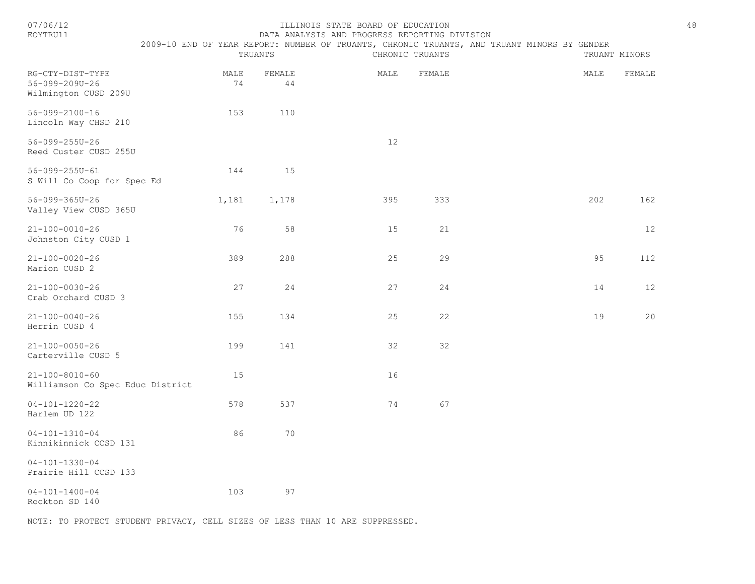ILLINOIS STATE BOARD OF EDUCATION

DATA ANALYSIS AND PROGRESS REPORTING DIVISION

2009-10 END OF YEAR REPORT: NUMBER OF TRUANTS, CHRONIC TRUANTS, AND TRUANT MINORS BY GENDER

| RG-CTY-DIST-TYPE | TRUANTS | | CHRONIC TRUANTS | | TRUANT MINORS | |
|---|---|---|---|---|---|---|
| | MALE | FEMALE | MALE | FEMALE | MALE | FEMALE |
| 56-099-209U-26 Wilmington CUSD 209U | 74 | 44 | | | | |
| 56-099-2100-16 Lincoln Way CHSD 210 | 153 | 110 | | | | |
| 56-099-255U-26 Reed Custer CUSD 255U | | | 12 | | | |
| 56-099-255U-61 S Will Co Coop for Spec Ed | 144 | 15 | | | | |
| 56-099-365U-26 Valley View CUSD 365U | 1,181 | 1,178 | 395 | 333 | 202 | 162 |
| 21-100-0010-26 Johnston City CUSD 1 | 76 | 58 | 15 | 21 | | 12 |
| 21-100-0020-26 Marion CUSD 2 | 389 | 288 | 25 | 29 | 95 | 112 |
| 21-100-0030-26 Crab Orchard CUSD 3 | 27 | 24 | 27 | 24 | 14 | 12 |
| 21-100-0040-26 Herrin CUSD 4 | 155 | 134 | 25 | 22 | 19 | 20 |
| 21-100-0050-26 Carterville CUSD 5 | 199 | 141 | 32 | 32 | | |
| 21-100-8010-60 Williamson Co Spec Educ District | 15 | | 16 | | | |
| 04-101-1220-22 Harlem UD 122 | 578 | 537 | 74 | 67 | | |
| 04-101-1310-04 Kinnikinnick CCSD 131 | 86 | 70 | | | | |
| 04-101-1330-04 Prairie Hill CCSD 133 | | | | | | |
| 04-101-1400-04 Rockton SD 140 | 103 | 97 | | | | |

NOTE: TO PROTECT STUDENT PRIVACY, CELL SIZES OF LESS THAN 10 ARE SUPPRESSED.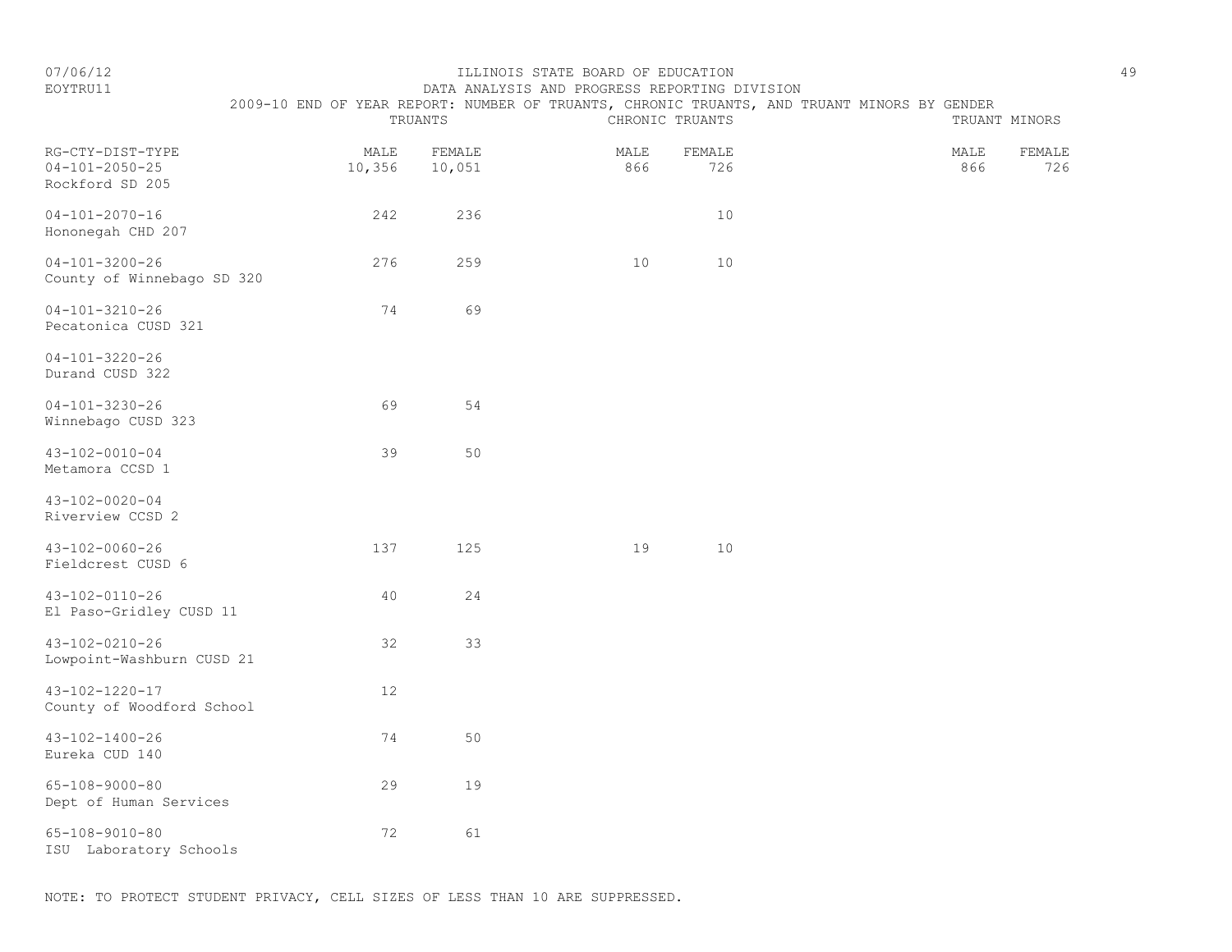ILLINOIS STATE BOARD OF EDUCATION
DATA ANALYSIS AND PROGRESS REPORTING DIVISION
2009-10 END OF YEAR REPORT: NUMBER OF TRUANTS, CHRONIC TRUANTS, AND TRUANT MINORS BY GENDER

| RG-CTY-DIST-TYPE | TRUANTS | | CHRONIC TRUANTS | | TRUANT MINORS | |
|---|---|---|---|---|---|---|
| | MALE | FEMALE | MALE | FEMALE | MALE | FEMALE |
| 04-101-2050-25 Rockford SD 205 | 10,356 | 10,051 | 866 | 726 | 866 | 726 |
| 04-101-2070-16 Hononegah CHD 207 | 242 | 236 | | 10 | | |
| 04-101-3200-26 County of Winnebago SD 320 | 276 | 259 | 10 | 10 | | |
| 04-101-3210-26 Pecatonica CUSD 321 | 74 | 69 | | | | |
| 04-101-3220-26 Durand CUSD 322 | | | | | | |
| 04-101-3230-26 Winnebago CUSD 323 | 69 | 54 | | | | |
| 43-102-0010-04 Metamora CCSD 1 | 39 | 50 | | | | |
| 43-102-0020-04 Riverview CCSD 2 | | | | | | |
| 43-102-0060-26 Fieldcrest CUSD 6 | 137 | 125 | 19 | 10 | | |
| 43-102-0110-26 El Paso-Gridley CUSD 11 | 40 | 24 | | | | |
| 43-102-0210-26 Lowpoint-Washburn CUSD 21 | 32 | 33 | | | | |
| 43-102-1220-17 County of Woodford School | 12 | | | | | |
| 43-102-1400-26 Eureka CUD 140 | 74 | 50 | | | | |
| 65-108-9000-80 Dept of Human Services | 29 | 19 | | | | |
| 65-108-9010-80 ISU Laboratory Schools | 72 | 61 | | | | |

NOTE: TO PROTECT STUDENT PRIVACY, CELL SIZES OF LESS THAN 10 ARE SUPPRESSED.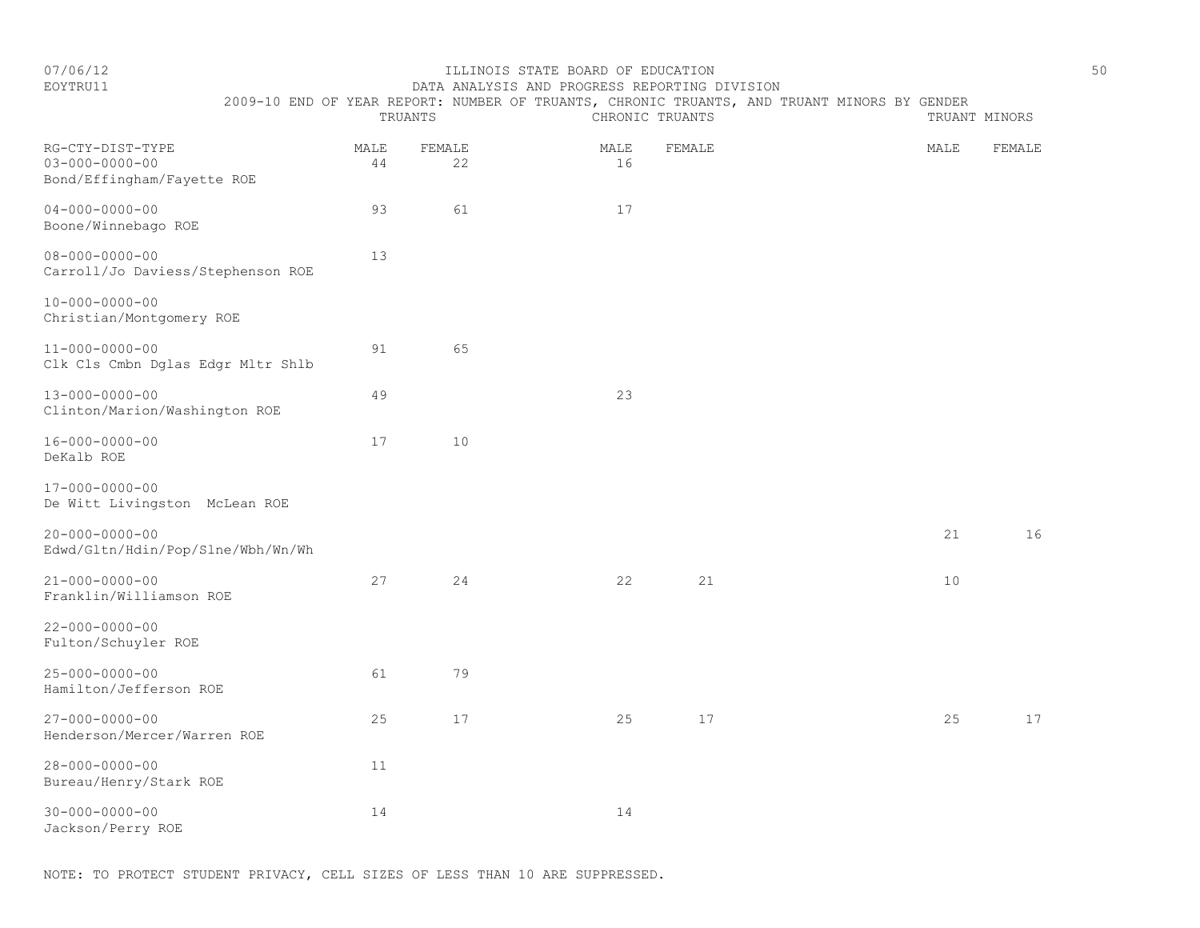ILLINOIS STATE BOARD OF EDUCATION

DATA ANALYSIS AND PROGRESS REPORTING DIVISION

2009-10 END OF YEAR REPORT: NUMBER OF TRUANTS, CHRONIC TRUANTS, AND TRUANT MINORS BY GENDER

07/06/12

EOYTRU11

| RG-CTY-DIST-TYPE | TRUANTS | | CHRONIC TRUANTS | | TRUANT MINORS | |
|---|---|---|---|---|---|---|
| | MALE | FEMALE | MALE | FEMALE | MALE | FEMALE |
| 03-000-0000-00 Bond/Effingham/Fayette ROE | 44 | 22 | 16 | | | |
| 04-000-0000-00 Boone/Winnebago ROE | 93 | 61 | 17 | | | |
| 08-000-0000-00 Carroll/Jo Daviess/Stephenson ROE | 13 | | | | | |
| 10-000-0000-00 Christian/Montgomery ROE | | | | | | |
| 11-000-0000-00 Clk Cls Cmbn Dglas Edgr Mltr Shlb | 91 | 65 | | | | |
| 13-000-0000-00 Clinton/Marion/Washington ROE | 49 | | 23 | | | |
| 16-000-0000-00 DeKalb ROE | 17 | 10 | | | | |
| 17-000-0000-00 De Witt Livingston McLean ROE | | | | | | |
| 20-000-0000-00 Edwd/Gltn/Hdin/Pop/Slne/Wbh/Wn/Wh | | | | | 21 | 16 |
| 21-000-0000-00 Franklin/Williamson ROE | 27 | 24 | 22 | 21 | 10 | |
| 22-000-0000-00 Fulton/Schuyler ROE | | | | | | |
| 25-000-0000-00 Hamilton/Jefferson ROE | 61 | 79 | | | | |
| 27-000-0000-00 Henderson/Mercer/Warren ROE | 25 | 17 | 25 | 17 | 25 | 17 |
| 28-000-0000-00 Bureau/Henry/Stark ROE | 11 | | | | | |
| 30-000-0000-00 Jackson/Perry ROE | 14 | | 14 | | | |

NOTE: TO PROTECT STUDENT PRIVACY, CELL SIZES OF LESS THAN 10 ARE SUPPRESSED.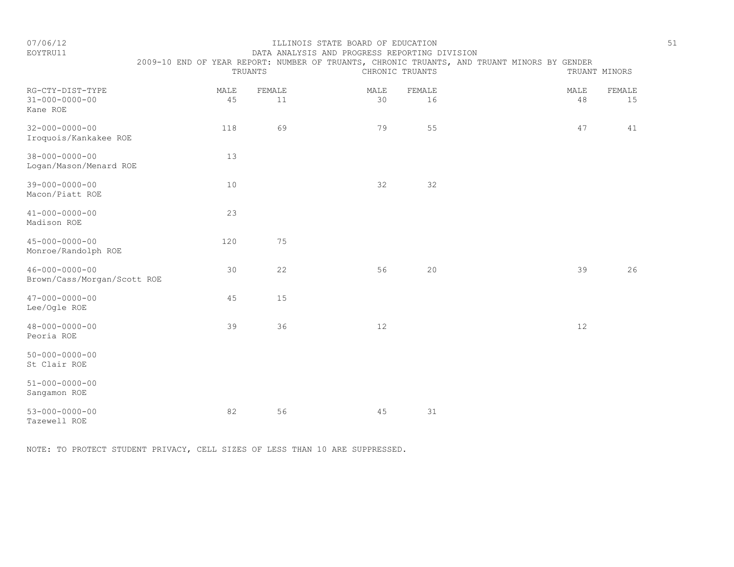ILLINOIS STATE BOARD OF EDUCATION

DATA ANALYSIS AND PROGRESS REPORTING DIVISION

2009-10 END OF YEAR REPORT: NUMBER OF TRUANTS, CHRONIC TRUANTS, AND TRUANT MINORS BY GENDER

| | TRUANTS | | CHRONIC TRUANTS | | TRUANT MINORS | |
|---|---|---|---|---|---|---|
| RG-CTY-DIST-TYPE | MALE | FEMALE | MALE | FEMALE | MALE | FEMALE |
| 31-000-0000-00 Kane ROE | 45 | 11 | 30 | 16 | 48 | 15 |
| 32-000-0000-00 Iroquois/Kankakee ROE | 118 | 69 | 79 | 55 | 47 | 41 |
| 38-000-0000-00 Logan/Mason/Menard ROE | 13 | | | | | |
| 39-000-0000-00 Macon/Piatt ROE | 10 | | 32 | 32 | | |
| 41-000-0000-00 Madison ROE | 23 | | | | | |
| 45-000-0000-00 Monroe/Randolph ROE | 120 | 75 | | | | |
| 46-000-0000-00 Brown/Cass/Morgan/Scott ROE | 30 | 22 | 56 | 20 | 39 | 26 |
| 47-000-0000-00 Lee/Ogle ROE | 45 | 15 | | | | |
| 48-000-0000-00 Peoria ROE | 39 | 36 | 12 | | 12 | |
| 50-000-0000-00 St Clair ROE | | | | | | |
| 51-000-0000-00 Sangamon ROE | | | | | | |
| 53-000-0000-00 Tazewell ROE | 82 | 56 | 45 | 31 | | |

NOTE: TO PROTECT STUDENT PRIVACY, CELL SIZES OF LESS THAN 10 ARE SUPPRESSED.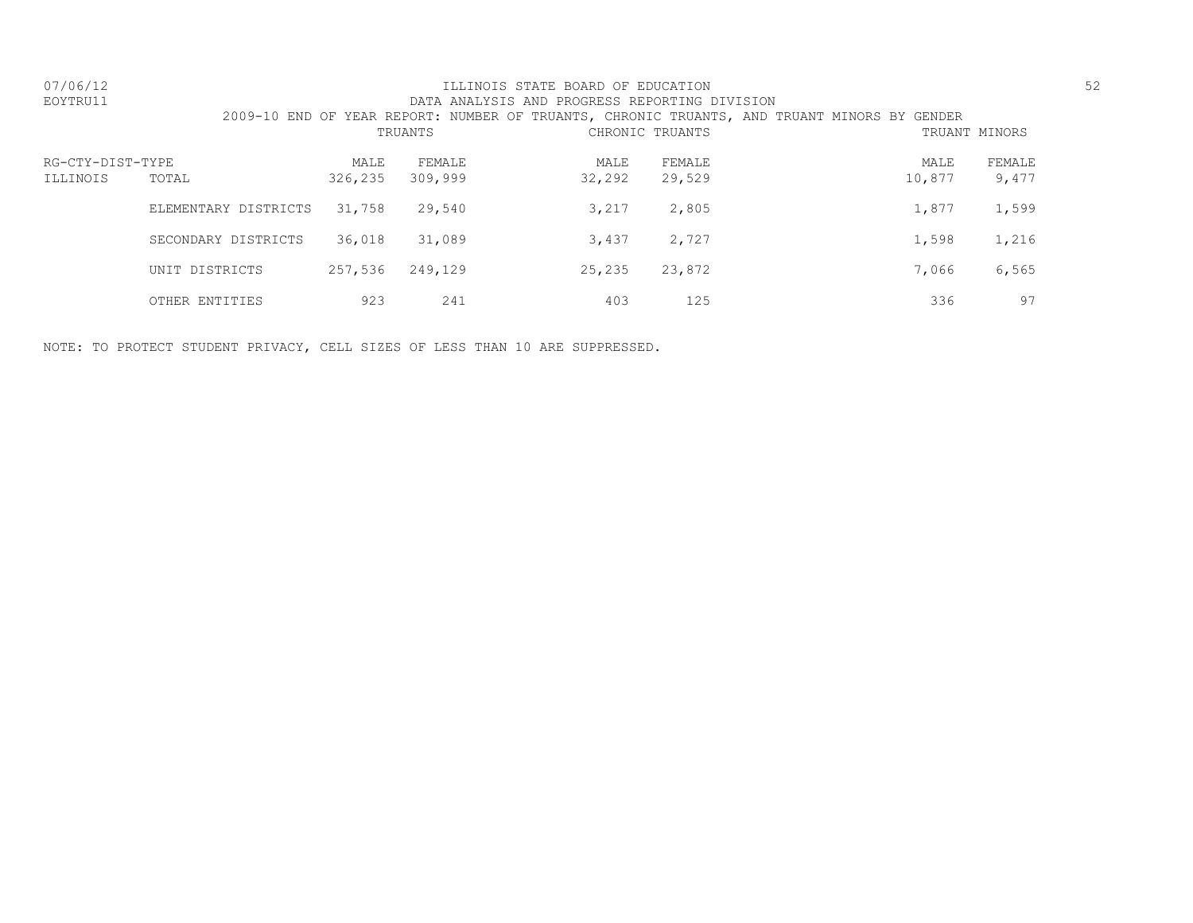ILLINOIS STATE BOARD OF EDUCATION

DATA ANALYSIS AND PROGRESS REPORTING DIVISION

2009-10 END OF YEAR REPORT: NUMBER OF TRUANTS, CHRONIC TRUANTS, AND TRUANT MINORS BY GENDER

| | | TRUANTS | | CHRONIC TRUANTS | | TRUANT MINORS | |
|---|---|---|---|---|---|---|---|
| RG-CTY-DIST-TYPE | | MALE | FEMALE | MALE | FEMALE | MALE | FEMALE |
| ILLINOIS | TOTAL | 326,235 | 309,999 | 32,292 | 29,529 | 10,877 | 9,477 |
| | ELEMENTARY DISTRICTS | 31,758 | 29,540 | 3,217 | 2,805 | 1,877 | 1,599 |
| | SECONDARY DISTRICTS | 36,018 | 31,089 | 3,437 | 2,727 | 1,598 | 1,216 |
| | UNIT DISTRICTS | 257,536 | 249,129 | 25,235 | 23,872 | 7,066 | 6,565 |
| | OTHER ENTITIES | 923 | 241 | 403 | 125 | 336 | 97 |

NOTE: TO PROTECT STUDENT PRIVACY, CELL SIZES OF LESS THAN 10 ARE SUPPRESSED.